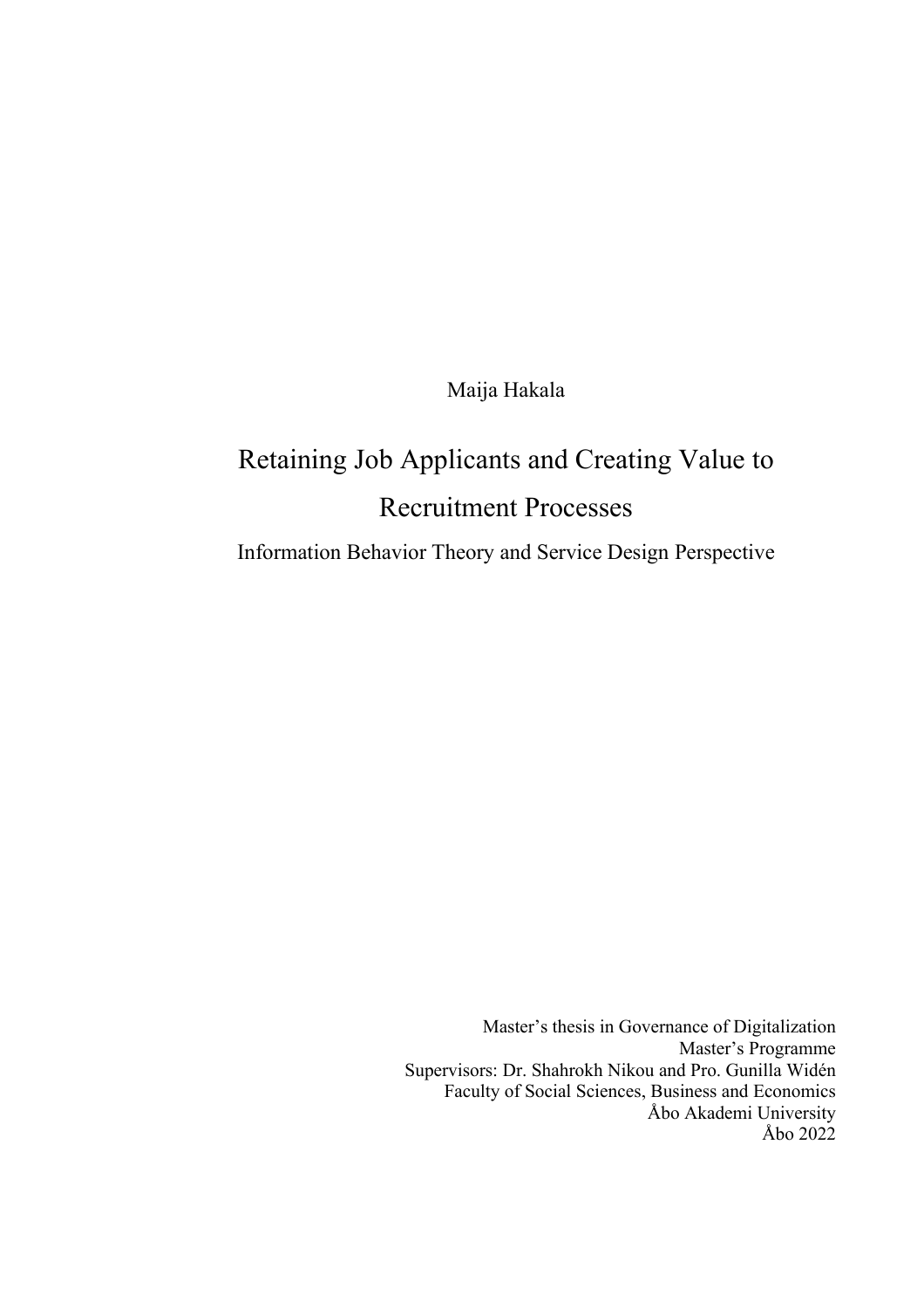Maija Hakala

# Retaining Job Applicants and Creating Value to Recruitment Processes

## Information Behavior Theory and Service Design Perspective

Master's thesis in Governance of Digitalization
Master's Programme
Supervisors: Dr. Shahrokh Nikou and Pro. Gunilla Widén
Faculty of Social Sciences, Business and Economics
Åbo Akademi University
Åbo 2022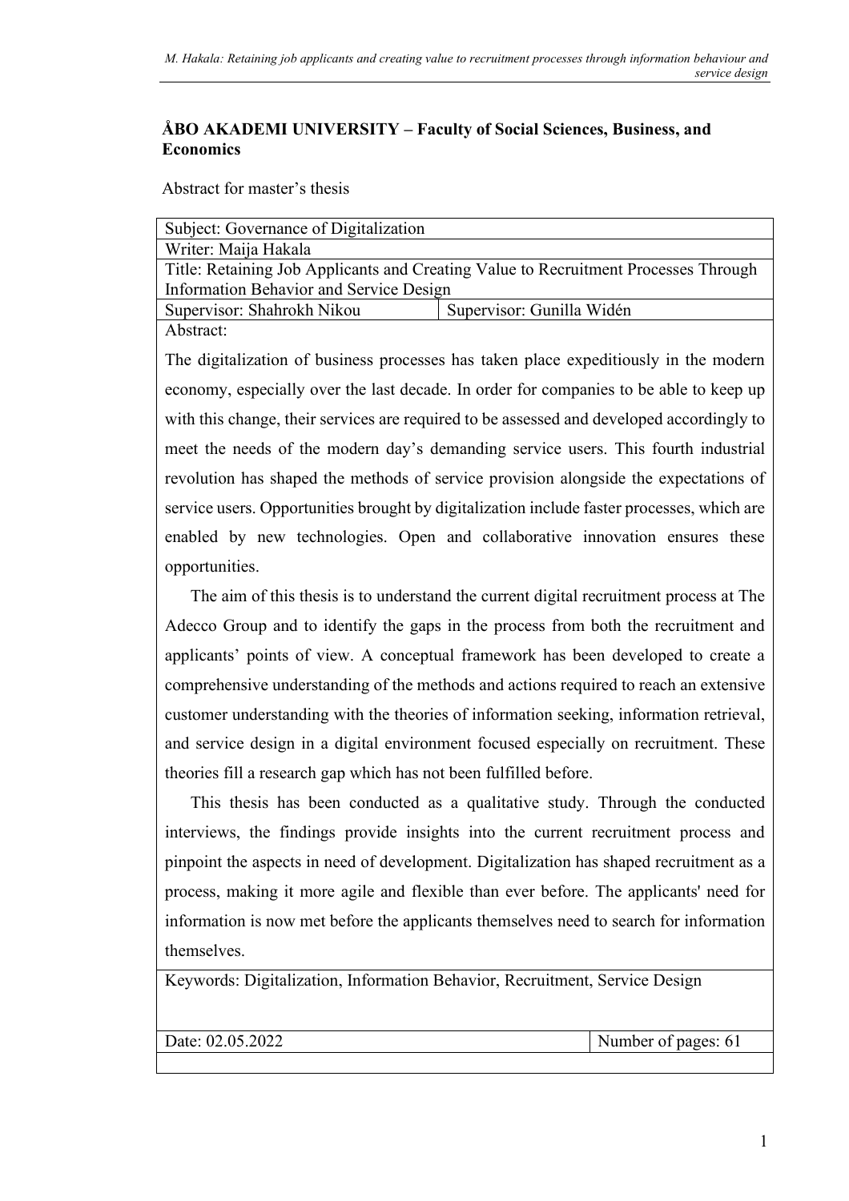**ÅBO AKADEMI UNIVERSITY – Faculty of Social Sciences, Business, and Economics**

Abstract for master's thesis

| Subject: Governance of Digitalization | |
|---|---|
| Writer: Maija Hakala | |
| Title: Retaining Job Applicants and Creating Value to Recruitment Processes Through Information Behavior and Service Design | |
| Supervisor: Shahrokh Nikou | Supervisor: Gunilla Widén |

Abstract:

The digitalization of business processes has taken place expeditiously in the modern economy, especially over the last decade. In order for companies to be able to keep up with this change, their services are required to be assessed and developed accordingly to meet the needs of the modern day's demanding service users. This fourth industrial revolution has shaped the methods of service provision alongside the expectations of service users. Opportunities brought by digitalization include faster processes, which are enabled by new technologies. Open and collaborative innovation ensures these opportunities.

The aim of this thesis is to understand the current digital recruitment process at The Adecco Group and to identify the gaps in the process from both the recruitment and applicants' points of view. A conceptual framework has been developed to create a comprehensive understanding of the methods and actions required to reach an extensive customer understanding with the theories of information seeking, information retrieval, and service design in a digital environment focused especially on recruitment. These theories fill a research gap which has not been fulfilled before.

This thesis has been conducted as a qualitative study. Through the conducted interviews, the findings provide insights into the current recruitment process and pinpoint the aspects in need of development. Digitalization has shaped recruitment as a process, making it more agile and flexible than ever before. The applicants' need for information is now met before the applicants themselves need to search for information themselves.

Keywords: Digitalization, Information Behavior, Recruitment, Service Design

| Date: 02.05.2022 | Number of pages: 61 |
|---|---|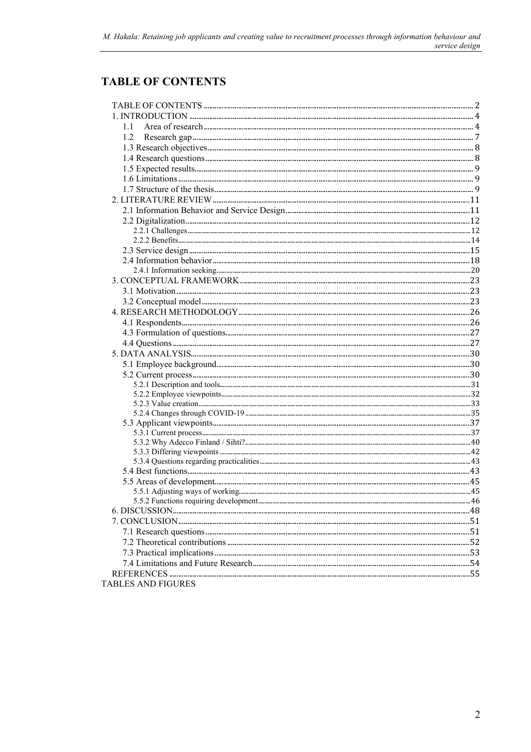# TABLE OF CONTENTS

TABLE OF CONTENTS ..... 2
1. INTRODUCTION ..... 4
  1.1 Area of research ..... 4
  1.2 Research gap ..... 7
  1.3 Research objectives ..... 8
  1.4 Research questions ..... 8
  1.5 Expected results ..... 9
  1.6 Limitations ..... 9
  1.7 Structure of the thesis ..... 9
2. LITERATURE REVIEW ..... 11
  2.1 Information Behavior and Service Design ..... 11
  2.2 Digitalization ..... 12
    2.2.1 Challenges ..... 12
    2.2.2 Benefits ..... 14
  2.3 Service design ..... 15
  2.4 Information behavior ..... 18
    2.4.1 Information seeking ..... 20
3. CONCEPTUAL FRAMEWORK ..... 23
  3.1 Motivation ..... 23
  3.2 Conceptual model ..... 23
4. RESEARCH METHODOLOGY ..... 26
  4.1 Respondents ..... 26
  4.3 Formulation of questions ..... 27
  4.4 Questions ..... 27
5. DATA ANALYSIS ..... 30
  5.1 Employee background ..... 30
  5.2 Current process ..... 30
    5.2.1 Description and tools ..... 31
    5.2.2 Employee viewpoints ..... 32
    5.2.3 Value creation ..... 33
    5.2.4 Changes through COVID-19 ..... 35
  5.3 Applicant viewpoints ..... 37
    5.3.1 Current process ..... 37
    5.3.2 Why Adecco Finland / Sihti? ..... 40
    5.3.3 Differing viewpoints ..... 42
    5.3.4 Questions regarding practicalities ..... 43
  5.4 Best functions ..... 43
  5.5 Areas of development ..... 45
    5.5.1 Adjusting ways of working ..... 45
    5.5.2 Functions requiring development ..... 46
6. DISCUSSION ..... 48
7. CONCLUSION ..... 51
  7.1 Research questions ..... 51
  7.2 Theoretical contributions ..... 52
  7.3 Practical implications ..... 53
  7.4 Limitations and Future Research ..... 54
REFERENCES ..... 55
TABLES AND FIGURES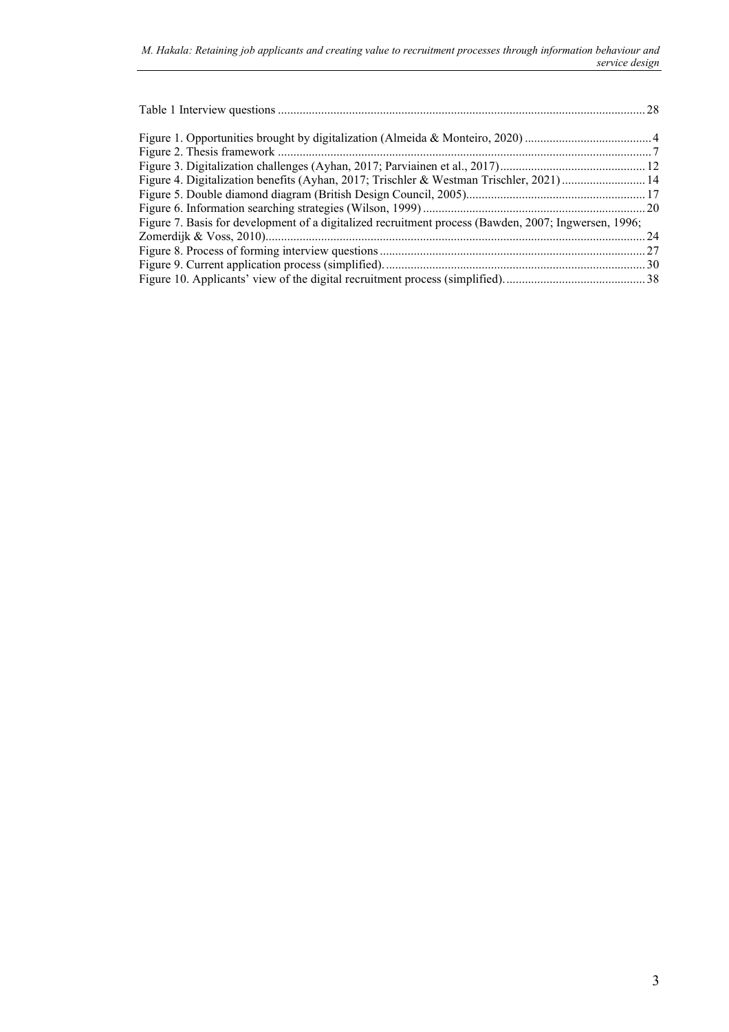Table 1 Interview questions ........................................................................................................................ 28

Figure 1. Opportunities brought by digitalization (Almeida & Monteiro, 2020) ......................................... 4
Figure 2. Thesis framework ......................................................................................................................... 7
Figure 3. Digitalization challenges (Ayhan, 2017; Parviainen et al., 2017) ............................................... 12
Figure 4. Digitalization benefits (Ayhan, 2017; Trischler & Westman Trischler, 2021) ........................... 14
Figure 5. Double diamond diagram (British Design Council, 2005)......................................................... 17
Figure 6. Information searching strategies (Wilson, 1999) ....................................................................... 20
Figure 7. Basis for development of a digitalized recruitment process (Bawden, 2007; Ingwersen, 1996; Zomerdijk & Voss, 2010)........................................................................................................................... 24
Figure 8. Process of forming interview questions ..................................................................................... 27
Figure 9. Current application process (simplified). ................................................................................... 30
Figure 10. Applicants' view of the digital recruitment process (simplified). ............................................. 38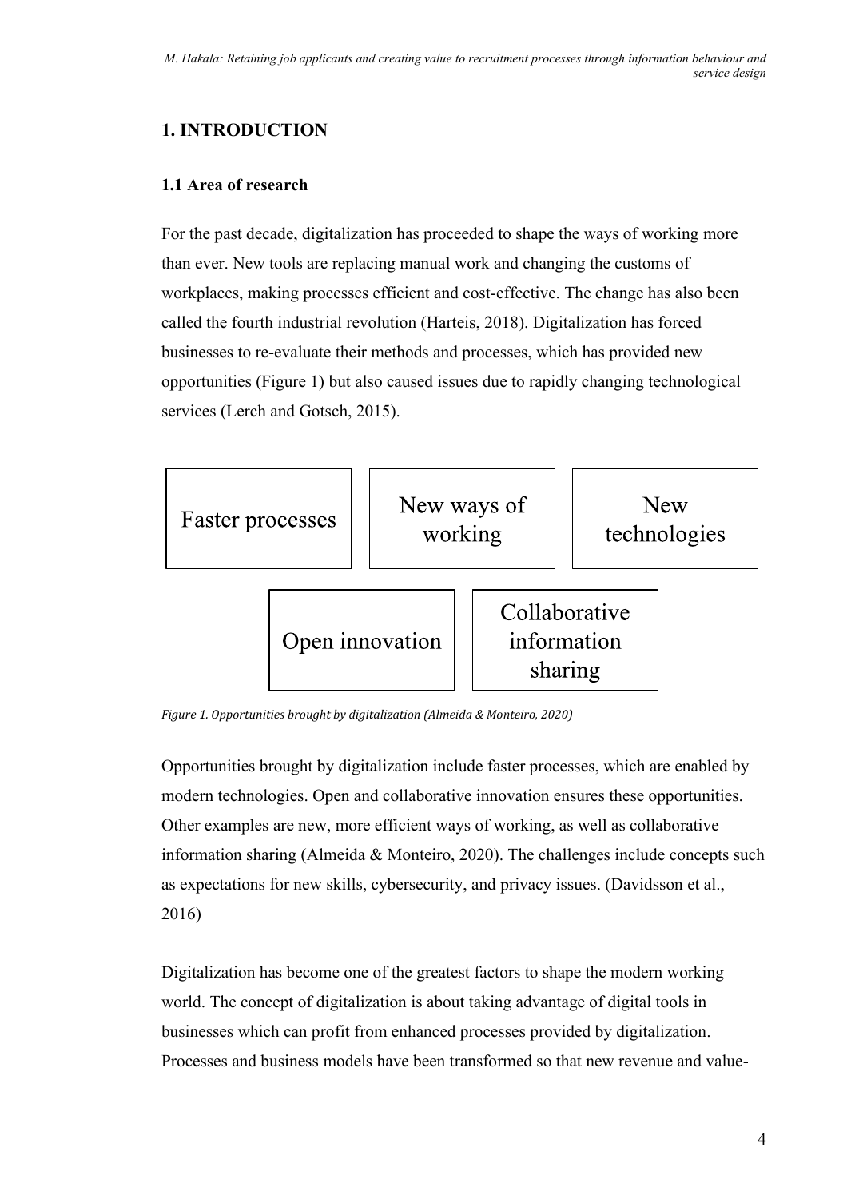# 1. INTRODUCTION

## 1.1 Area of research

For the past decade, digitalization has proceeded to shape the ways of working more than ever. New tools are replacing manual work and changing the customs of workplaces, making processes efficient and cost-effective. The change has also been called the fourth industrial revolution (Harteis, 2018). Digitalization has forced businesses to re-evaluate their methods and processes, which has provided new opportunities (Figure 1) but also caused issues due to rapidly changing technological services (Lerch and Gotsch, 2015).

| Faster processes | New ways of working | New technologies |
|---|---|---|
| Open innovation | Collaborative information sharing | |

*Figure 1. Opportunities brought by digitalization (Almeida & Monteiro, 2020)*

Opportunities brought by digitalization include faster processes, which are enabled by modern technologies. Open and collaborative innovation ensures these opportunities. Other examples are new, more efficient ways of working, as well as collaborative information sharing (Almeida & Monteiro, 2020). The challenges include concepts such as expectations for new skills, cybersecurity, and privacy issues. (Davidsson et al., 2016)

Digitalization has become one of the greatest factors to shape the modern working world. The concept of digitalization is about taking advantage of digital tools in businesses which can profit from enhanced processes provided by digitalization. Processes and business models have been transformed so that new revenue and value-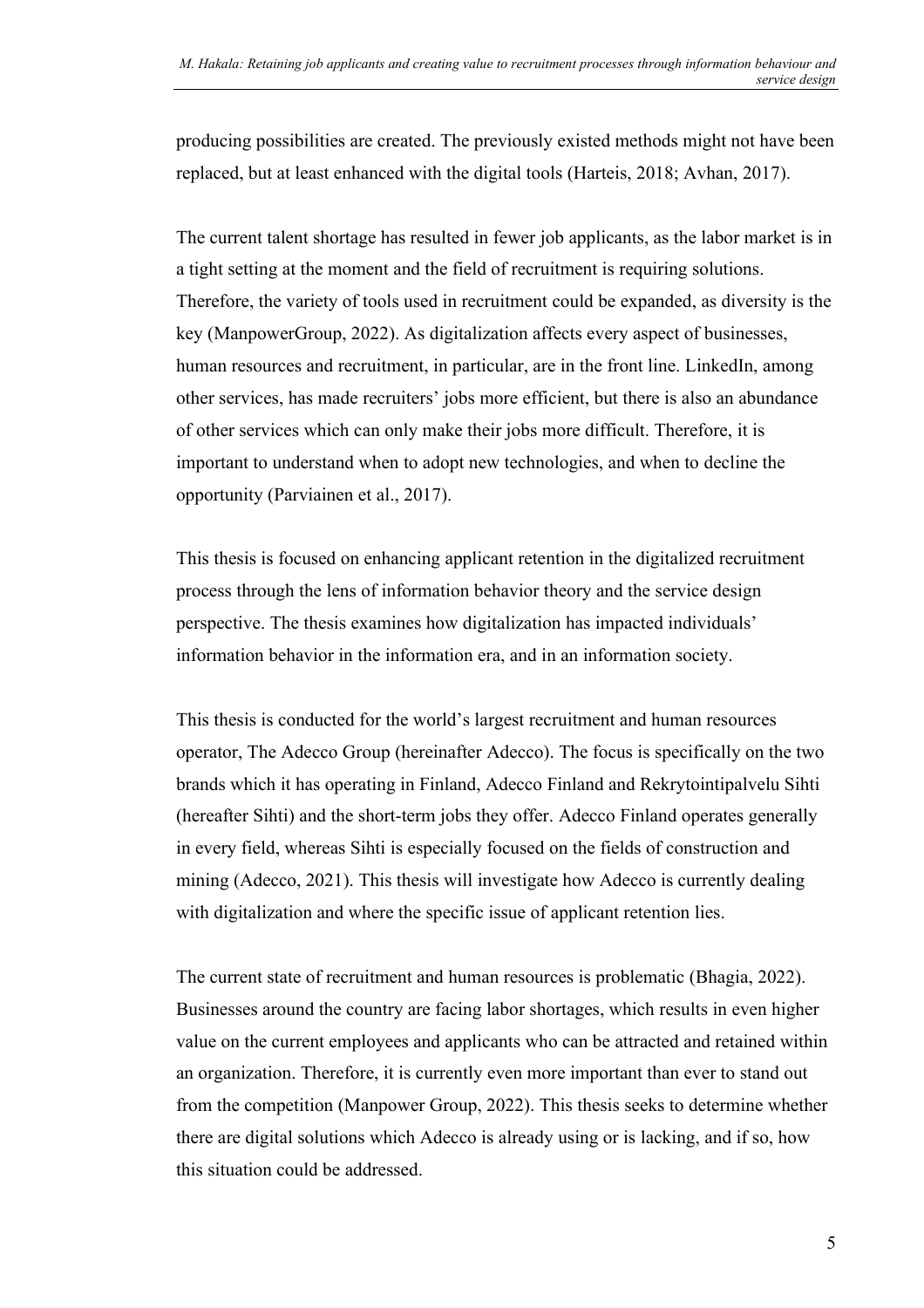producing possibilities are created. The previously existed methods might not have been replaced, but at least enhanced with the digital tools (Harteis, 2018; Avhan, 2017).

The current talent shortage has resulted in fewer job applicants, as the labor market is in a tight setting at the moment and the field of recruitment is requiring solutions. Therefore, the variety of tools used in recruitment could be expanded, as diversity is the key (ManpowerGroup, 2022). As digitalization affects every aspect of businesses, human resources and recruitment, in particular, are in the front line. LinkedIn, among other services, has made recruiters' jobs more efficient, but there is also an abundance of other services which can only make their jobs more difficult. Therefore, it is important to understand when to adopt new technologies, and when to decline the opportunity (Parviainen et al., 2017).

This thesis is focused on enhancing applicant retention in the digitalized recruitment process through the lens of information behavior theory and the service design perspective. The thesis examines how digitalization has impacted individuals' information behavior in the information era, and in an information society.

This thesis is conducted for the world's largest recruitment and human resources operator, The Adecco Group (hereinafter Adecco). The focus is specifically on the two brands which it has operating in Finland, Adecco Finland and Rekrytointipalvelu Sihti (hereafter Sihti) and the short-term jobs they offer. Adecco Finland operates generally in every field, whereas Sihti is especially focused on the fields of construction and mining (Adecco, 2021). This thesis will investigate how Adecco is currently dealing with digitalization and where the specific issue of applicant retention lies.

The current state of recruitment and human resources is problematic (Bhagia, 2022). Businesses around the country are facing labor shortages, which results in even higher value on the current employees and applicants who can be attracted and retained within an organization. Therefore, it is currently even more important than ever to stand out from the competition (Manpower Group, 2022). This thesis seeks to determine whether there are digital solutions which Adecco is already using or is lacking, and if so, how this situation could be addressed.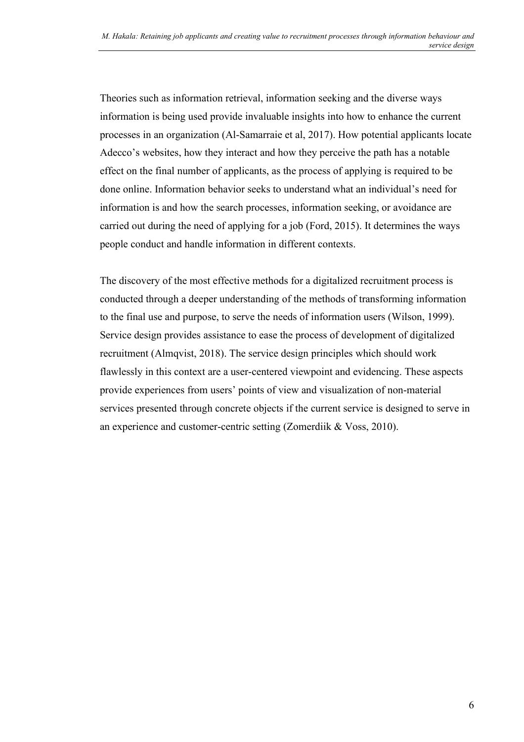Theories such as information retrieval, information seeking and the diverse ways information is being used provide invaluable insights into how to enhance the current processes in an organization (Al-Samarraie et al, 2017). How potential applicants locate Adecco's websites, how they interact and how they perceive the path has a notable effect on the final number of applicants, as the process of applying is required to be done online. Information behavior seeks to understand what an individual's need for information is and how the search processes, information seeking, or avoidance are carried out during the need of applying for a job (Ford, 2015). It determines the ways people conduct and handle information in different contexts.

The discovery of the most effective methods for a digitalized recruitment process is conducted through a deeper understanding of the methods of transforming information to the final use and purpose, to serve the needs of information users (Wilson, 1999). Service design provides assistance to ease the process of development of digitalized recruitment (Almqvist, 2018). The service design principles which should work flawlessly in this context are a user-centered viewpoint and evidencing. These aspects provide experiences from users' points of view and visualization of non-material services presented through concrete objects if the current service is designed to serve in an experience and customer-centric setting (Zomerdiik & Voss, 2010).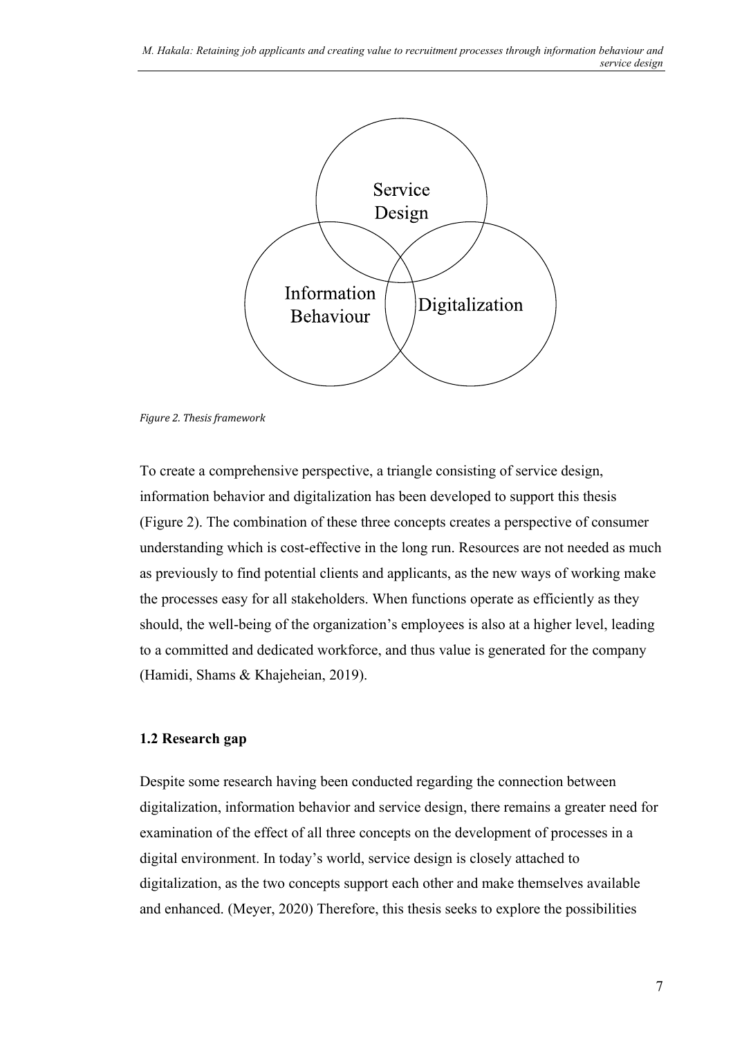Service Design

Information Behaviour

Digitalization

*Figure 2. Thesis framework*

To create a comprehensive perspective, a triangle consisting of service design, information behavior and digitalization has been developed to support this thesis (Figure 2). The combination of these three concepts creates a perspective of consumer understanding which is cost-effective in the long run. Resources are not needed as much as previously to find potential clients and applicants, as the new ways of working make the processes easy for all stakeholders. When functions operate as efficiently as they should, the well-being of the organization's employees is also at a higher level, leading to a committed and dedicated workforce, and thus value is generated for the company (Hamidi, Shams & Khajeheian, 2019).

### 1.2 Research gap

Despite some research having been conducted regarding the connection between digitalization, information behavior and service design, there remains a greater need for examination of the effect of all three concepts on the development of processes in a digital environment. In today's world, service design is closely attached to digitalization, as the two concepts support each other and make themselves available and enhanced. (Meyer, 2020) Therefore, this thesis seeks to explore the possibilities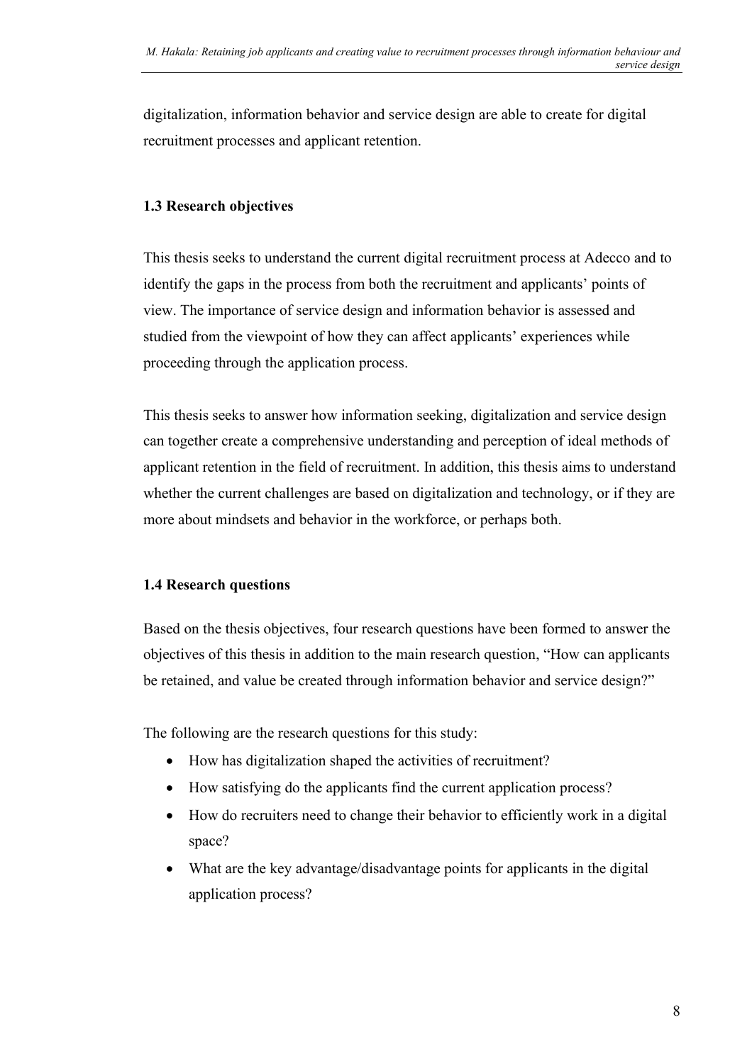digitalization, information behavior and service design are able to create for digital recruitment processes and applicant retention.

### 1.3 Research objectives

This thesis seeks to understand the current digital recruitment process at Adecco and to identify the gaps in the process from both the recruitment and applicants' points of view. The importance of service design and information behavior is assessed and studied from the viewpoint of how they can affect applicants' experiences while proceeding through the application process.

This thesis seeks to answer how information seeking, digitalization and service design can together create a comprehensive understanding and perception of ideal methods of applicant retention in the field of recruitment. In addition, this thesis aims to understand whether the current challenges are based on digitalization and technology, or if they are more about mindsets and behavior in the workforce, or perhaps both.

### 1.4 Research questions

Based on the thesis objectives, four research questions have been formed to answer the objectives of this thesis in addition to the main research question, "How can applicants be retained, and value be created through information behavior and service design?"

The following are the research questions for this study:

- How has digitalization shaped the activities of recruitment?
- How satisfying do the applicants find the current application process?
- How do recruiters need to change their behavior to efficiently work in a digital space?
- What are the key advantage/disadvantage points for applicants in the digital application process?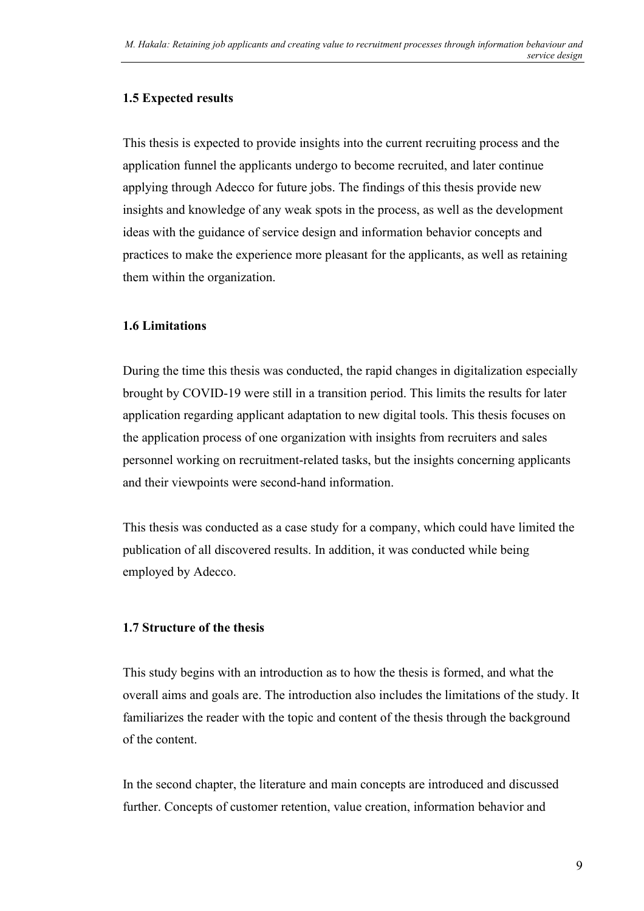### 1.5 Expected results

This thesis is expected to provide insights into the current recruiting process and the application funnel the applicants undergo to become recruited, and later continue applying through Adecco for future jobs. The findings of this thesis provide new insights and knowledge of any weak spots in the process, as well as the development ideas with the guidance of service design and information behavior concepts and practices to make the experience more pleasant for the applicants, as well as retaining them within the organization.

### 1.6 Limitations

During the time this thesis was conducted, the rapid changes in digitalization especially brought by COVID-19 were still in a transition period. This limits the results for later application regarding applicant adaptation to new digital tools. This thesis focuses on the application process of one organization with insights from recruiters and sales personnel working on recruitment-related tasks, but the insights concerning applicants and their viewpoints were second-hand information.

This thesis was conducted as a case study for a company, which could have limited the publication of all discovered results. In addition, it was conducted while being employed by Adecco.

### 1.7 Structure of the thesis

This study begins with an introduction as to how the thesis is formed, and what the overall aims and goals are. The introduction also includes the limitations of the study. It familiarizes the reader with the topic and content of the thesis through the background of the content.

In the second chapter, the literature and main concepts are introduced and discussed further. Concepts of customer retention, value creation, information behavior and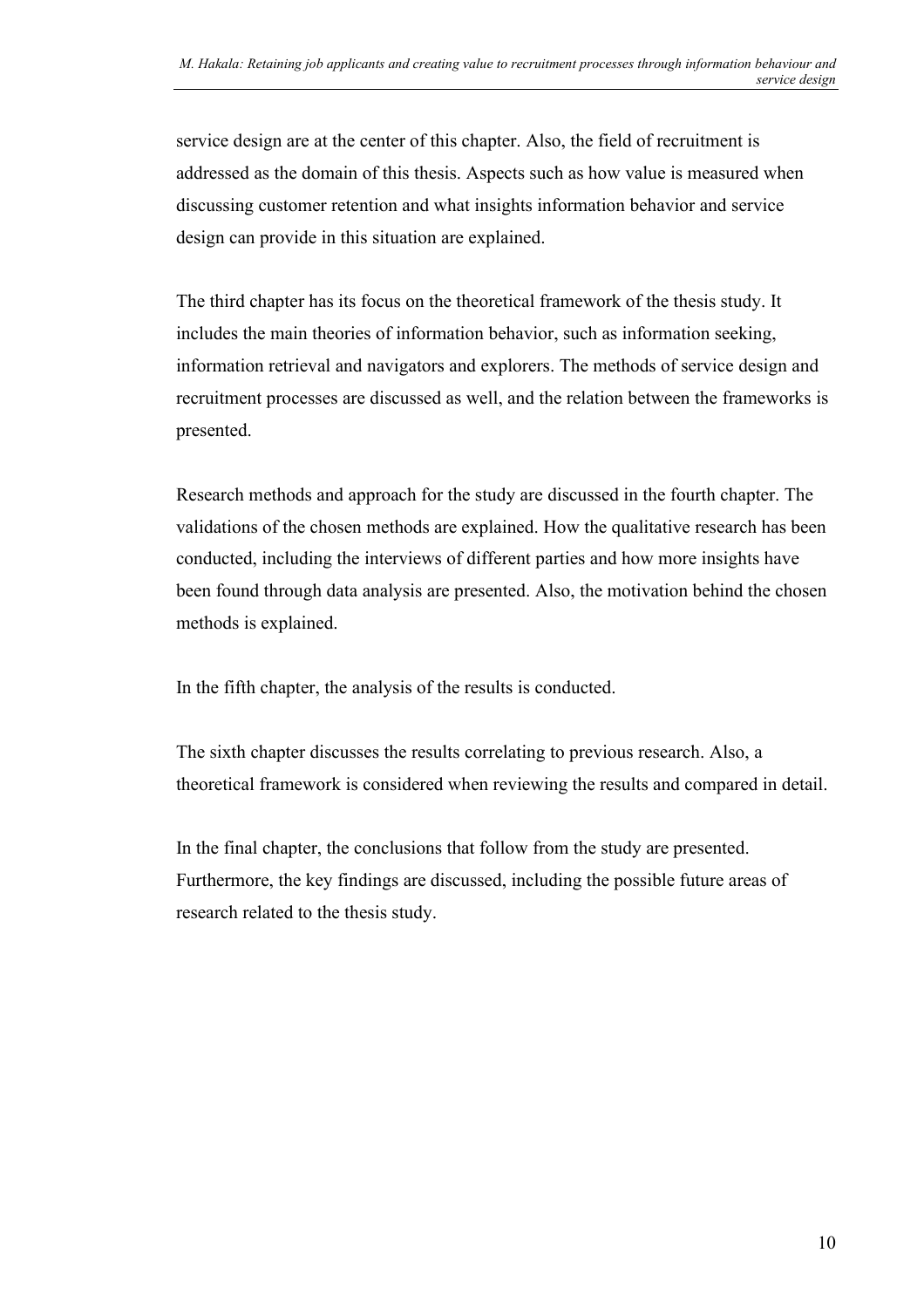service design are at the center of this chapter. Also, the field of recruitment is addressed as the domain of this thesis. Aspects such as how value is measured when discussing customer retention and what insights information behavior and service design can provide in this situation are explained.

The third chapter has its focus on the theoretical framework of the thesis study. It includes the main theories of information behavior, such as information seeking, information retrieval and navigators and explorers. The methods of service design and recruitment processes are discussed as well, and the relation between the frameworks is presented.

Research methods and approach for the study are discussed in the fourth chapter. The validations of the chosen methods are explained. How the qualitative research has been conducted, including the interviews of different parties and how more insights have been found through data analysis are presented. Also, the motivation behind the chosen methods is explained.

In the fifth chapter, the analysis of the results is conducted.

The sixth chapter discusses the results correlating to previous research. Also, a theoretical framework is considered when reviewing the results and compared in detail.

In the final chapter, the conclusions that follow from the study are presented. Furthermore, the key findings are discussed, including the possible future areas of research related to the thesis study.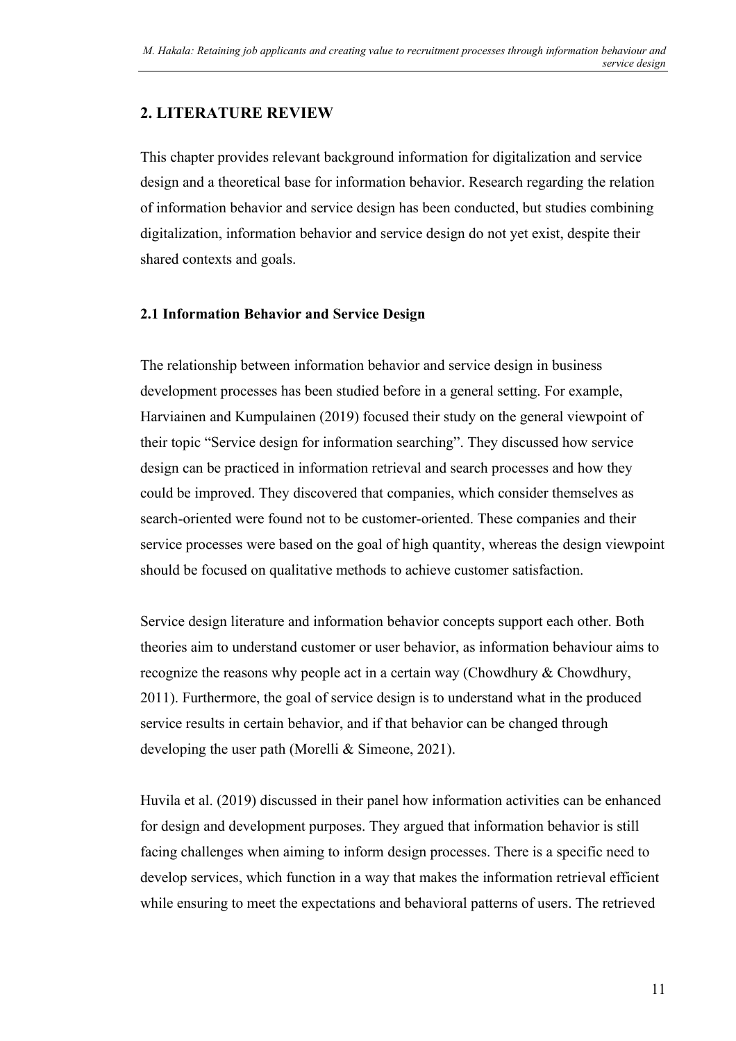## 2. LITERATURE REVIEW

This chapter provides relevant background information for digitalization and service design and a theoretical base for information behavior. Research regarding the relation of information behavior and service design has been conducted, but studies combining digitalization, information behavior and service design do not yet exist, despite their shared contexts and goals.

### 2.1 Information Behavior and Service Design

The relationship between information behavior and service design in business development processes has been studied before in a general setting. For example, Harviainen and Kumpulainen (2019) focused their study on the general viewpoint of their topic "Service design for information searching". They discussed how service design can be practiced in information retrieval and search processes and how they could be improved. They discovered that companies, which consider themselves as search-oriented were found not to be customer-oriented. These companies and their service processes were based on the goal of high quantity, whereas the design viewpoint should be focused on qualitative methods to achieve customer satisfaction.

Service design literature and information behavior concepts support each other. Both theories aim to understand customer or user behavior, as information behaviour aims to recognize the reasons why people act in a certain way (Chowdhury & Chowdhury, 2011). Furthermore, the goal of service design is to understand what in the produced service results in certain behavior, and if that behavior can be changed through developing the user path (Morelli & Simeone, 2021).

Huvila et al. (2019) discussed in their panel how information activities can be enhanced for design and development purposes. They argued that information behavior is still facing challenges when aiming to inform design processes. There is a specific need to develop services, which function in a way that makes the information retrieval efficient while ensuring to meet the expectations and behavioral patterns of users. The retrieved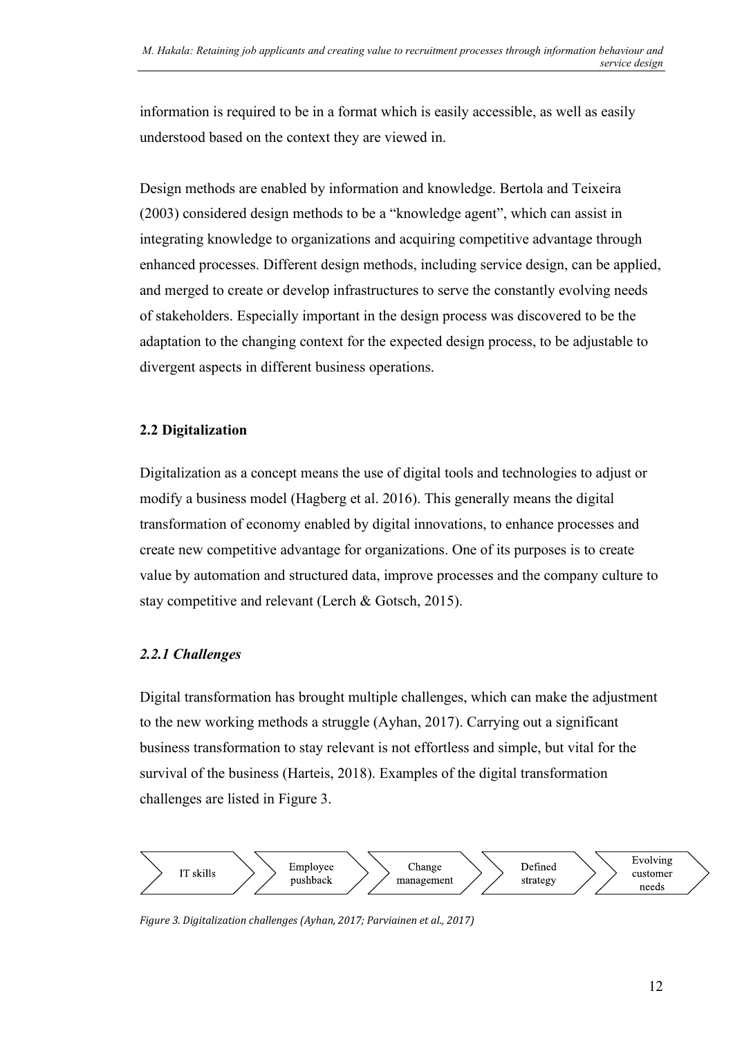information is required to be in a format which is easily accessible, as well as easily understood based on the context they are viewed in.

Design methods are enabled by information and knowledge. Bertola and Teixeira (2003) considered design methods to be a "knowledge agent", which can assist in integrating knowledge to organizations and acquiring competitive advantage through enhanced processes. Different design methods, including service design, can be applied, and merged to create or develop infrastructures to serve the constantly evolving needs of stakeholders. Especially important in the design process was discovered to be the adaptation to the changing context for the expected design process, to be adjustable to divergent aspects in different business operations.

## 2.2 Digitalization

Digitalization as a concept means the use of digital tools and technologies to adjust or modify a business model (Hagberg et al. 2016). This generally means the digital transformation of economy enabled by digital innovations, to enhance processes and create new competitive advantage for organizations. One of its purposes is to create value by automation and structured data, improve processes and the company culture to stay competitive and relevant (Lerch & Gotsch, 2015).

### *2.2.1 Challenges*

Digital transformation has brought multiple challenges, which can make the adjustment to the new working methods a struggle (Ayhan, 2017). Carrying out a significant business transformation to stay relevant is not effortless and simple, but vital for the survival of the business (Harteis, 2018). Examples of the digital transformation challenges are listed in Figure 3.

IT skills → Employee pushback → Change management → Defined strategy → Evolving customer needs

*Figure 3. Digitalization challenges (Ayhan, 2017; Parviainen et al., 2017)*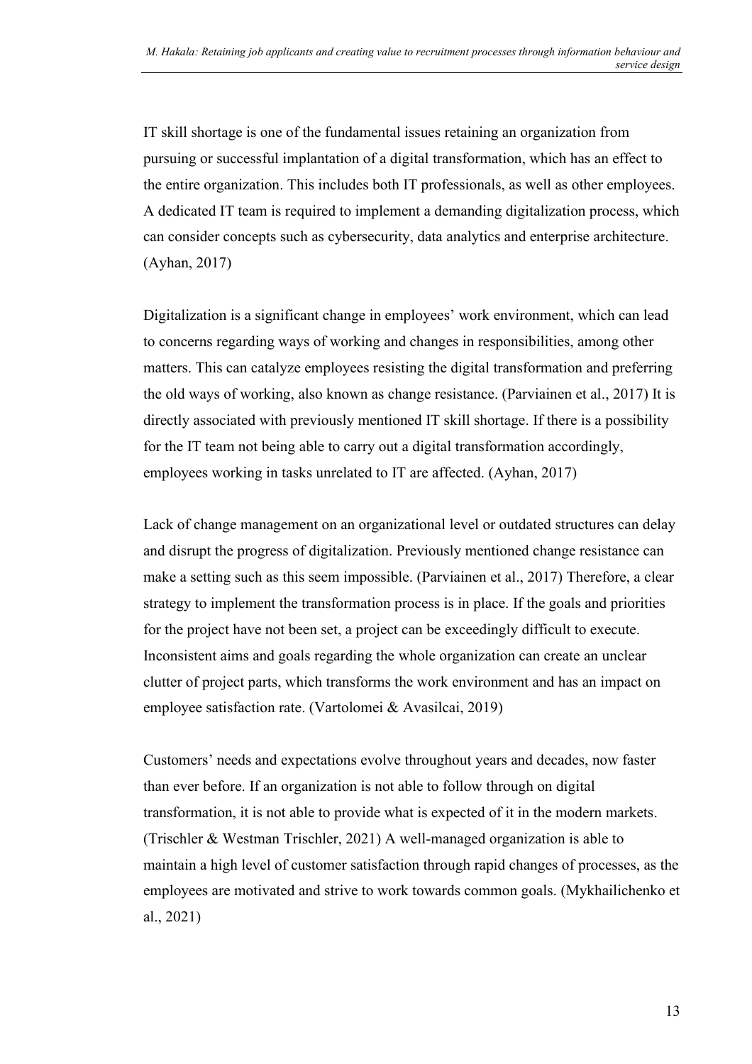IT skill shortage is one of the fundamental issues retaining an organization from pursuing or successful implantation of a digital transformation, which has an effect to the entire organization. This includes both IT professionals, as well as other employees. A dedicated IT team is required to implement a demanding digitalization process, which can consider concepts such as cybersecurity, data analytics and enterprise architecture. (Ayhan, 2017)

Digitalization is a significant change in employees' work environment, which can lead to concerns regarding ways of working and changes in responsibilities, among other matters. This can catalyze employees resisting the digital transformation and preferring the old ways of working, also known as change resistance. (Parviainen et al., 2017) It is directly associated with previously mentioned IT skill shortage. If there is a possibility for the IT team not being able to carry out a digital transformation accordingly, employees working in tasks unrelated to IT are affected. (Ayhan, 2017)

Lack of change management on an organizational level or outdated structures can delay and disrupt the progress of digitalization. Previously mentioned change resistance can make a setting such as this seem impossible. (Parviainen et al., 2017) Therefore, a clear strategy to implement the transformation process is in place. If the goals and priorities for the project have not been set, a project can be exceedingly difficult to execute. Inconsistent aims and goals regarding the whole organization can create an unclear clutter of project parts, which transforms the work environment and has an impact on employee satisfaction rate. (Vartolomei & Avasilcai, 2019)

Customers' needs and expectations evolve throughout years and decades, now faster than ever before. If an organization is not able to follow through on digital transformation, it is not able to provide what is expected of it in the modern markets. (Trischler & Westman Trischler, 2021) A well-managed organization is able to maintain a high level of customer satisfaction through rapid changes of processes, as the employees are motivated and strive to work towards common goals. (Mykhailichenko et al., 2021)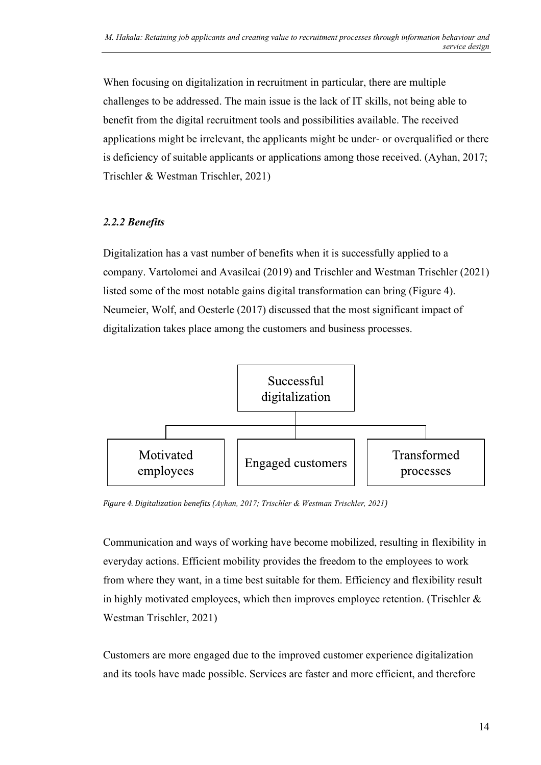When focusing on digitalization in recruitment in particular, there are multiple challenges to be addressed. The main issue is the lack of IT skills, not being able to benefit from the digital recruitment tools and possibilities available. The received applications might be irrelevant, the applicants might be under- or overqualified or there is deficiency of suitable applicants or applications among those received. (Ayhan, 2017; Trischler & Westman Trischler, 2021)

### *2.2.2 Benefits*

Digitalization has a vast number of benefits when it is successfully applied to a company. Vartolomei and Avasilcai (2019) and Trischler and Westman Trischler (2021) listed some of the most notable gains digital transformation can bring (Figure 4). Neumeier, Wolf, and Oesterle (2017) discussed that the most significant impact of digitalization takes place among the customers and business processes.

Successful digitalization

Motivated employees

Engaged customers

Transformed processes

*Figure 4. Digitalization benefits (Ayhan, 2017; Trischler & Westman Trischler, 2021)*

Communication and ways of working have become mobilized, resulting in flexibility in everyday actions. Efficient mobility provides the freedom to the employees to work from where they want, in a time best suitable for them. Efficiency and flexibility result in highly motivated employees, which then improves employee retention. (Trischler & Westman Trischler, 2021)

Customers are more engaged due to the improved customer experience digitalization and its tools have made possible. Services are faster and more efficient, and therefore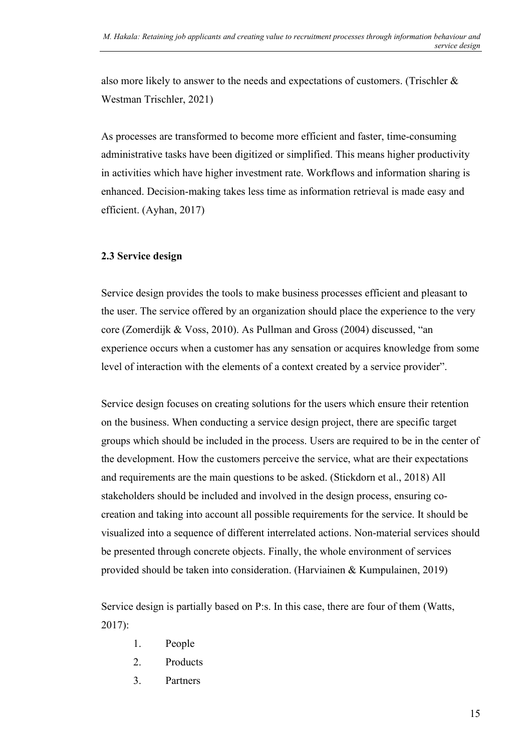also more likely to answer to the needs and expectations of customers. (Trischler & Westman Trischler, 2021)

As processes are transformed to become more efficient and faster, time-consuming administrative tasks have been digitized or simplified. This means higher productivity in activities which have higher investment rate. Workflows and information sharing is enhanced. Decision-making takes less time as information retrieval is made easy and efficient. (Ayhan, 2017)

### 2.3 Service design

Service design provides the tools to make business processes efficient and pleasant to the user. The service offered by an organization should place the experience to the very core (Zomerdijk & Voss, 2010). As Pullman and Gross (2004) discussed, "an experience occurs when a customer has any sensation or acquires knowledge from some level of interaction with the elements of a context created by a service provider".

Service design focuses on creating solutions for the users which ensure their retention on the business. When conducting a service design project, there are specific target groups which should be included in the process. Users are required to be in the center of the development. How the customers perceive the service, what are their expectations and requirements are the main questions to be asked. (Stickdorn et al., 2018) All stakeholders should be included and involved in the design process, ensuring co-creation and taking into account all possible requirements for the service. It should be visualized into a sequence of different interrelated actions. Non-material services should be presented through concrete objects. Finally, the whole environment of services provided should be taken into consideration. (Harviainen & Kumpulainen, 2019)

Service design is partially based on P:s. In this case, there are four of them (Watts, 2017):

1. People
2. Products
3. Partners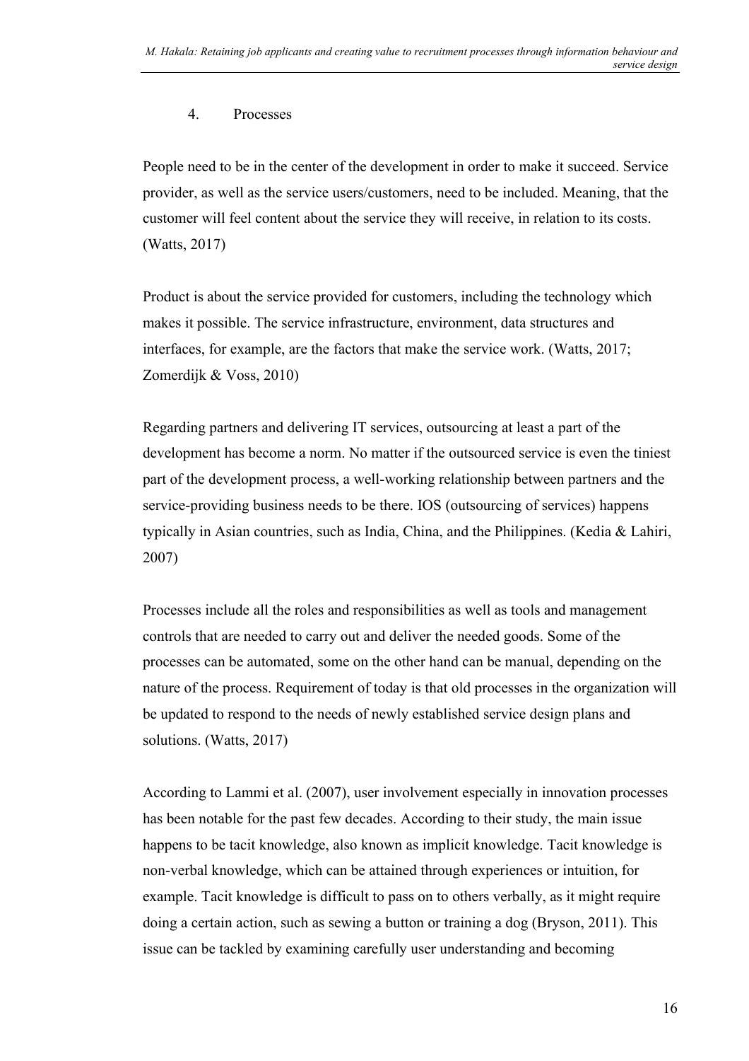4. Processes

People need to be in the center of the development in order to make it succeed. Service provider, as well as the service users/customers, need to be included. Meaning, that the customer will feel content about the service they will receive, in relation to its costs. (Watts, 2017)

Product is about the service provided for customers, including the technology which makes it possible. The service infrastructure, environment, data structures and interfaces, for example, are the factors that make the service work. (Watts, 2017; Zomerdijk & Voss, 2010)

Regarding partners and delivering IT services, outsourcing at least a part of the development has become a norm. No matter if the outsourced service is even the tiniest part of the development process, a well-working relationship between partners and the service-providing business needs to be there. IOS (outsourcing of services) happens typically in Asian countries, such as India, China, and the Philippines. (Kedia & Lahiri, 2007)

Processes include all the roles and responsibilities as well as tools and management controls that are needed to carry out and deliver the needed goods. Some of the processes can be automated, some on the other hand can be manual, depending on the nature of the process. Requirement of today is that old processes in the organization will be updated to respond to the needs of newly established service design plans and solutions. (Watts, 2017)

According to Lammi et al. (2007), user involvement especially in innovation processes has been notable for the past few decades. According to their study, the main issue happens to be tacit knowledge, also known as implicit knowledge. Tacit knowledge is non-verbal knowledge, which can be attained through experiences or intuition, for example. Tacit knowledge is difficult to pass on to others verbally, as it might require doing a certain action, such as sewing a button or training a dog (Bryson, 2011). This issue can be tackled by examining carefully user understanding and becoming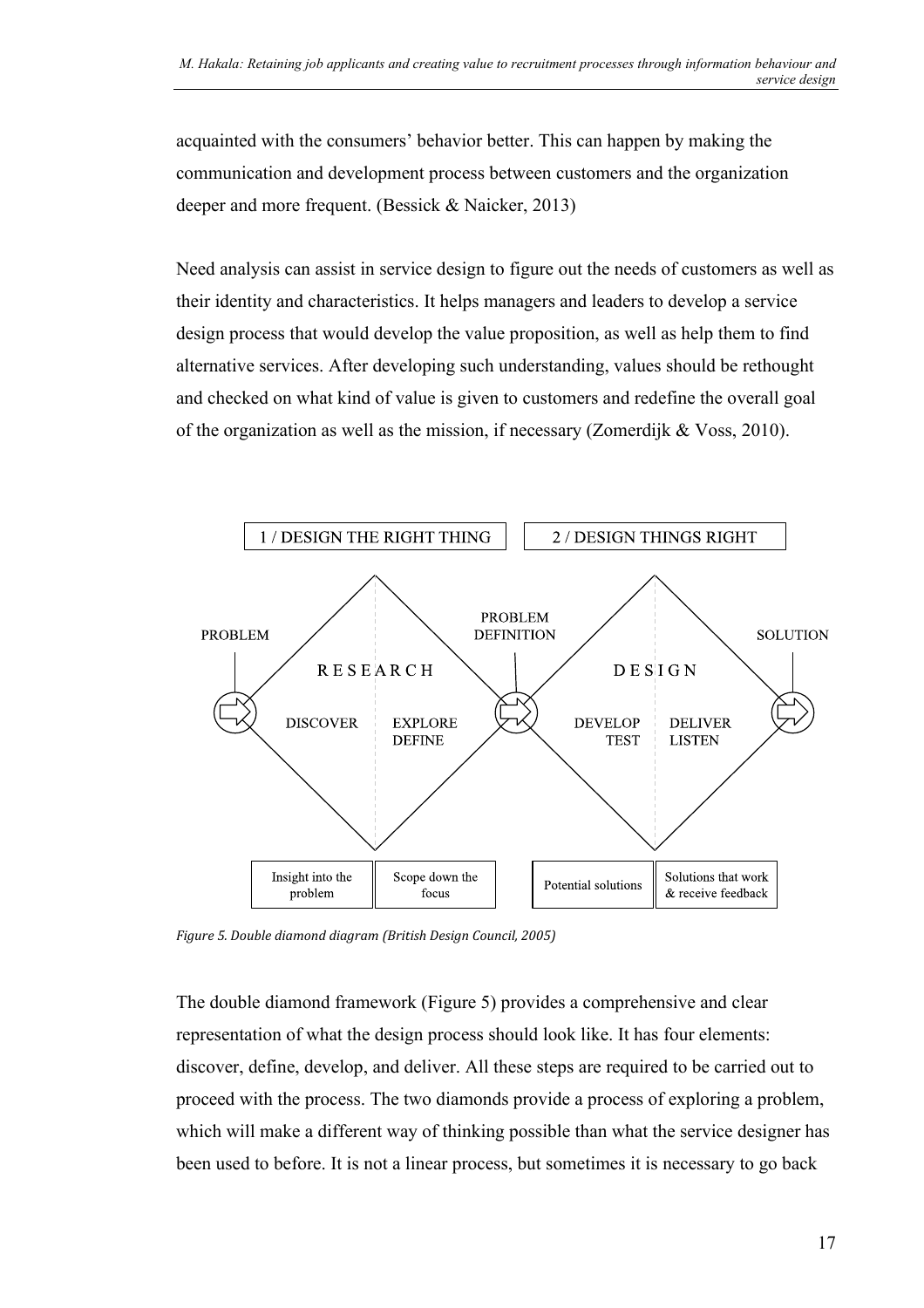acquainted with the consumers' behavior better. This can happen by making the communication and development process between customers and the organization deeper and more frequent. (Bessick & Naicker, 2013)

Need analysis can assist in service design to figure out the needs of customers as well as their identity and characteristics. It helps managers and leaders to develop a service design process that would develop the value proposition, as well as help them to find alternative services. After developing such understanding, values should be rethought and checked on what kind of value is given to customers and redefine the overall goal of the organization as well as the mission, if necessary (Zomerdijk & Voss, 2010).

*Figure 5. Double diamond diagram (British Design Council, 2005)*

The double diamond framework (Figure 5) provides a comprehensive and clear representation of what the design process should look like. It has four elements: discover, define, develop, and deliver. All these steps are required to be carried out to proceed with the process. The two diamonds provide a process of exploring a problem, which will make a different way of thinking possible than what the service designer has been used to before. It is not a linear process, but sometimes it is necessary to go back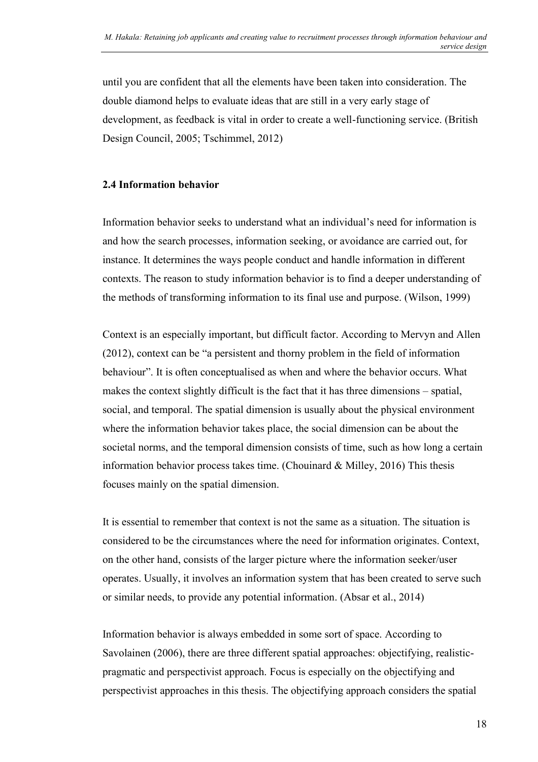until you are confident that all the elements have been taken into consideration. The double diamond helps to evaluate ideas that are still in a very early stage of development, as feedback is vital in order to create a well-functioning service. (British Design Council, 2005; Tschimmel, 2012)

### 2.4 Information behavior

Information behavior seeks to understand what an individual's need for information is and how the search processes, information seeking, or avoidance are carried out, for instance. It determines the ways people conduct and handle information in different contexts. The reason to study information behavior is to find a deeper understanding of the methods of transforming information to its final use and purpose. (Wilson, 1999)

Context is an especially important, but difficult factor. According to Mervyn and Allen (2012), context can be "a persistent and thorny problem in the field of information behaviour". It is often conceptualised as when and where the behavior occurs. What makes the context slightly difficult is the fact that it has three dimensions – spatial, social, and temporal. The spatial dimension is usually about the physical environment where the information behavior takes place, the social dimension can be about the societal norms, and the temporal dimension consists of time, such as how long a certain information behavior process takes time. (Chouinard & Milley, 2016) This thesis focuses mainly on the spatial dimension.

It is essential to remember that context is not the same as a situation. The situation is considered to be the circumstances where the need for information originates. Context, on the other hand, consists of the larger picture where the information seeker/user operates. Usually, it involves an information system that has been created to serve such or similar needs, to provide any potential information. (Absar et al., 2014)

Information behavior is always embedded in some sort of space. According to Savolainen (2006), there are three different spatial approaches: objectifying, realistic-pragmatic and perspectivist approach. Focus is especially on the objectifying and perspectivist approaches in this thesis. The objectifying approach considers the spatial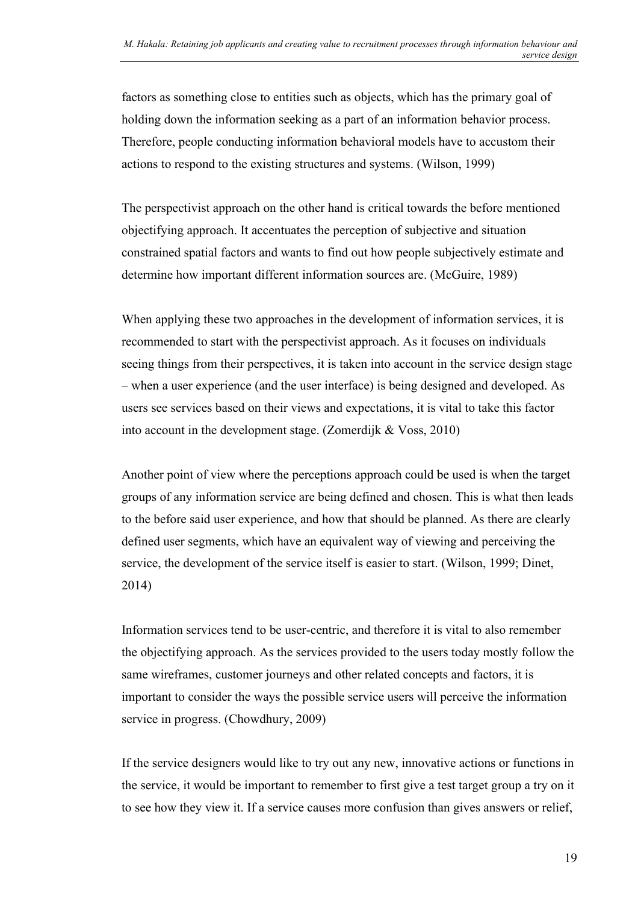factors as something close to entities such as objects, which has the primary goal of holding down the information seeking as a part of an information behavior process. Therefore, people conducting information behavioral models have to accustom their actions to respond to the existing structures and systems. (Wilson, 1999)

The perspectivist approach on the other hand is critical towards the before mentioned objectifying approach. It accentuates the perception of subjective and situation constrained spatial factors and wants to find out how people subjectively estimate and determine how important different information sources are. (McGuire, 1989)

When applying these two approaches in the development of information services, it is recommended to start with the perspectivist approach. As it focuses on individuals seeing things from their perspectives, it is taken into account in the service design stage – when a user experience (and the user interface) is being designed and developed. As users see services based on their views and expectations, it is vital to take this factor into account in the development stage. (Zomerdijk & Voss, 2010)

Another point of view where the perceptions approach could be used is when the target groups of any information service are being defined and chosen. This is what then leads to the before said user experience, and how that should be planned. As there are clearly defined user segments, which have an equivalent way of viewing and perceiving the service, the development of the service itself is easier to start. (Wilson, 1999; Dinet, 2014)

Information services tend to be user-centric, and therefore it is vital to also remember the objectifying approach. As the services provided to the users today mostly follow the same wireframes, customer journeys and other related concepts and factors, it is important to consider the ways the possible service users will perceive the information service in progress. (Chowdhury, 2009)

If the service designers would like to try out any new, innovative actions or functions in the service, it would be important to remember to first give a test target group a try on it to see how they view it. If a service causes more confusion than gives answers or relief,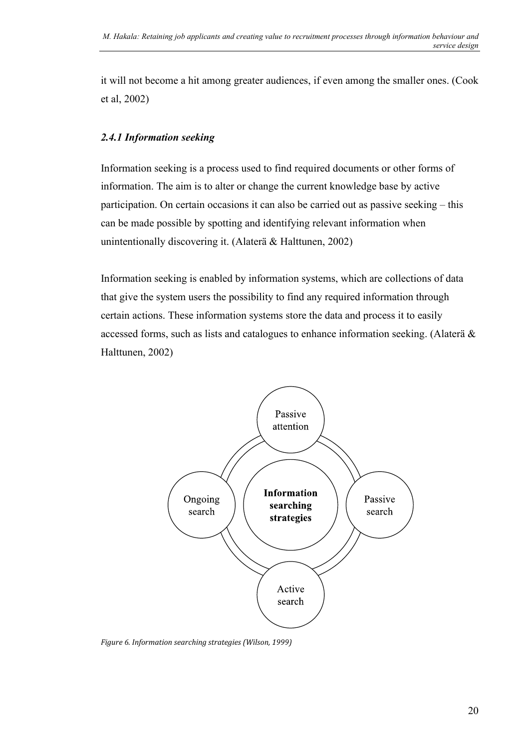it will not become a hit among greater audiences, if even among the smaller ones. (Cook et al, 2002)

### *2.4.1 Information seeking*

Information seeking is a process used to find required documents or other forms of information. The aim is to alter or change the current knowledge base by active participation. On certain occasions it can also be carried out as passive seeking – this can be made possible by spotting and identifying relevant information when unintentionally discovering it. (Alaterä & Halttunen, 2002)

Information seeking is enabled by information systems, which are collections of data that give the system users the possibility to find any required information through certain actions. These information systems store the data and process it to easily accessed forms, such as lists and catalogues to enhance information seeking. (Alaterä & Halttunen, 2002)

Passive attention

Ongoing search

**Information searching strategies**

Passive search

Active search

*Figure 6. Information searching strategies (Wilson, 1999)*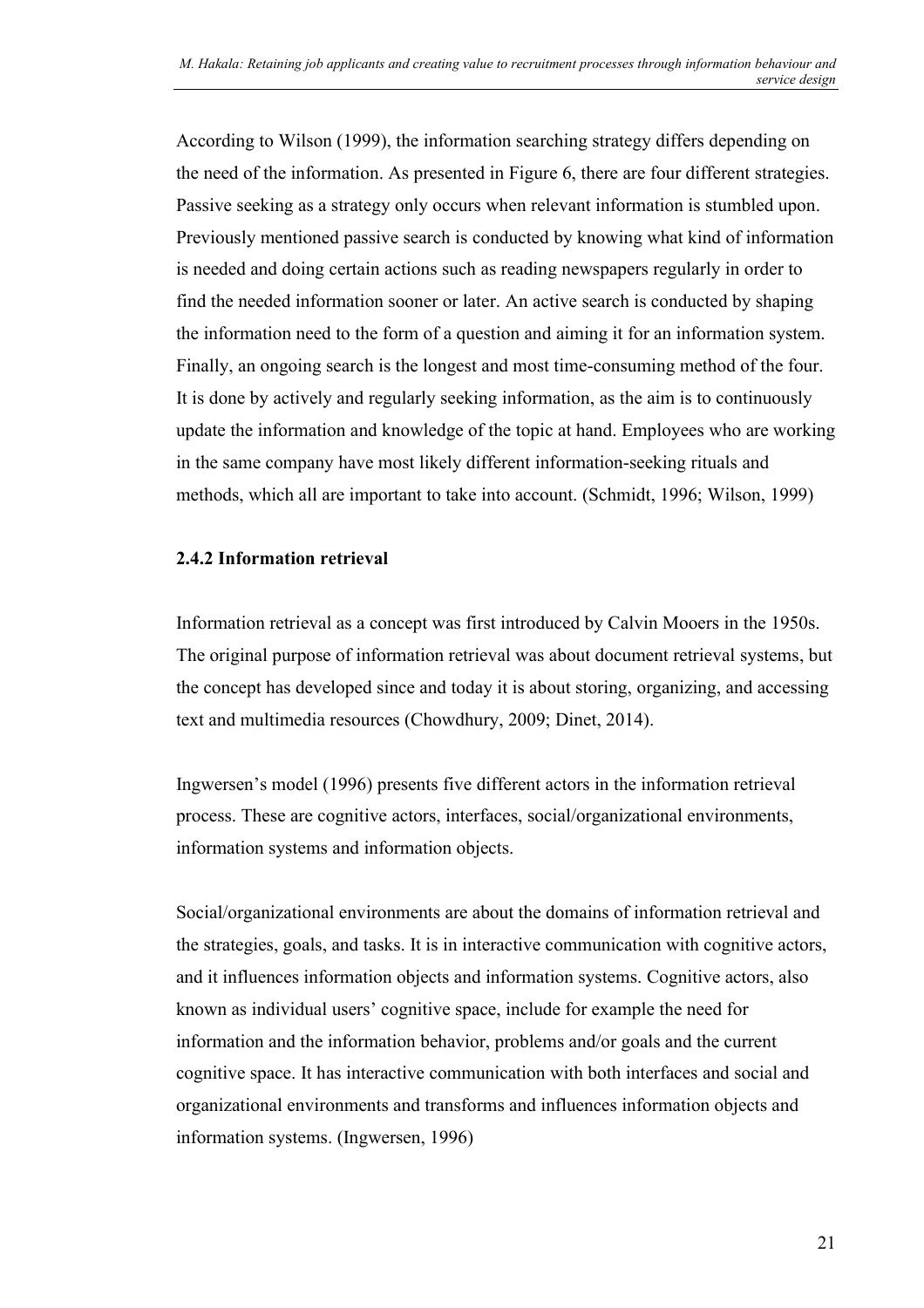According to Wilson (1999), the information searching strategy differs depending on the need of the information. As presented in Figure 6, there are four different strategies. Passive seeking as a strategy only occurs when relevant information is stumbled upon. Previously mentioned passive search is conducted by knowing what kind of information is needed and doing certain actions such as reading newspapers regularly in order to find the needed information sooner or later. An active search is conducted by shaping the information need to the form of a question and aiming it for an information system. Finally, an ongoing search is the longest and most time-consuming method of the four. It is done by actively and regularly seeking information, as the aim is to continuously update the information and knowledge of the topic at hand. Employees who are working in the same company have most likely different information-seeking rituals and methods, which all are important to take into account. (Schmidt, 1996; Wilson, 1999)

### 2.4.2 Information retrieval

Information retrieval as a concept was first introduced by Calvin Mooers in the 1950s. The original purpose of information retrieval was about document retrieval systems, but the concept has developed since and today it is about storing, organizing, and accessing text and multimedia resources (Chowdhury, 2009; Dinet, 2014).

Ingwersen's model (1996) presents five different actors in the information retrieval process. These are cognitive actors, interfaces, social/organizational environments, information systems and information objects.

Social/organizational environments are about the domains of information retrieval and the strategies, goals, and tasks. It is in interactive communication with cognitive actors, and it influences information objects and information systems. Cognitive actors, also known as individual users' cognitive space, include for example the need for information and the information behavior, problems and/or goals and the current cognitive space. It has interactive communication with both interfaces and social and organizational environments and transforms and influences information objects and information systems. (Ingwersen, 1996)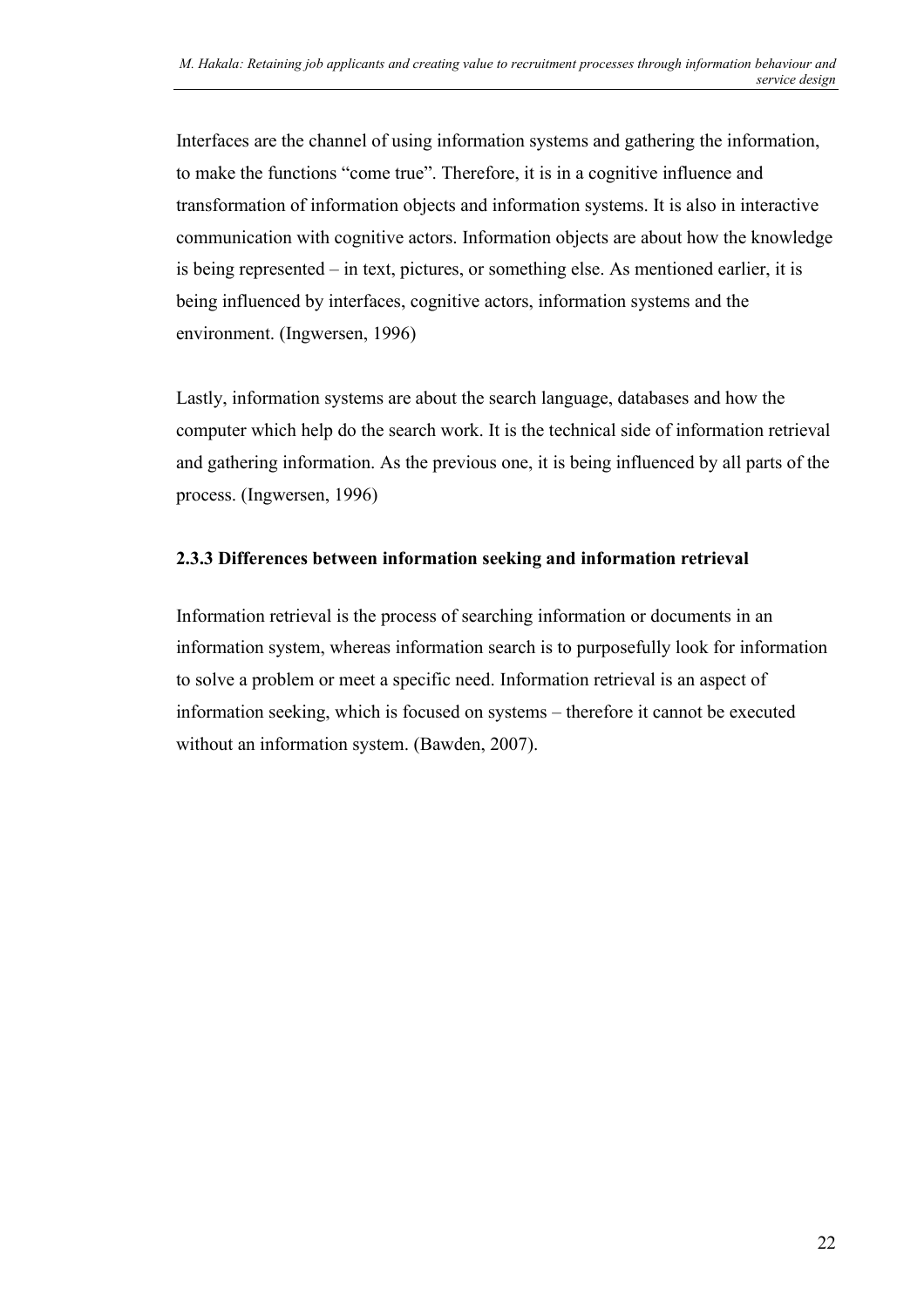Interfaces are the channel of using information systems and gathering the information, to make the functions "come true". Therefore, it is in a cognitive influence and transformation of information objects and information systems. It is also in interactive communication with cognitive actors. Information objects are about how the knowledge is being represented – in text, pictures, or something else. As mentioned earlier, it is being influenced by interfaces, cognitive actors, information systems and the environment. (Ingwersen, 1996)

Lastly, information systems are about the search language, databases and how the computer which help do the search work. It is the technical side of information retrieval and gathering information. As the previous one, it is being influenced by all parts of the process. (Ingwersen, 1996)

### 2.3.3 Differences between information seeking and information retrieval

Information retrieval is the process of searching information or documents in an information system, whereas information search is to purposefully look for information to solve a problem or meet a specific need. Information retrieval is an aspect of information seeking, which is focused on systems – therefore it cannot be executed without an information system. (Bawden, 2007).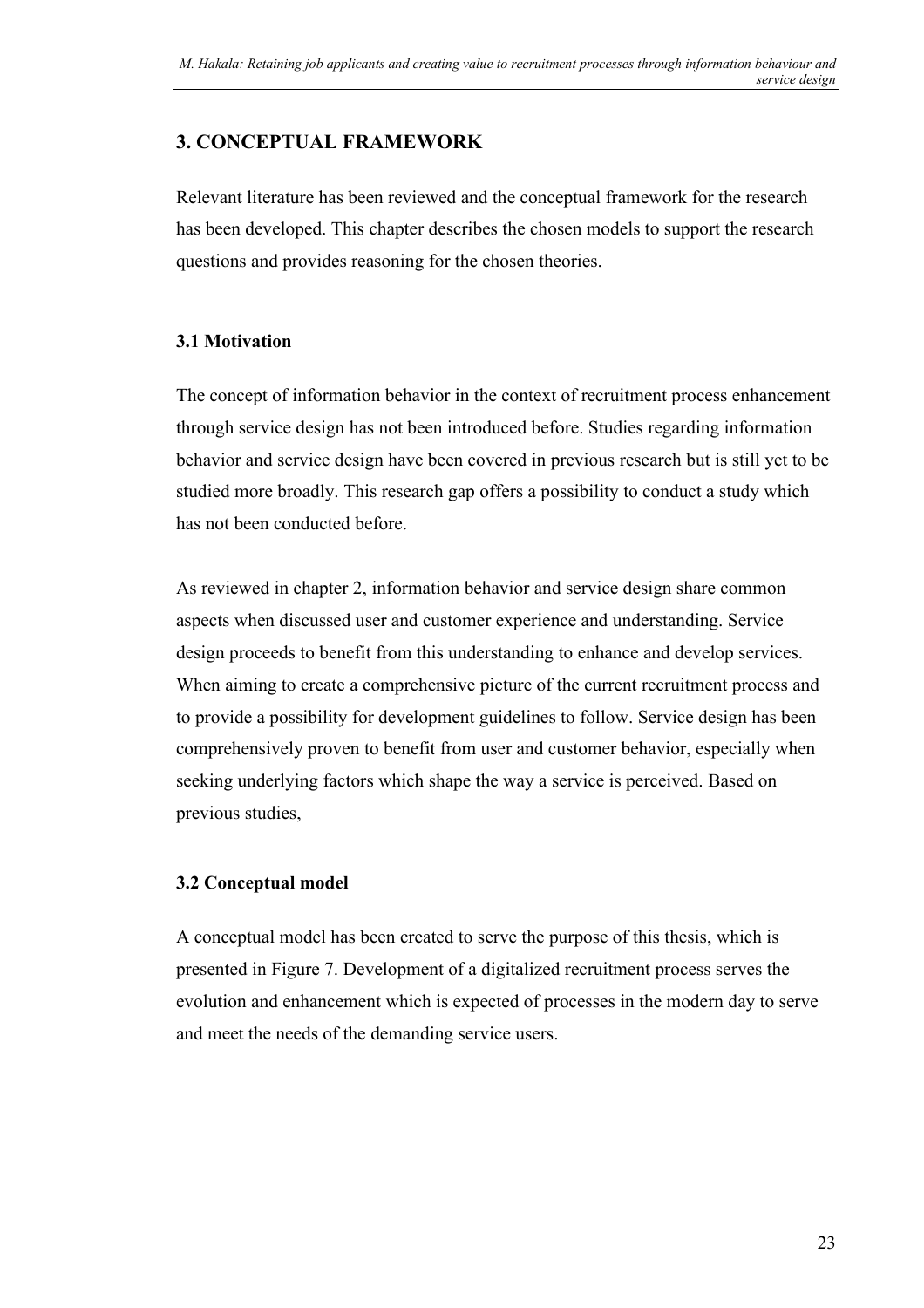# 3. CONCEPTUAL FRAMEWORK

Relevant literature has been reviewed and the conceptual framework for the research has been developed. This chapter describes the chosen models to support the research questions and provides reasoning for the chosen theories.

## 3.1 Motivation

The concept of information behavior in the context of recruitment process enhancement through service design has not been introduced before. Studies regarding information behavior and service design have been covered in previous research but is still yet to be studied more broadly. This research gap offers a possibility to conduct a study which has not been conducted before.

As reviewed in chapter 2, information behavior and service design share common aspects when discussed user and customer experience and understanding. Service design proceeds to benefit from this understanding to enhance and develop services. When aiming to create a comprehensive picture of the current recruitment process and to provide a possibility for development guidelines to follow. Service design has been comprehensively proven to benefit from user and customer behavior, especially when seeking underlying factors which shape the way a service is perceived. Based on previous studies,

## 3.2 Conceptual model

A conceptual model has been created to serve the purpose of this thesis, which is presented in Figure 7. Development of a digitalized recruitment process serves the evolution and enhancement which is expected of processes in the modern day to serve and meet the needs of the demanding service users.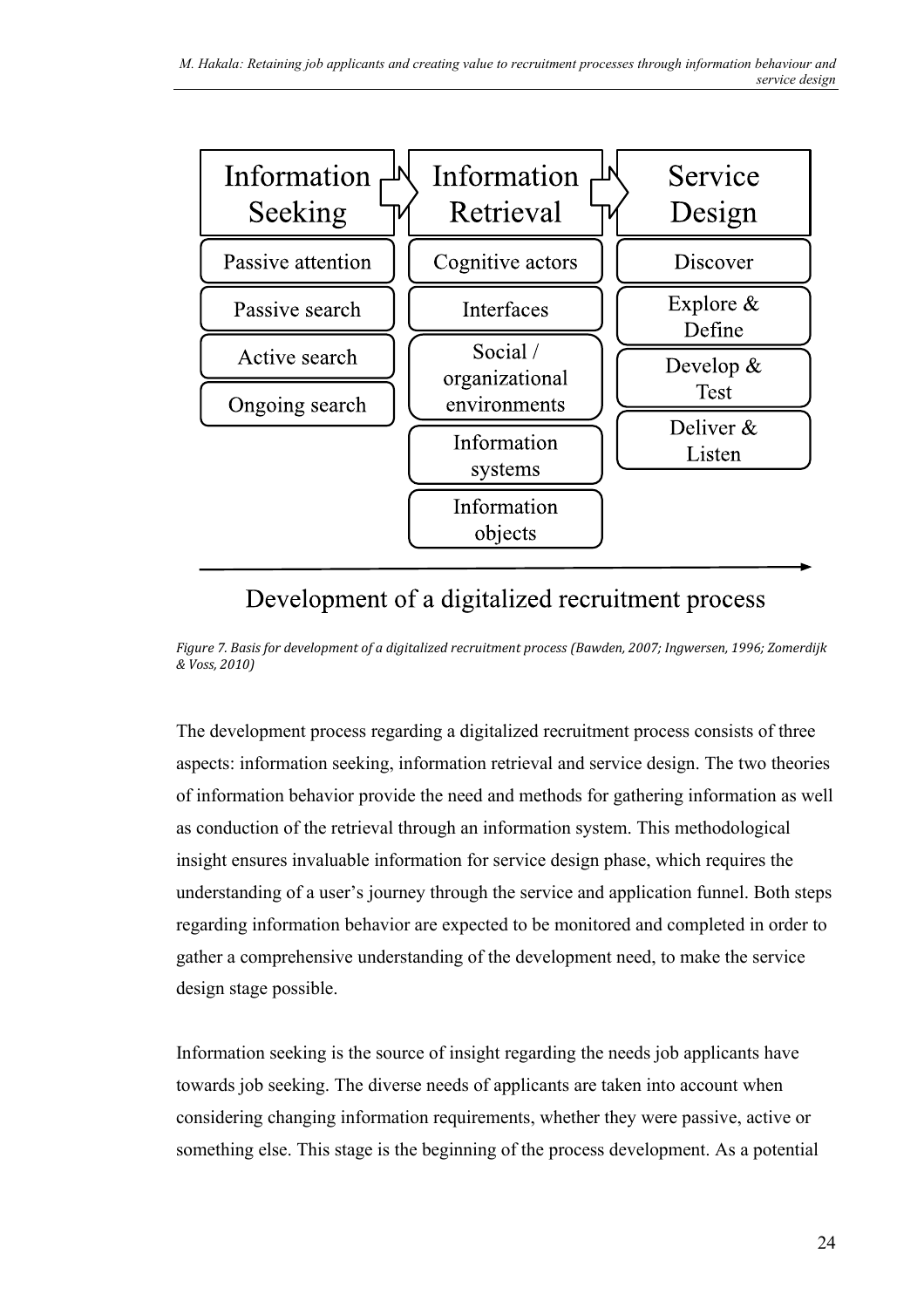| Information Seeking | Information Retrieval | Service Design |
| --- | --- | --- |
| Passive attention | Cognitive actors | Discover |
| Passive search | Interfaces | Explore & Define |
| Active search | Social / organizational environments | Develop & Test |
| Ongoing search | Information systems | Deliver & Listen |
| | Information objects | |

Development of a digitalized recruitment process

*Figure 7. Basis for development of a digitalized recruitment process (Bawden, 2007; Ingwersen, 1996; Zomerdijk & Voss, 2010)*

The development process regarding a digitalized recruitment process consists of three aspects: information seeking, information retrieval and service design. The two theories of information behavior provide the need and methods for gathering information as well as conduction of the retrieval through an information system. This methodological insight ensures invaluable information for service design phase, which requires the understanding of a user's journey through the service and application funnel. Both steps regarding information behavior are expected to be monitored and completed in order to gather a comprehensive understanding of the development need, to make the service design stage possible.

Information seeking is the source of insight regarding the needs job applicants have towards job seeking. The diverse needs of applicants are taken into account when considering changing information requirements, whether they were passive, active or something else. This stage is the beginning of the process development. As a potential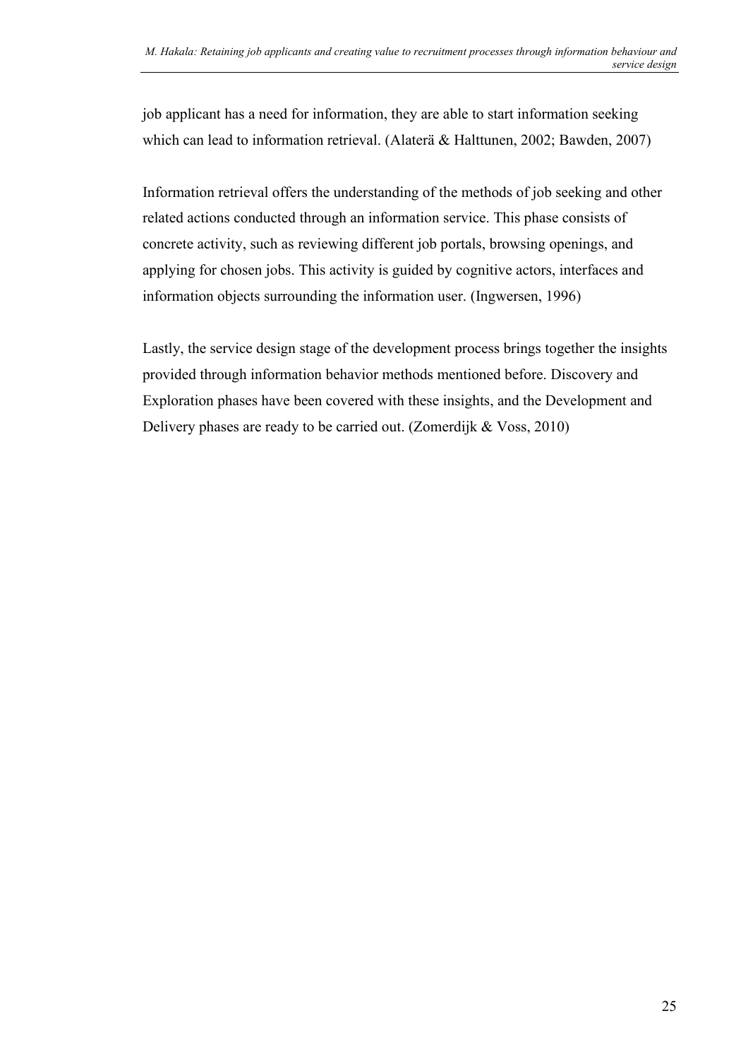job applicant has a need for information, they are able to start information seeking which can lead to information retrieval. (Alaterä & Halttunen, 2002; Bawden, 2007)

Information retrieval offers the understanding of the methods of job seeking and other related actions conducted through an information service. This phase consists of concrete activity, such as reviewing different job portals, browsing openings, and applying for chosen jobs. This activity is guided by cognitive actors, interfaces and information objects surrounding the information user. (Ingwersen, 1996)

Lastly, the service design stage of the development process brings together the insights provided through information behavior methods mentioned before. Discovery and Exploration phases have been covered with these insights, and the Development and Delivery phases are ready to be carried out. (Zomerdijk & Voss, 2010)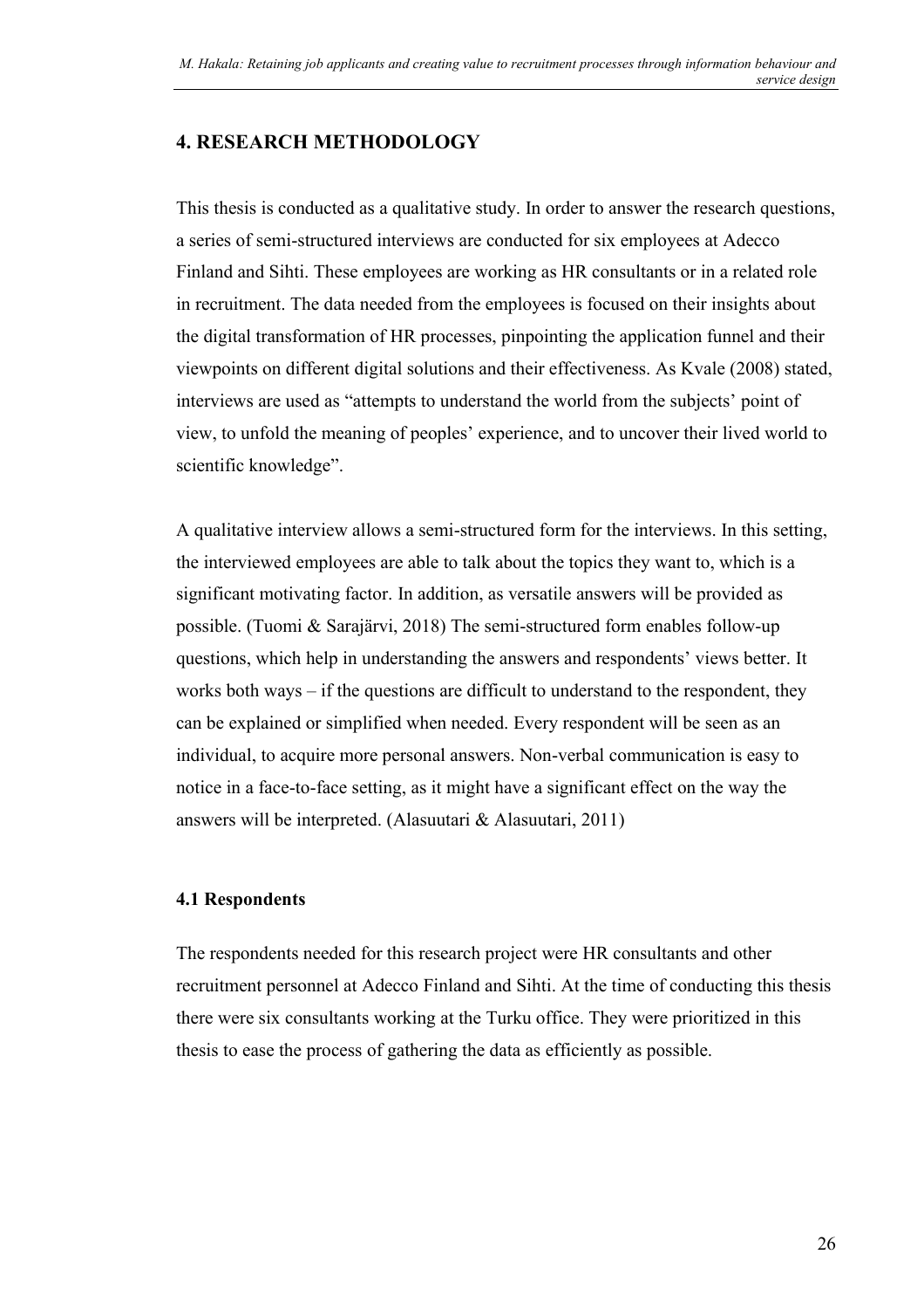## 4. RESEARCH METHODOLOGY

This thesis is conducted as a qualitative study. In order to answer the research questions, a series of semi-structured interviews are conducted for six employees at Adecco Finland and Sihti. These employees are working as HR consultants or in a related role in recruitment. The data needed from the employees is focused on their insights about the digital transformation of HR processes, pinpointing the application funnel and their viewpoints on different digital solutions and their effectiveness. As Kvale (2008) stated, interviews are used as "attempts to understand the world from the subjects' point of view, to unfold the meaning of peoples' experience, and to uncover their lived world to scientific knowledge".

A qualitative interview allows a semi-structured form for the interviews. In this setting, the interviewed employees are able to talk about the topics they want to, which is a significant motivating factor. In addition, as versatile answers will be provided as possible. (Tuomi & Sarajärvi, 2018) The semi-structured form enables follow-up questions, which help in understanding the answers and respondents' views better. It works both ways – if the questions are difficult to understand to the respondent, they can be explained or simplified when needed. Every respondent will be seen as an individual, to acquire more personal answers. Non-verbal communication is easy to notice in a face-to-face setting, as it might have a significant effect on the way the answers will be interpreted. (Alasuutari & Alasuutari, 2011)

### 4.1 Respondents

The respondents needed for this research project were HR consultants and other recruitment personnel at Adecco Finland and Sihti. At the time of conducting this thesis there were six consultants working at the Turku office. They were prioritized in this thesis to ease the process of gathering the data as efficiently as possible.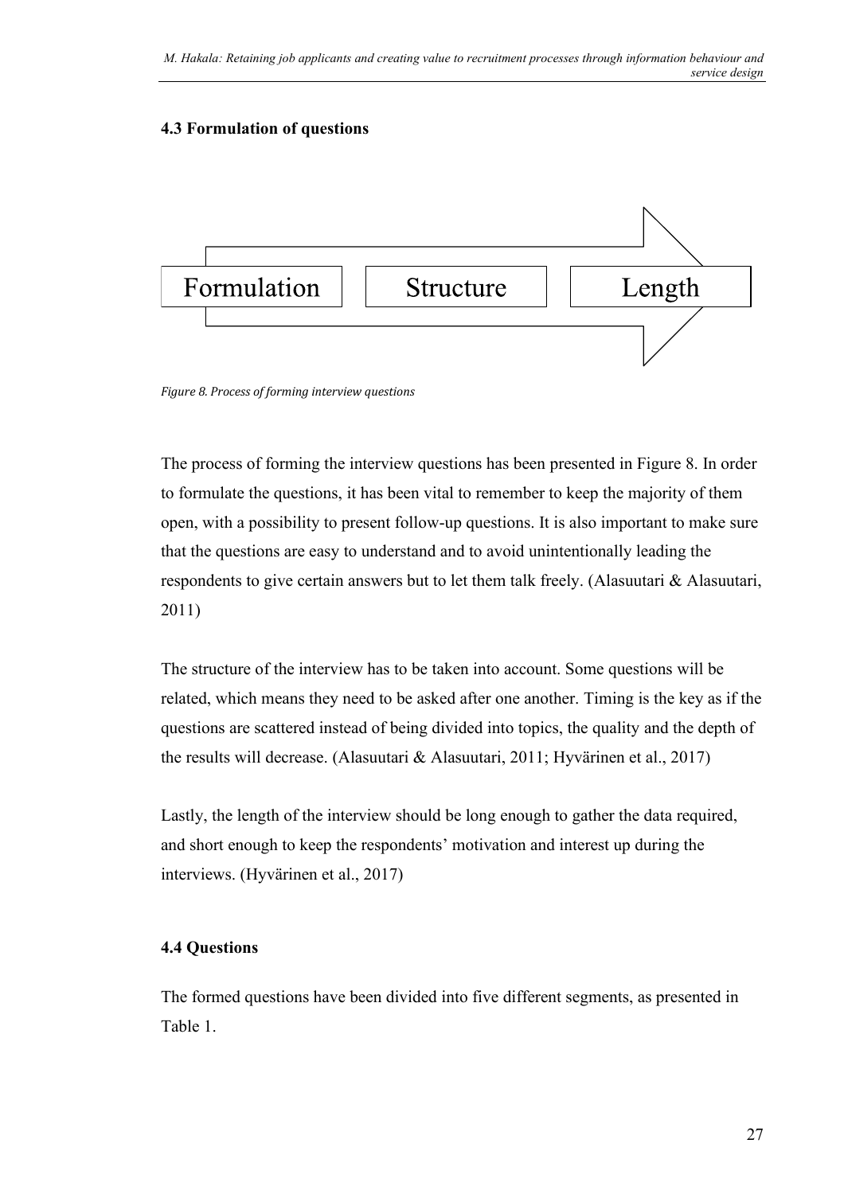### 4.3 Formulation of questions

Formulation → Structure → Length

*Figure 8. Process of forming interview questions*

The process of forming the interview questions has been presented in Figure 8. In order to formulate the questions, it has been vital to remember to keep the majority of them open, with a possibility to present follow-up questions. It is also important to make sure that the questions are easy to understand and to avoid unintentionally leading the respondents to give certain answers but to let them talk freely. (Alasuutari & Alasuutari, 2011)

The structure of the interview has to be taken into account. Some questions will be related, which means they need to be asked after one another. Timing is the key as if the questions are scattered instead of being divided into topics, the quality and the depth of the results will decrease. (Alasuutari & Alasuutari, 2011; Hyvärinen et al., 2017)

Lastly, the length of the interview should be long enough to gather the data required, and short enough to keep the respondents' motivation and interest up during the interviews. (Hyvärinen et al., 2017)

### 4.4 Questions

The formed questions have been divided into five different segments, as presented in Table 1.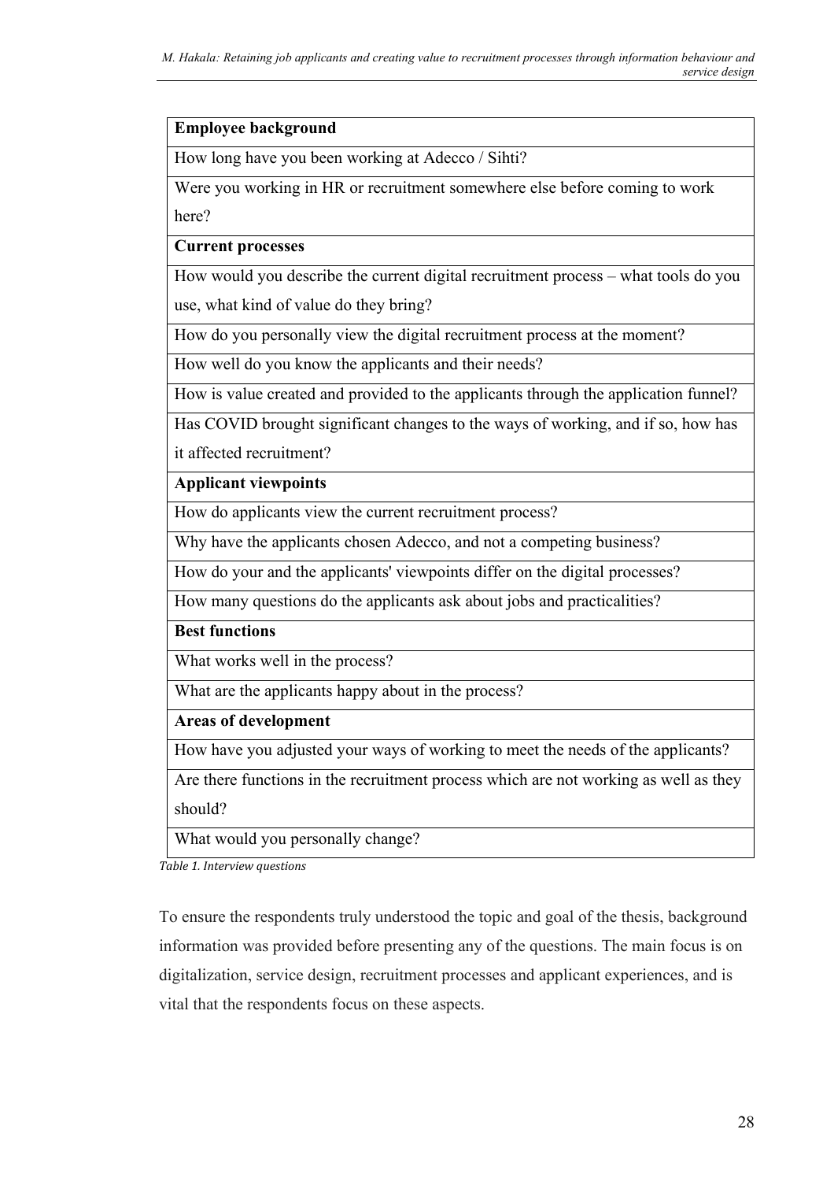| **Employee background** |
|---|
| How long have you been working at Adecco / Sihti? |
| Were you working in HR or recruitment somewhere else before coming to work here? |
| **Current processes** |
| How would you describe the current digital recruitment process – what tools do you use, what kind of value do they bring? |
| How do you personally view the digital recruitment process at the moment? |
| How well do you know the applicants and their needs? |
| How is value created and provided to the applicants through the application funnel? |
| Has COVID brought significant changes to the ways of working, and if so, how has it affected recruitment? |
| **Applicant viewpoints** |
| How do applicants view the current recruitment process? |
| Why have the applicants chosen Adecco, and not a competing business? |
| How do your and the applicants' viewpoints differ on the digital processes? |
| How many questions do the applicants ask about jobs and practicalities? |
| **Best functions** |
| What works well in the process? |
| What are the applicants happy about in the process? |
| **Areas of development** |
| How have you adjusted your ways of working to meet the needs of the applicants? |
| Are there functions in the recruitment process which are not working as well as they should? |
| What would you personally change? |

*Table 1. Interview questions*

To ensure the respondents truly understood the topic and goal of the thesis, background information was provided before presenting any of the questions. The main focus is on digitalization, service design, recruitment processes and applicant experiences, and is vital that the respondents focus on these aspects.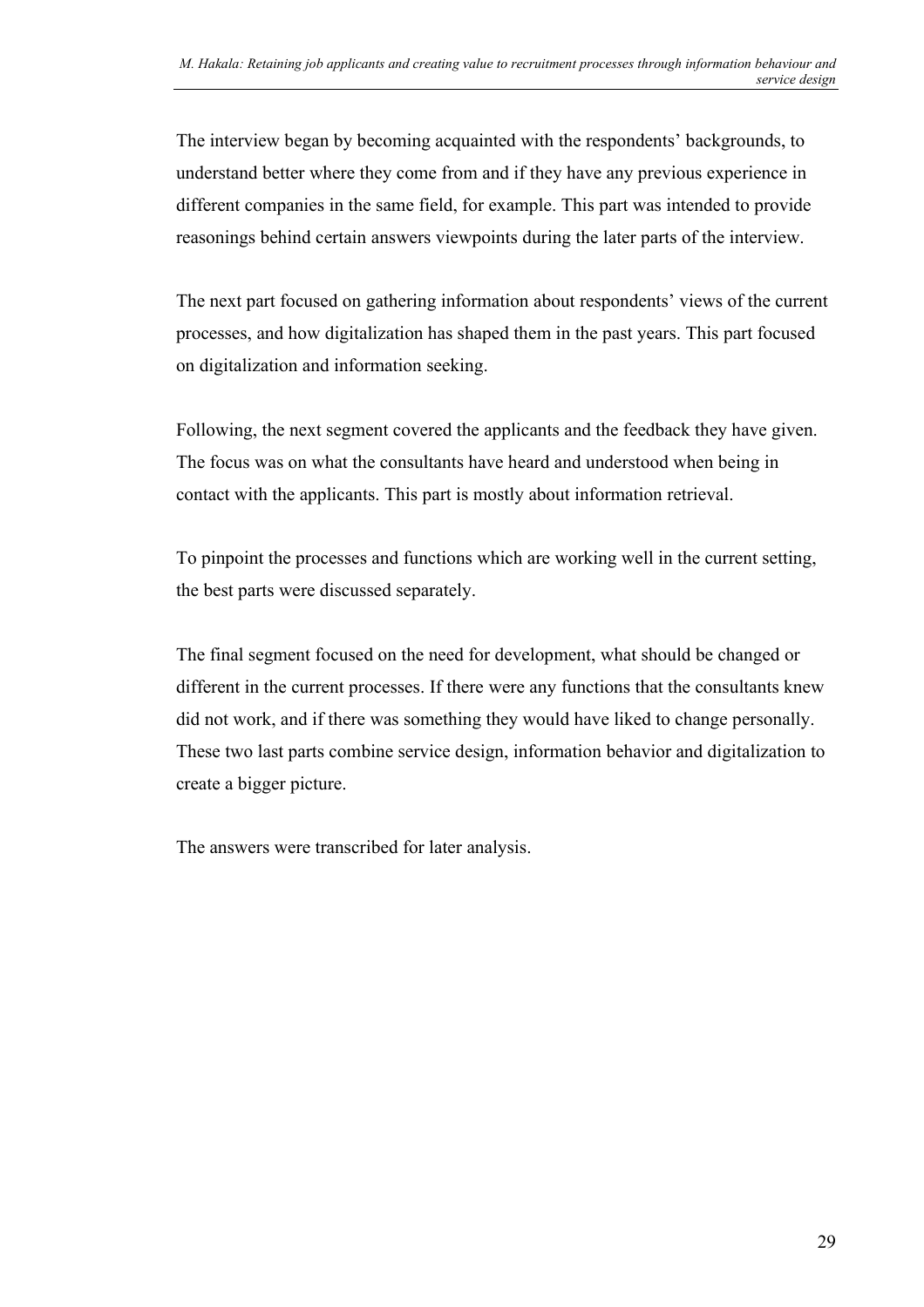The interview began by becoming acquainted with the respondents' backgrounds, to understand better where they come from and if they have any previous experience in different companies in the same field, for example. This part was intended to provide reasonings behind certain answers viewpoints during the later parts of the interview.

The next part focused on gathering information about respondents' views of the current processes, and how digitalization has shaped them in the past years. This part focused on digitalization and information seeking.

Following, the next segment covered the applicants and the feedback they have given. The focus was on what the consultants have heard and understood when being in contact with the applicants. This part is mostly about information retrieval.

To pinpoint the processes and functions which are working well in the current setting, the best parts were discussed separately.

The final segment focused on the need for development, what should be changed or different in the current processes. If there were any functions that the consultants knew did not work, and if there was something they would have liked to change personally. These two last parts combine service design, information behavior and digitalization to create a bigger picture.

The answers were transcribed for later analysis.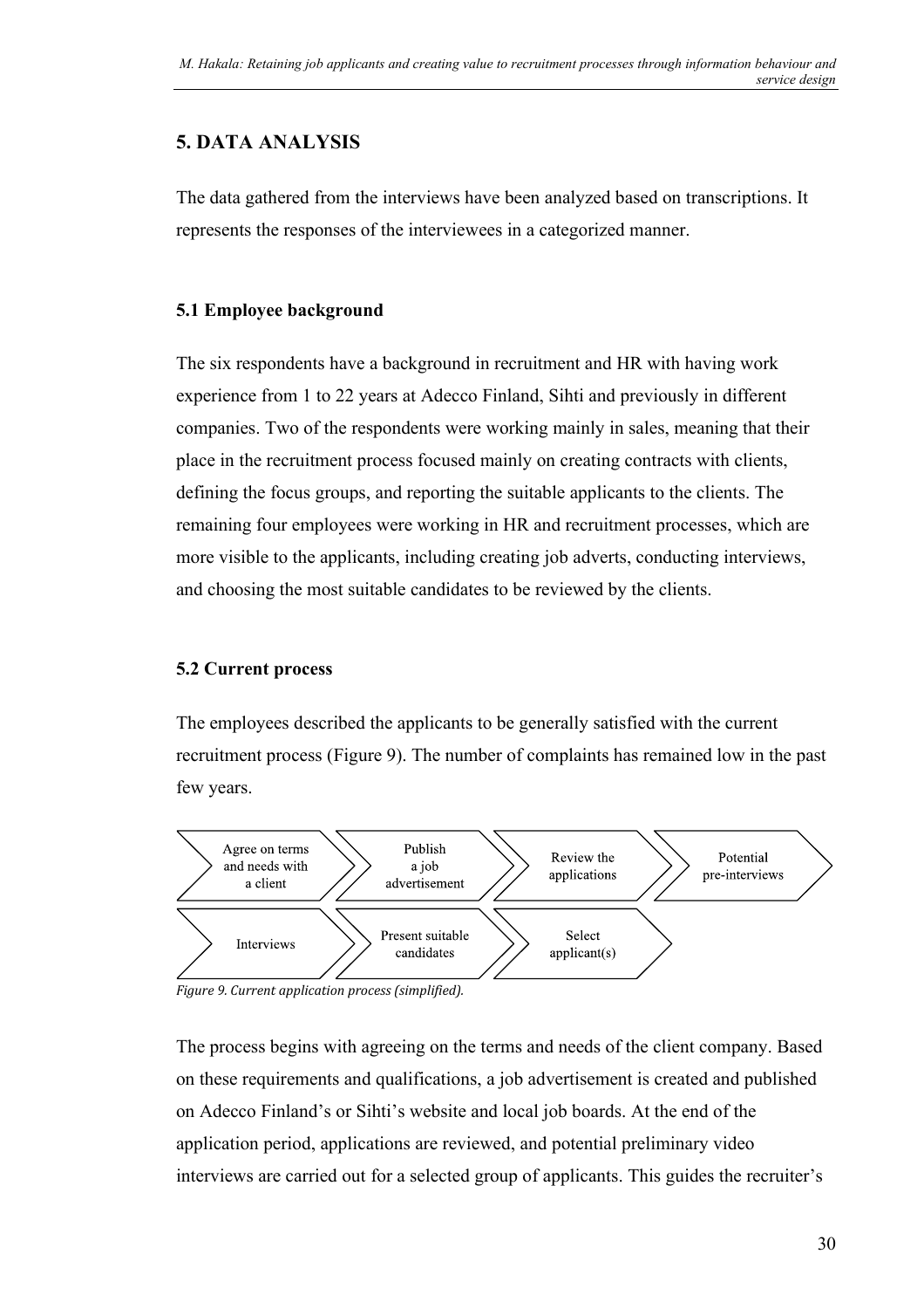# 5. DATA ANALYSIS

The data gathered from the interviews have been analyzed based on transcriptions. It represents the responses of the interviewees in a categorized manner.

## 5.1 Employee background

The six respondents have a background in recruitment and HR with having work experience from 1 to 22 years at Adecco Finland, Sihti and previously in different companies. Two of the respondents were working mainly in sales, meaning that their place in the recruitment process focused mainly on creating contracts with clients, defining the focus groups, and reporting the suitable applicants to the clients. The remaining four employees were working in HR and recruitment processes, which are more visible to the applicants, including creating job adverts, conducting interviews, and choosing the most suitable candidates to be reviewed by the clients.

## 5.2 Current process

The employees described the applicants to be generally satisfied with the current recruitment process (Figure 9). The number of complaints has remained low in the past few years.

Agree on terms and needs with a client → Publish a job advertisement → Review the applications → Potential pre-interviews → Interviews → Present suitable candidates → Select applicant(s)

*Figure 9. Current application process (simplified).*

The process begins with agreeing on the terms and needs of the client company. Based on these requirements and qualifications, a job advertisement is created and published on Adecco Finland's or Sihti's website and local job boards. At the end of the application period, applications are reviewed, and potential preliminary video interviews are carried out for a selected group of applicants. This guides the recruiter's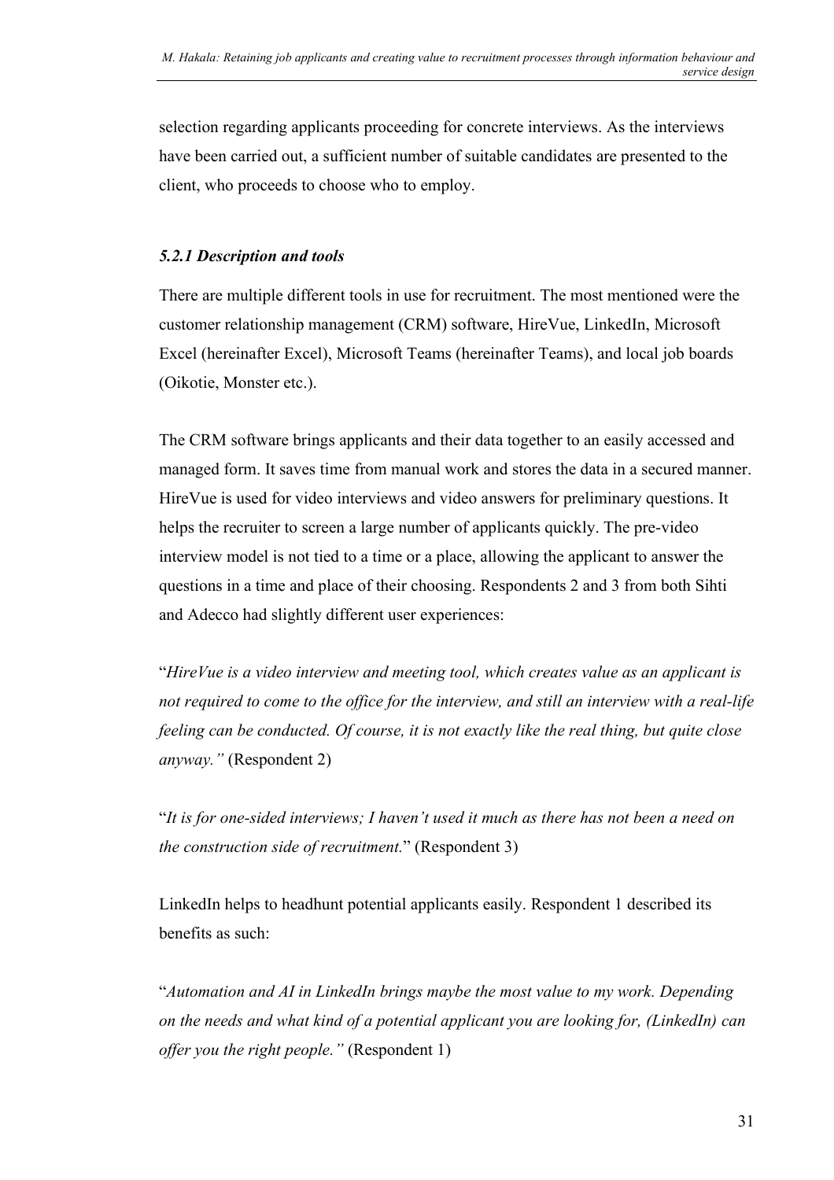selection regarding applicants proceeding for concrete interviews. As the interviews have been carried out, a sufficient number of suitable candidates are presented to the client, who proceeds to choose who to employ.

### *5.2.1 Description and tools*

There are multiple different tools in use for recruitment. The most mentioned were the customer relationship management (CRM) software, HireVue, LinkedIn, Microsoft Excel (hereinafter Excel), Microsoft Teams (hereinafter Teams), and local job boards (Oikotie, Monster etc.).

The CRM software brings applicants and their data together to an easily accessed and managed form. It saves time from manual work and stores the data in a secured manner. HireVue is used for video interviews and video answers for preliminary questions. It helps the recruiter to screen a large number of applicants quickly. The pre-video interview model is not tied to a time or a place, allowing the applicant to answer the questions in a time and place of their choosing. Respondents 2 and 3 from both Sihti and Adecco had slightly different user experiences:

"*HireVue is a video interview and meeting tool, which creates value as an applicant is not required to come to the office for the interview, and still an interview with a real-life feeling can be conducted. Of course, it is not exactly like the real thing, but quite close anyway."* (Respondent 2)

"*It is for one-sided interviews; I haven't used it much as there has not been a need on the construction side of recruitment.*" (Respondent 3)

LinkedIn helps to headhunt potential applicants easily. Respondent 1 described its benefits as such:

"*Automation and AI in LinkedIn brings maybe the most value to my work. Depending on the needs and what kind of a potential applicant you are looking for, (LinkedIn) can offer you the right people."* (Respondent 1)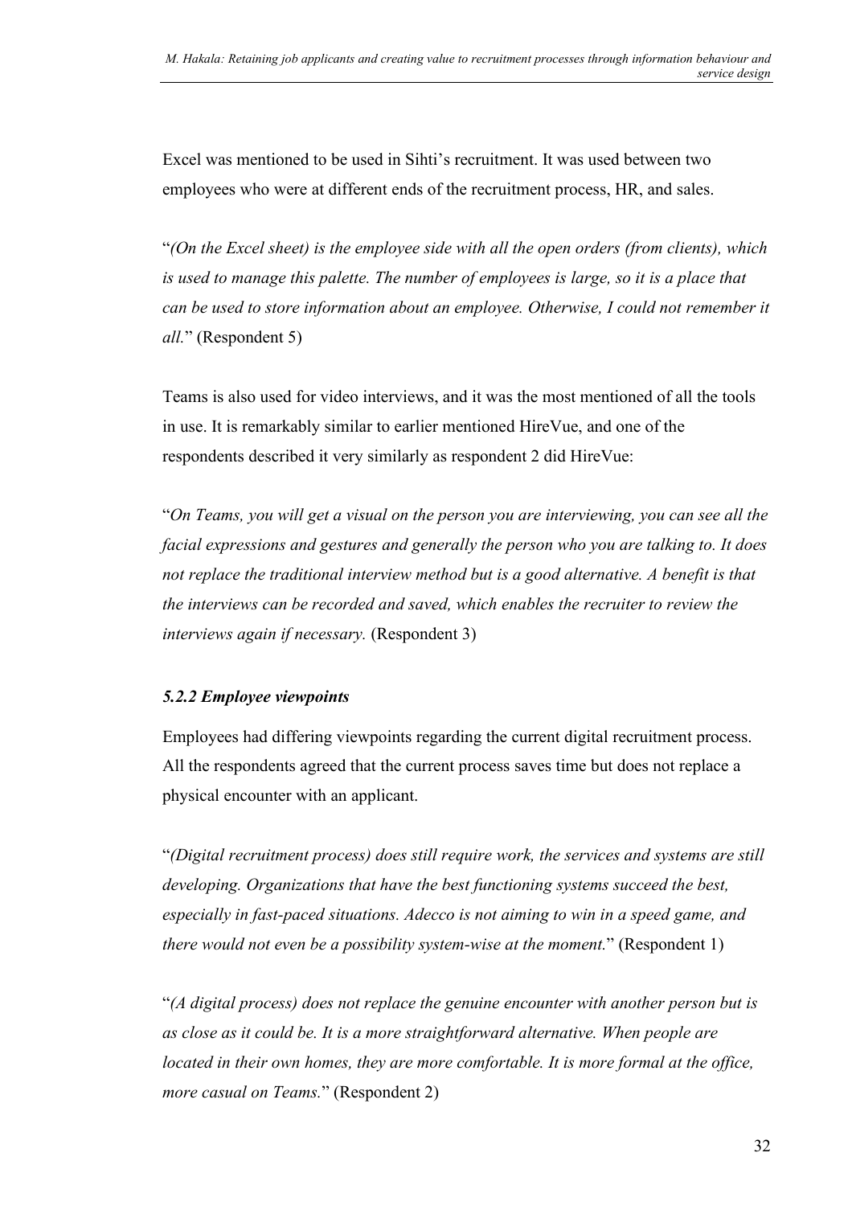Excel was mentioned to be used in Sihti's recruitment. It was used between two employees who were at different ends of the recruitment process, HR, and sales.

"*(On the Excel sheet) is the employee side with all the open orders (from clients), which is used to manage this palette. The number of employees is large, so it is a place that can be used to store information about an employee. Otherwise, I could not remember it all.*" (Respondent 5)

Teams is also used for video interviews, and it was the most mentioned of all the tools in use. It is remarkably similar to earlier mentioned HireVue, and one of the respondents described it very similarly as respondent 2 did HireVue:

"*On Teams, you will get a visual on the person you are interviewing, you can see all the facial expressions and gestures and generally the person who you are talking to. It does not replace the traditional interview method but is a good alternative. A benefit is that the interviews can be recorded and saved, which enables the recruiter to review the interviews again if necessary.* (Respondent 3)

### *5.2.2 Employee viewpoints*

Employees had differing viewpoints regarding the current digital recruitment process. All the respondents agreed that the current process saves time but does not replace a physical encounter with an applicant.

"*(Digital recruitment process) does still require work, the services and systems are still developing. Organizations that have the best functioning systems succeed the best, especially in fast-paced situations. Adecco is not aiming to win in a speed game, and there would not even be a possibility system-wise at the moment.*" (Respondent 1)

"*(A digital process) does not replace the genuine encounter with another person but is as close as it could be. It is a more straightforward alternative. When people are located in their own homes, they are more comfortable. It is more formal at the office, more casual on Teams.*" (Respondent 2)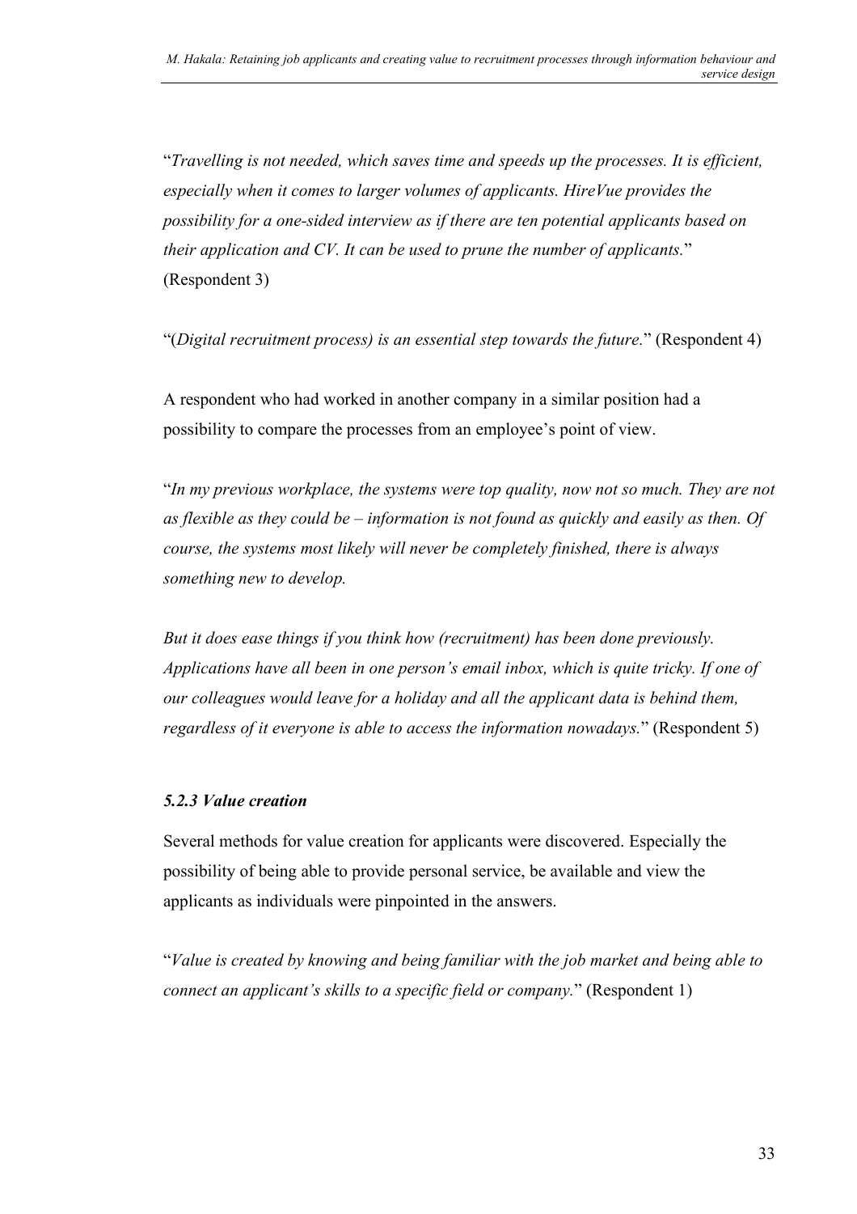"*Travelling is not needed, which saves time and speeds up the processes. It is efficient, especially when it comes to larger volumes of applicants. HireVue provides the possibility for a one-sided interview as if there are ten potential applicants based on their application and CV. It can be used to prune the number of applicants.*" (Respondent 3)

"(*Digital recruitment process) is an essential step towards the future.*" (Respondent 4)

A respondent who had worked in another company in a similar position had a possibility to compare the processes from an employee's point of view.

"*In my previous workplace, the systems were top quality, now not so much. They are not as flexible as they could be – information is not found as quickly and easily as then. Of course, the systems most likely will never be completely finished, there is always something new to develop.*

*But it does ease things if you think how (recruitment) has been done previously. Applications have all been in one person's email inbox, which is quite tricky. If one of our colleagues would leave for a holiday and all the applicant data is behind them, regardless of it everyone is able to access the information nowadays.*" (Respondent 5)

### *5.2.3 Value creation*

Several methods for value creation for applicants were discovered. Especially the possibility of being able to provide personal service, be available and view the applicants as individuals were pinpointed in the answers.

"*Value is created by knowing and being familiar with the job market and being able to connect an applicant's skills to a specific field or company.*" (Respondent 1)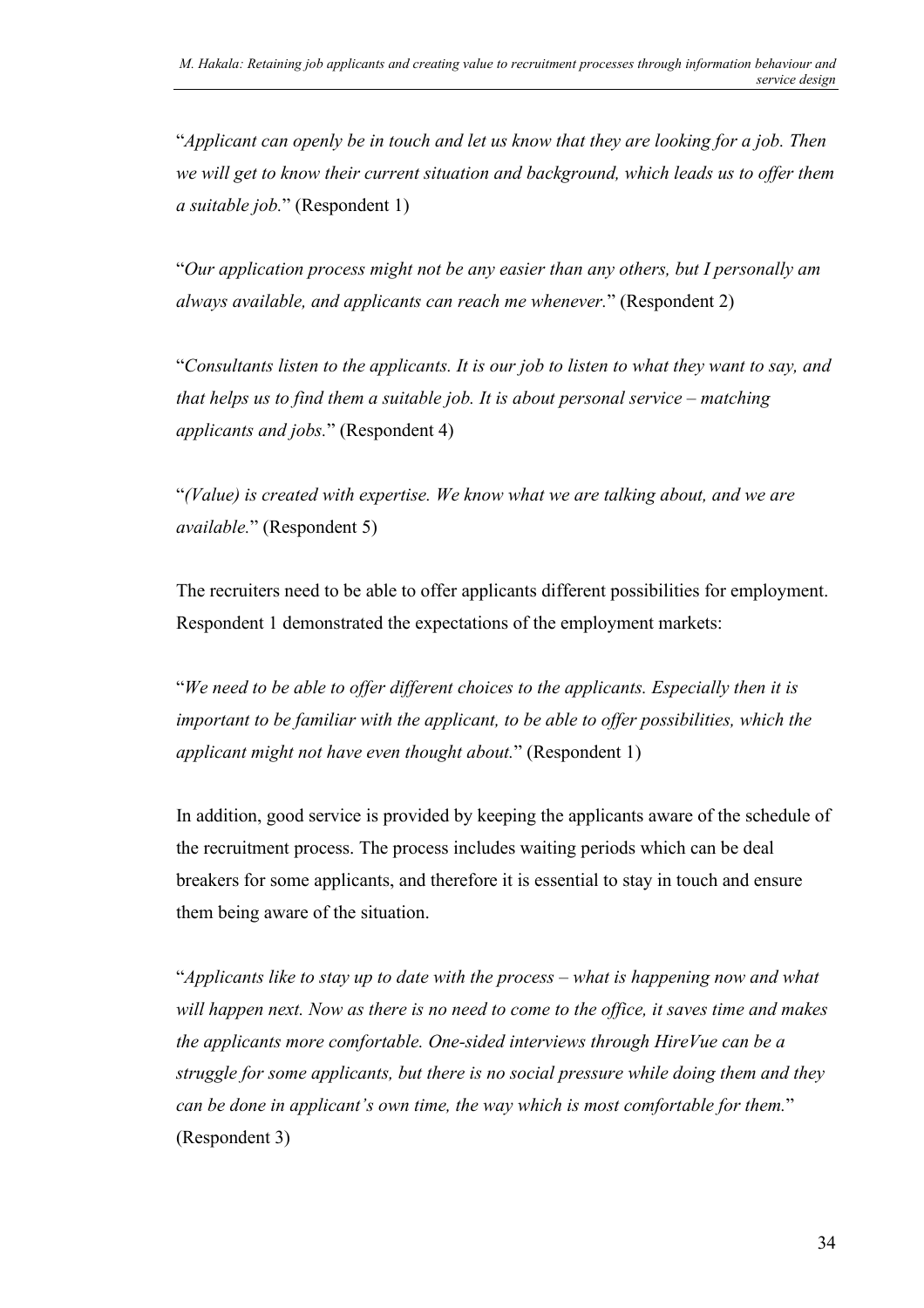"*Applicant can openly be in touch and let us know that they are looking for a job. Then we will get to know their current situation and background, which leads us to offer them a suitable job.*" (Respondent 1)

"*Our application process might not be any easier than any others, but I personally am always available, and applicants can reach me whenever.*" (Respondent 2)

"*Consultants listen to the applicants. It is our job to listen to what they want to say, and that helps us to find them a suitable job. It is about personal service – matching applicants and jobs.*" (Respondent 4)

"*(Value) is created with expertise. We know what we are talking about, and we are available.*" (Respondent 5)

The recruiters need to be able to offer applicants different possibilities for employment. Respondent 1 demonstrated the expectations of the employment markets:

"*We need to be able to offer different choices to the applicants. Especially then it is important to be familiar with the applicant, to be able to offer possibilities, which the applicant might not have even thought about.*" (Respondent 1)

In addition, good service is provided by keeping the applicants aware of the schedule of the recruitment process. The process includes waiting periods which can be deal breakers for some applicants, and therefore it is essential to stay in touch and ensure them being aware of the situation.

"*Applicants like to stay up to date with the process – what is happening now and what will happen next. Now as there is no need to come to the office, it saves time and makes the applicants more comfortable. One-sided interviews through HireVue can be a struggle for some applicants, but there is no social pressure while doing them and they can be done in applicant's own time, the way which is most comfortable for them.*" (Respondent 3)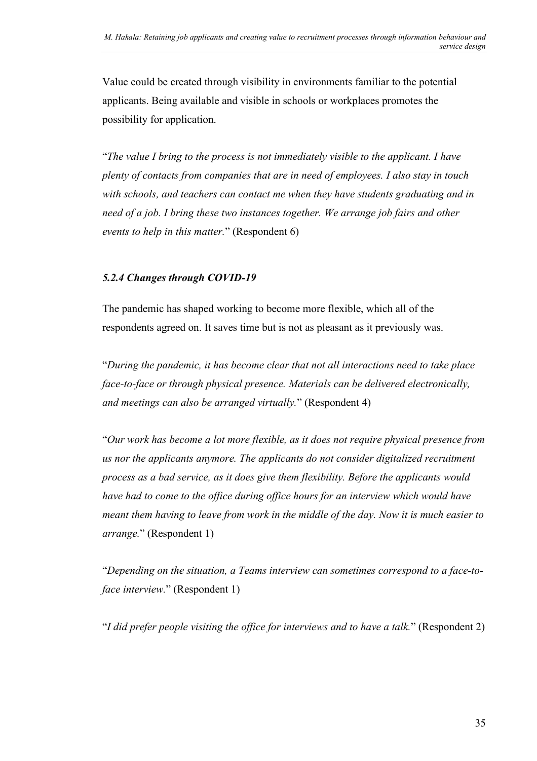Value could be created through visibility in environments familiar to the potential applicants. Being available and visible in schools or workplaces promotes the possibility for application.

"*The value I bring to the process is not immediately visible to the applicant. I have plenty of contacts from companies that are in need of employees. I also stay in touch with schools, and teachers can contact me when they have students graduating and in need of a job. I bring these two instances together. We arrange job fairs and other events to help in this matter.*" (Respondent 6)

#### *5.2.4 Changes through COVID-19*

The pandemic has shaped working to become more flexible, which all of the respondents agreed on. It saves time but is not as pleasant as it previously was.

"*During the pandemic, it has become clear that not all interactions need to take place face-to-face or through physical presence. Materials can be delivered electronically, and meetings can also be arranged virtually.*" (Respondent 4)

"*Our work has become a lot more flexible, as it does not require physical presence from us nor the applicants anymore. The applicants do not consider digitalized recruitment process as a bad service, as it does give them flexibility. Before the applicants would have had to come to the office during office hours for an interview which would have meant them having to leave from work in the middle of the day. Now it is much easier to arrange.*" (Respondent 1)

"*Depending on the situation, a Teams interview can sometimes correspond to a face-to-face interview.*" (Respondent 1)

"*I did prefer people visiting the office for interviews and to have a talk.*" (Respondent 2)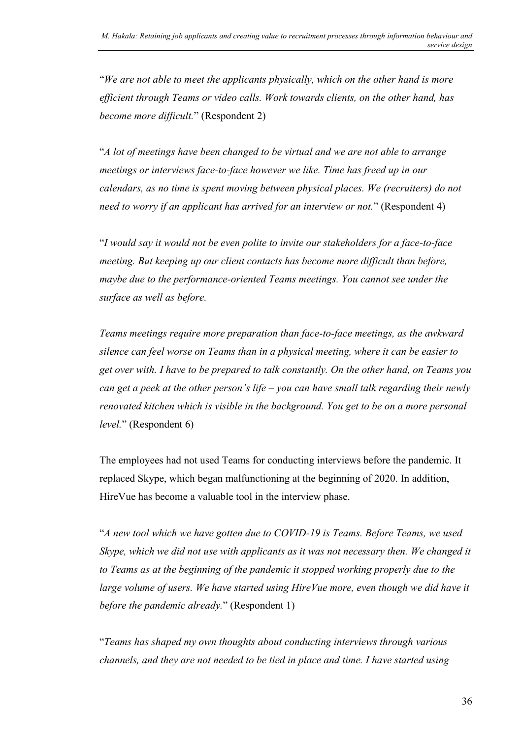"*We are not able to meet the applicants physically, which on the other hand is more efficient through Teams or video calls. Work towards clients, on the other hand, has become more difficult.*" (Respondent 2)

"*A lot of meetings have been changed to be virtual and we are not able to arrange meetings or interviews face-to-face however we like. Time has freed up in our calendars, as no time is spent moving between physical places. We (recruiters) do not need to worry if an applicant has arrived for an interview or not.*" (Respondent 4)

"*I would say it would not be even polite to invite our stakeholders for a face-to-face meeting. But keeping up our client contacts has become more difficult than before, maybe due to the performance-oriented Teams meetings. You cannot see under the surface as well as before.*

*Teams meetings require more preparation than face-to-face meetings, as the awkward silence can feel worse on Teams than in a physical meeting, where it can be easier to get over with. I have to be prepared to talk constantly. On the other hand, on Teams you can get a peek at the other person's life – you can have small talk regarding their newly renovated kitchen which is visible in the background. You get to be on a more personal level.*" (Respondent 6)

The employees had not used Teams for conducting interviews before the pandemic. It replaced Skype, which began malfunctioning at the beginning of 2020. In addition, HireVue has become a valuable tool in the interview phase.

"*A new tool which we have gotten due to COVID-19 is Teams. Before Teams, we used Skype, which we did not use with applicants as it was not necessary then. We changed it to Teams as at the beginning of the pandemic it stopped working properly due to the large volume of users. We have started using HireVue more, even though we did have it before the pandemic already.*" (Respondent 1)

"*Teams has shaped my own thoughts about conducting interviews through various channels, and they are not needed to be tied in place and time. I have started using*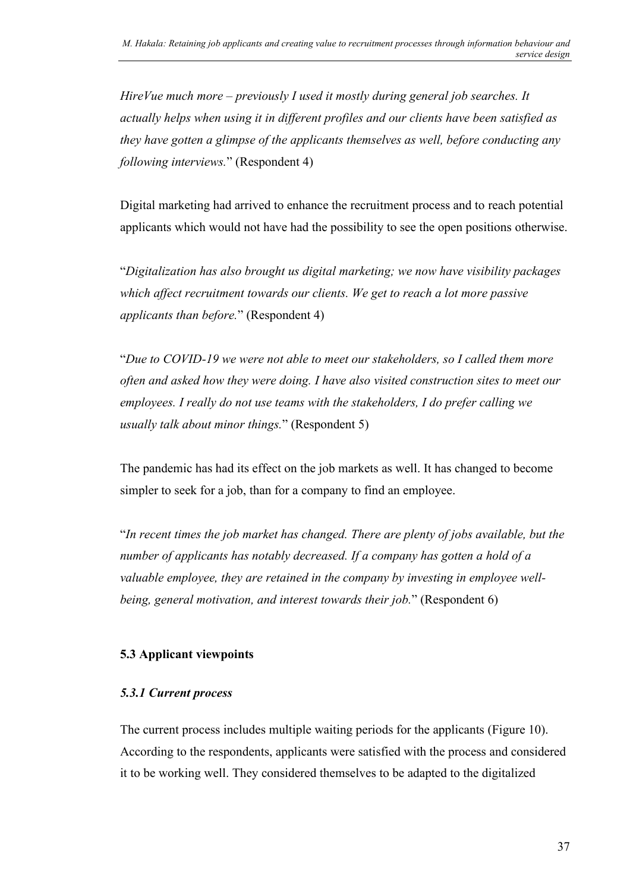*HireVue much more – previously I used it mostly during general job searches. It actually helps when using it in different profiles and our clients have been satisfied as they have gotten a glimpse of the applicants themselves as well, before conducting any following interviews.*" (Respondent 4)

Digital marketing had arrived to enhance the recruitment process and to reach potential applicants which would not have had the possibility to see the open positions otherwise.

"*Digitalization has also brought us digital marketing; we now have visibility packages which affect recruitment towards our clients. We get to reach a lot more passive applicants than before.*" (Respondent 4)

"*Due to COVID-19 we were not able to meet our stakeholders, so I called them more often and asked how they were doing. I have also visited construction sites to meet our employees. I really do not use teams with the stakeholders, I do prefer calling we usually talk about minor things.*" (Respondent 5)

The pandemic has had its effect on the job markets as well. It has changed to become simpler to seek for a job, than for a company to find an employee.

"*In recent times the job market has changed. There are plenty of jobs available, but the number of applicants has notably decreased. If a company has gotten a hold of a valuable employee, they are retained in the company by investing in employee well-being, general motivation, and interest towards their job.*" (Respondent 6)

## 5.3 Applicant viewpoints

### *5.3.1 Current process*

The current process includes multiple waiting periods for the applicants (Figure 10). According to the respondents, applicants were satisfied with the process and considered it to be working well. They considered themselves to be adapted to the digitalized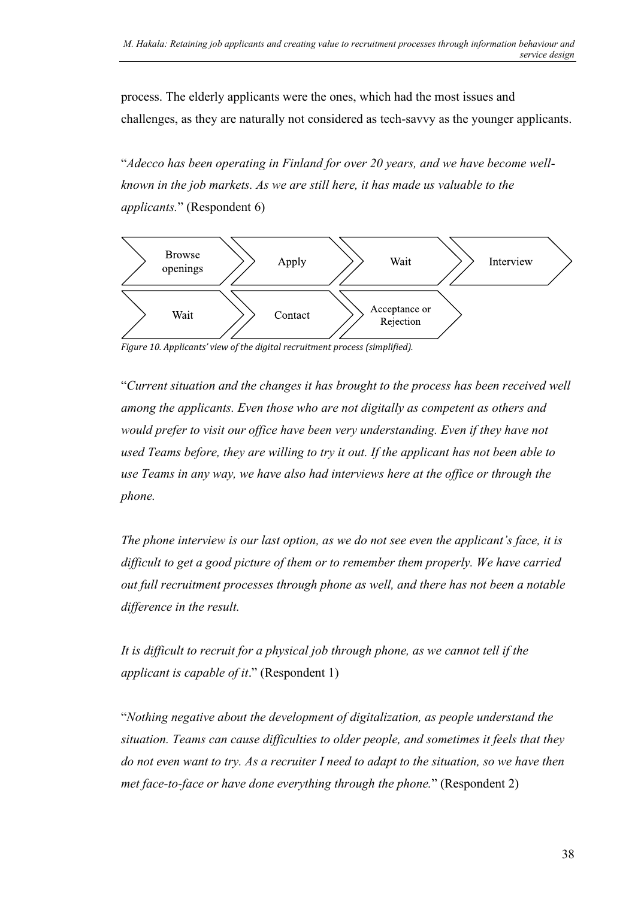process. The elderly applicants were the ones, which had the most issues and challenges, as they are naturally not considered as tech-savvy as the younger applicants.

"*Adecco has been operating in Finland for over 20 years, and we have become well-known in the job markets. As we are still here, it has made us valuable to the applicants.*" (Respondent 6)

Browse openings → Apply → Wait → Interview → Wait → Contact → Acceptance or Rejection

*Figure 10. Applicants' view of the digital recruitment process (simplified).*

"*Current situation and the changes it has brought to the process has been received well among the applicants. Even those who are not digitally as competent as others and would prefer to visit our office have been very understanding. Even if they have not used Teams before, they are willing to try it out. If the applicant has not been able to use Teams in any way, we have also had interviews here at the office or through the phone.*

*The phone interview is our last option, as we do not see even the applicant's face, it is difficult to get a good picture of them or to remember them properly. We have carried out full recruitment processes through phone as well, and there has not been a notable difference in the result.*

*It is difficult to recruit for a physical job through phone, as we cannot tell if the applicant is capable of it*." (Respondent 1)

"*Nothing negative about the development of digitalization, as people understand the situation. Teams can cause difficulties to older people, and sometimes it feels that they do not even want to try. As a recruiter I need to adapt to the situation, so we have then met face-to-face or have done everything through the phone.*" (Respondent 2)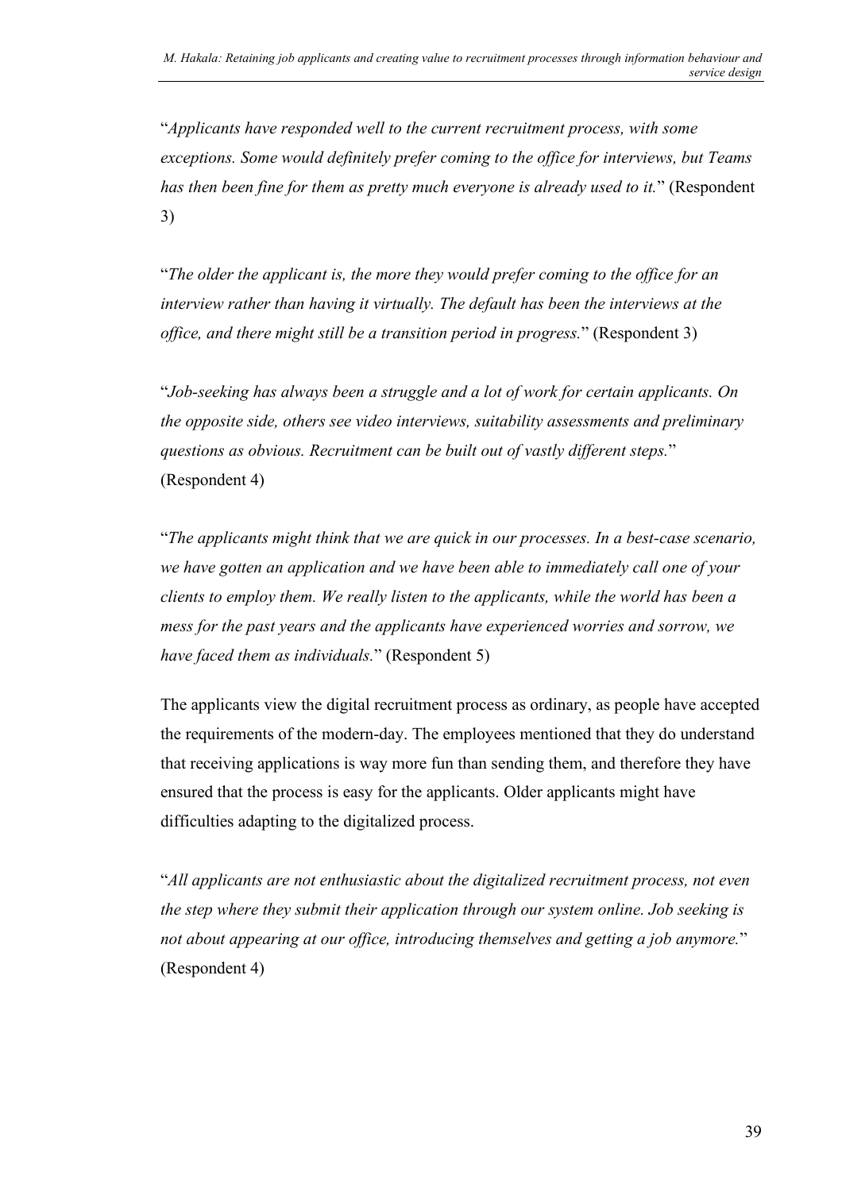"*Applicants have responded well to the current recruitment process, with some exceptions. Some would definitely prefer coming to the office for interviews, but Teams has then been fine for them as pretty much everyone is already used to it.*" (Respondent 3)

"*The older the applicant is, the more they would prefer coming to the office for an interview rather than having it virtually. The default has been the interviews at the office, and there might still be a transition period in progress.*" (Respondent 3)

"*Job-seeking has always been a struggle and a lot of work for certain applicants. On the opposite side, others see video interviews, suitability assessments and preliminary questions as obvious. Recruitment can be built out of vastly different steps.*" (Respondent 4)

"*The applicants might think that we are quick in our processes. In a best-case scenario, we have gotten an application and we have been able to immediately call one of your clients to employ them. We really listen to the applicants, while the world has been a mess for the past years and the applicants have experienced worries and sorrow, we have faced them as individuals.*" (Respondent 5)

The applicants view the digital recruitment process as ordinary, as people have accepted the requirements of the modern-day. The employees mentioned that they do understand that receiving applications is way more fun than sending them, and therefore they have ensured that the process is easy for the applicants. Older applicants might have difficulties adapting to the digitalized process.

"*All applicants are not enthusiastic about the digitalized recruitment process, not even the step where they submit their application through our system online. Job seeking is not about appearing at our office, introducing themselves and getting a job anymore.*" (Respondent 4)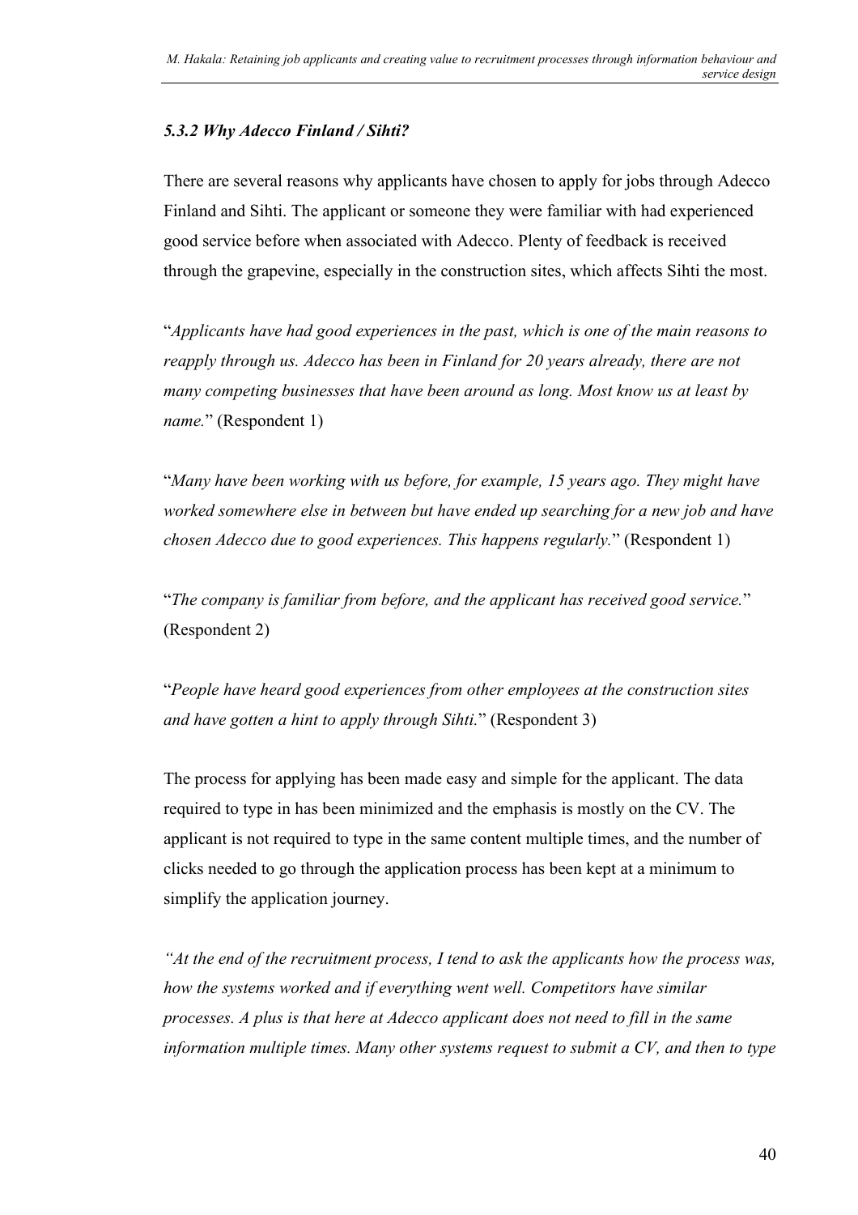### *5.3.2 Why Adecco Finland / Sihti?*

There are several reasons why applicants have chosen to apply for jobs through Adecco Finland and Sihti. The applicant or someone they were familiar with had experienced good service before when associated with Adecco. Plenty of feedback is received through the grapevine, especially in the construction sites, which affects Sihti the most.

"*Applicants have had good experiences in the past, which is one of the main reasons to reapply through us. Adecco has been in Finland for 20 years already, there are not many competing businesses that have been around as long. Most know us at least by name.*" (Respondent 1)

"*Many have been working with us before, for example, 15 years ago. They might have worked somewhere else in between but have ended up searching for a new job and have chosen Adecco due to good experiences. This happens regularly.*" (Respondent 1)

"*The company is familiar from before, and the applicant has received good service.*" (Respondent 2)

"*People have heard good experiences from other employees at the construction sites and have gotten a hint to apply through Sihti.*" (Respondent 3)

The process for applying has been made easy and simple for the applicant. The data required to type in has been minimized and the emphasis is mostly on the CV. The applicant is not required to type in the same content multiple times, and the number of clicks needed to go through the application process has been kept at a minimum to simplify the application journey.

*"At the end of the recruitment process, I tend to ask the applicants how the process was, how the systems worked and if everything went well. Competitors have similar processes. A plus is that here at Adecco applicant does not need to fill in the same information multiple times. Many other systems request to submit a CV, and then to type*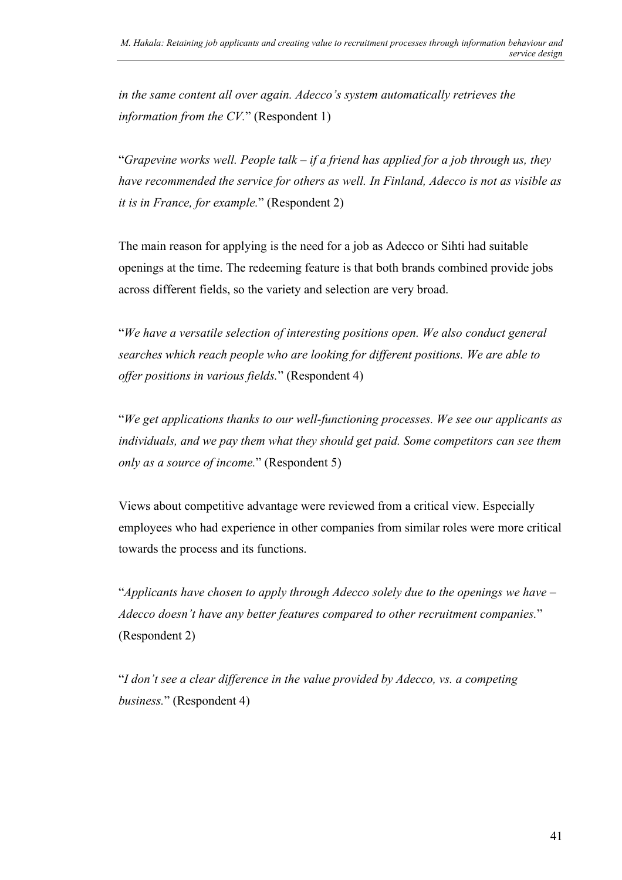*in the same content all over again. Adecco's system automatically retrieves the information from the CV.*" (Respondent 1)

"*Grapevine works well. People talk – if a friend has applied for a job through us, they have recommended the service for others as well. In Finland, Adecco is not as visible as it is in France, for example.*" (Respondent 2)

The main reason for applying is the need for a job as Adecco or Sihti had suitable openings at the time. The redeeming feature is that both brands combined provide jobs across different fields, so the variety and selection are very broad.

"*We have a versatile selection of interesting positions open. We also conduct general searches which reach people who are looking for different positions. We are able to offer positions in various fields.*" (Respondent 4)

"*We get applications thanks to our well-functioning processes. We see our applicants as individuals, and we pay them what they should get paid. Some competitors can see them only as a source of income.*" (Respondent 5)

Views about competitive advantage were reviewed from a critical view. Especially employees who had experience in other companies from similar roles were more critical towards the process and its functions.

"*Applicants have chosen to apply through Adecco solely due to the openings we have – Adecco doesn't have any better features compared to other recruitment companies.*" (Respondent 2)

"*I don't see a clear difference in the value provided by Adecco, vs. a competing business.*" (Respondent 4)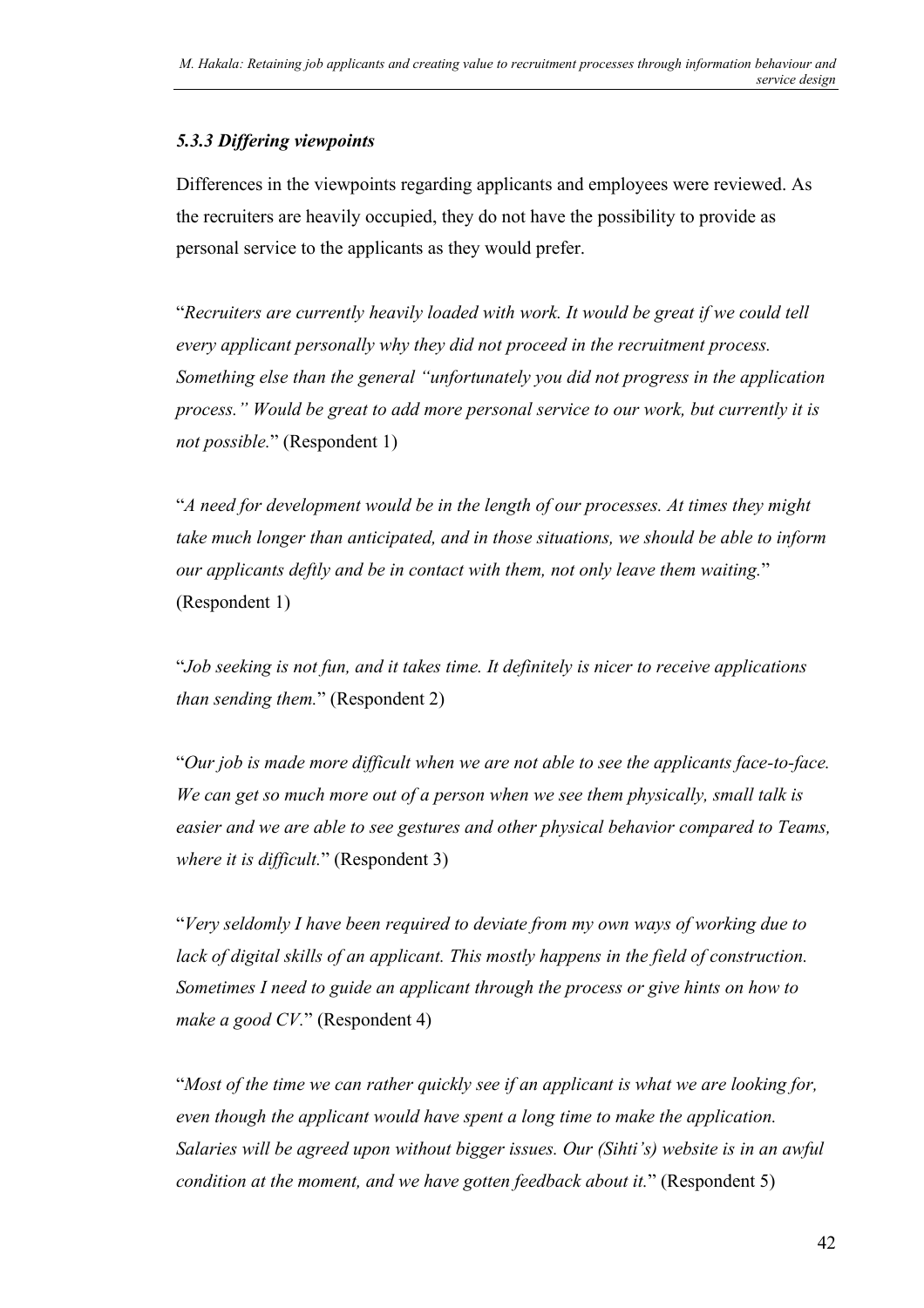### *5.3.3 Differing viewpoints*

Differences in the viewpoints regarding applicants and employees were reviewed. As the recruiters are heavily occupied, they do not have the possibility to provide as personal service to the applicants as they would prefer.

"*Recruiters are currently heavily loaded with work. It would be great if we could tell every applicant personally why they did not proceed in the recruitment process. Something else than the general "unfortunately you did not progress in the application process." Would be great to add more personal service to our work, but currently it is not possible.*" (Respondent 1)

"*A need for development would be in the length of our processes. At times they might take much longer than anticipated, and in those situations, we should be able to inform our applicants deftly and be in contact with them, not only leave them waiting.*" (Respondent 1)

"*Job seeking is not fun, and it takes time. It definitely is nicer to receive applications than sending them.*" (Respondent 2)

"*Our job is made more difficult when we are not able to see the applicants face-to-face. We can get so much more out of a person when we see them physically, small talk is easier and we are able to see gestures and other physical behavior compared to Teams, where it is difficult.*" (Respondent 3)

"*Very seldomly I have been required to deviate from my own ways of working due to lack of digital skills of an applicant. This mostly happens in the field of construction. Sometimes I need to guide an applicant through the process or give hints on how to make a good CV.*" (Respondent 4)

"*Most of the time we can rather quickly see if an applicant is what we are looking for, even though the applicant would have spent a long time to make the application. Salaries will be agreed upon without bigger issues. Our (Sihti's) website is in an awful condition at the moment, and we have gotten feedback about it.*" (Respondent 5)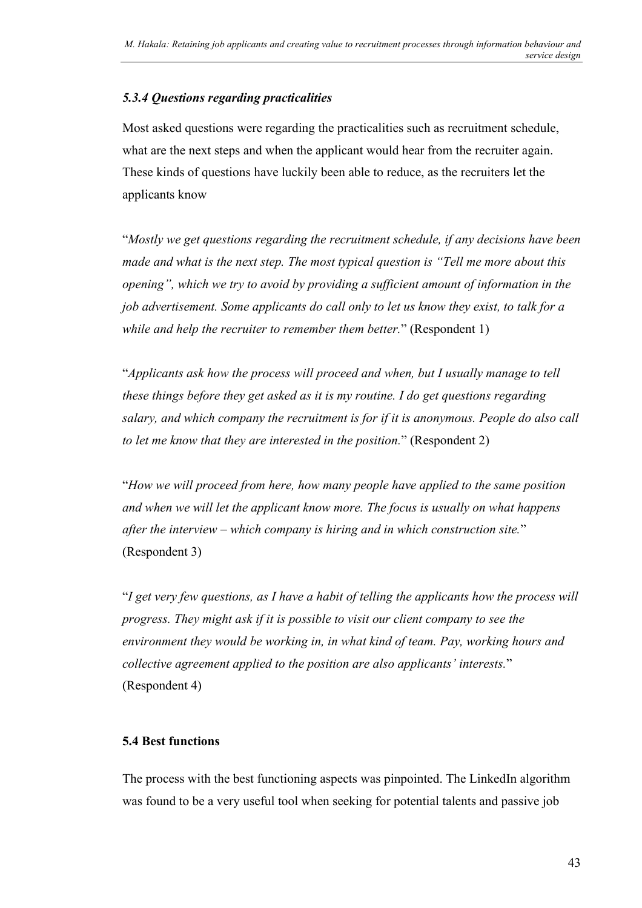### *5.3.4 Questions regarding practicalities*

Most asked questions were regarding the practicalities such as recruitment schedule, what are the next steps and when the applicant would hear from the recruiter again. These kinds of questions have luckily been able to reduce, as the recruiters let the applicants know

"*Mostly we get questions regarding the recruitment schedule, if any decisions have been made and what is the next step. The most typical question is "Tell me more about this opening", which we try to avoid by providing a sufficient amount of information in the job advertisement. Some applicants do call only to let us know they exist, to talk for a while and help the recruiter to remember them better.*" (Respondent 1)

"*Applicants ask how the process will proceed and when, but I usually manage to tell these things before they get asked as it is my routine. I do get questions regarding salary, and which company the recruitment is for if it is anonymous. People do also call to let me know that they are interested in the position.*" (Respondent 2)

"*How we will proceed from here, how many people have applied to the same position and when we will let the applicant know more. The focus is usually on what happens after the interview – which company is hiring and in which construction site.*" (Respondent 3)

"*I get very few questions, as I have a habit of telling the applicants how the process will progress. They might ask if it is possible to visit our client company to see the environment they would be working in, in what kind of team. Pay, working hours and collective agreement applied to the position are also applicants' interests.*" (Respondent 4)

### 5.4 Best functions

The process with the best functioning aspects was pinpointed. The LinkedIn algorithm was found to be a very useful tool when seeking for potential talents and passive job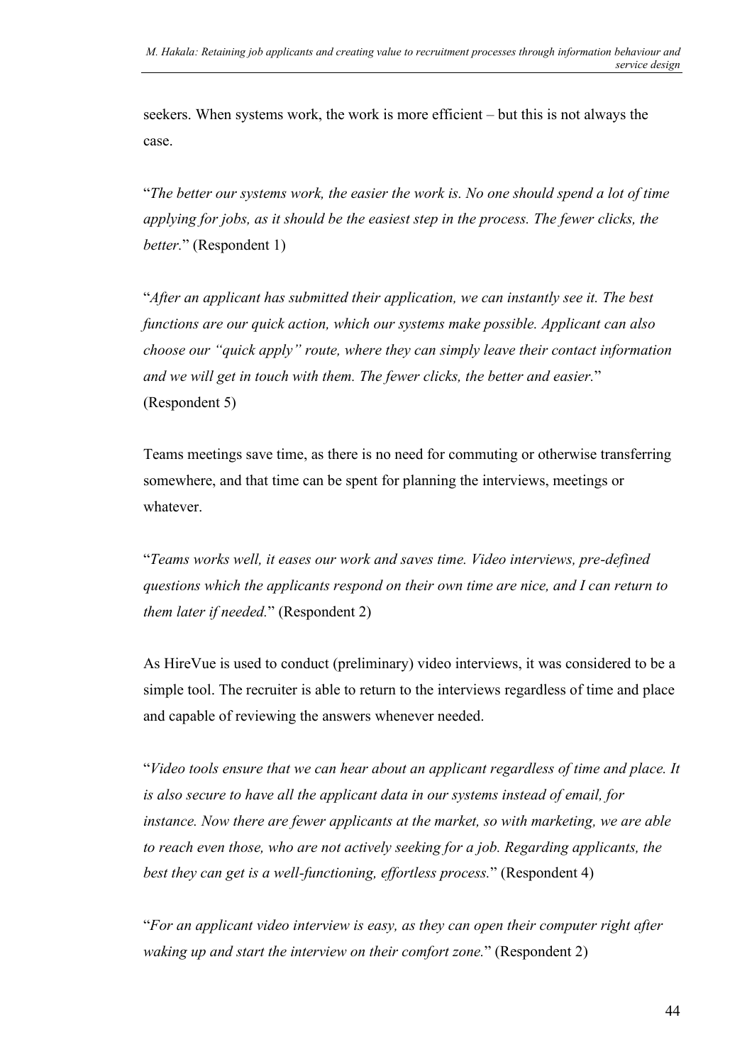seekers. When systems work, the work is more efficient – but this is not always the case.

"*The better our systems work, the easier the work is. No one should spend a lot of time applying for jobs, as it should be the easiest step in the process. The fewer clicks, the better.*" (Respondent 1)

"*After an applicant has submitted their application, we can instantly see it. The best functions are our quick action, which our systems make possible. Applicant can also choose our "quick apply" route, where they can simply leave their contact information and we will get in touch with them. The fewer clicks, the better and easier.*" (Respondent 5)

Teams meetings save time, as there is no need for commuting or otherwise transferring somewhere, and that time can be spent for planning the interviews, meetings or whatever.

"*Teams works well, it eases our work and saves time. Video interviews, pre-defined questions which the applicants respond on their own time are nice, and I can return to them later if needed.*" (Respondent 2)

As HireVue is used to conduct (preliminary) video interviews, it was considered to be a simple tool. The recruiter is able to return to the interviews regardless of time and place and capable of reviewing the answers whenever needed.

"*Video tools ensure that we can hear about an applicant regardless of time and place. It is also secure to have all the applicant data in our systems instead of email, for instance. Now there are fewer applicants at the market, so with marketing, we are able to reach even those, who are not actively seeking for a job. Regarding applicants, the best they can get is a well-functioning, effortless process.*" (Respondent 4)

"*For an applicant video interview is easy, as they can open their computer right after waking up and start the interview on their comfort zone.*" (Respondent 2)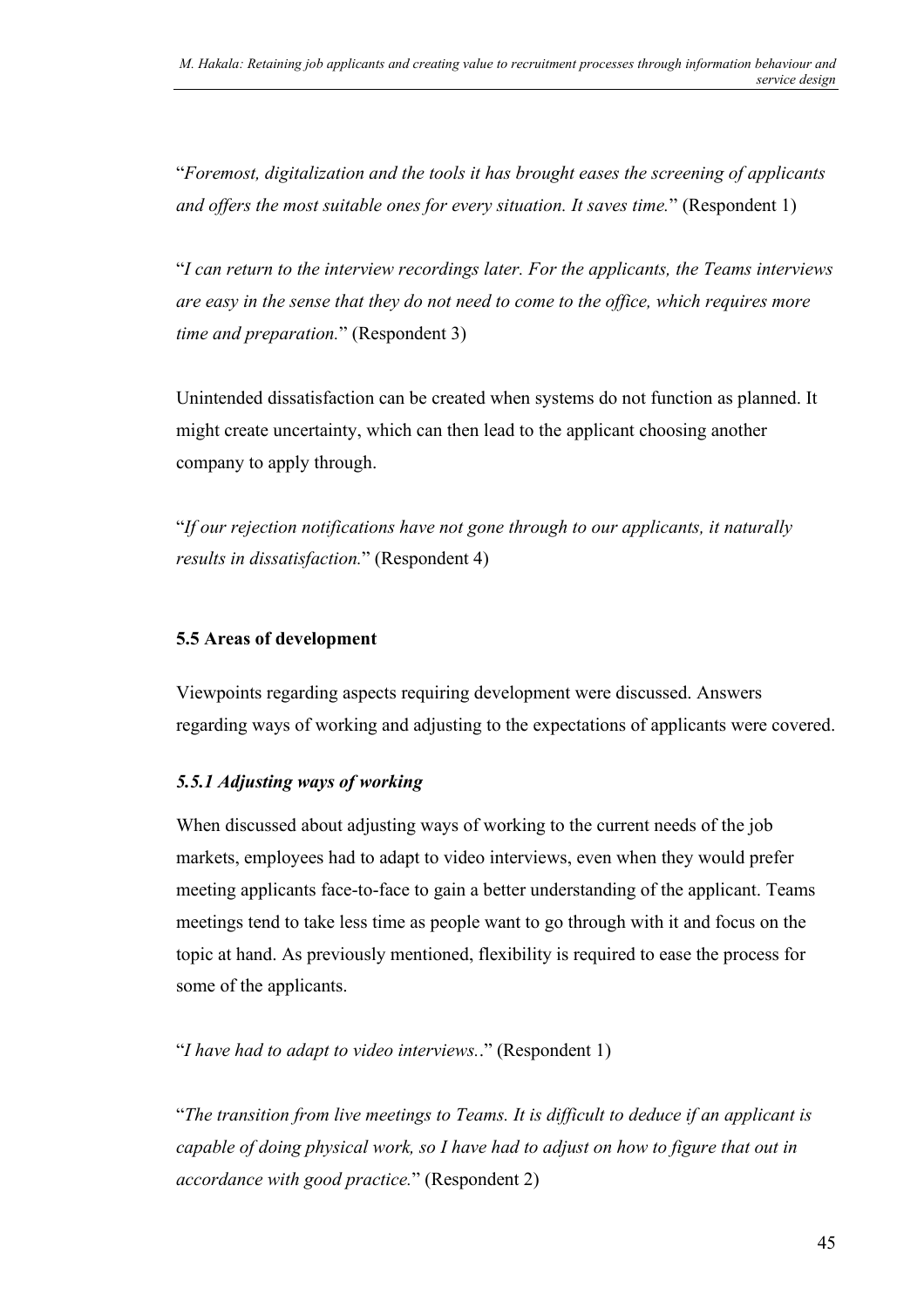"*Foremost, digitalization and the tools it has brought eases the screening of applicants and offers the most suitable ones for every situation. It saves time.*" (Respondent 1)

"*I can return to the interview recordings later. For the applicants, the Teams interviews are easy in the sense that they do not need to come to the office, which requires more time and preparation.*" (Respondent 3)

Unintended dissatisfaction can be created when systems do not function as planned. It might create uncertainty, which can then lead to the applicant choosing another company to apply through.

"*If our rejection notifications have not gone through to our applicants, it naturally results in dissatisfaction.*" (Respondent 4)

## 5.5 Areas of development

Viewpoints regarding aspects requiring development were discussed. Answers regarding ways of working and adjusting to the expectations of applicants were covered.

### *5.5.1 Adjusting ways of working*

When discussed about adjusting ways of working to the current needs of the job markets, employees had to adapt to video interviews, even when they would prefer meeting applicants face-to-face to gain a better understanding of the applicant. Teams meetings tend to take less time as people want to go through with it and focus on the topic at hand. As previously mentioned, flexibility is required to ease the process for some of the applicants.

"*I have had to adapt to video interviews.*." (Respondent 1)

"*The transition from live meetings to Teams. It is difficult to deduce if an applicant is capable of doing physical work, so I have had to adjust on how to figure that out in accordance with good practice.*" (Respondent 2)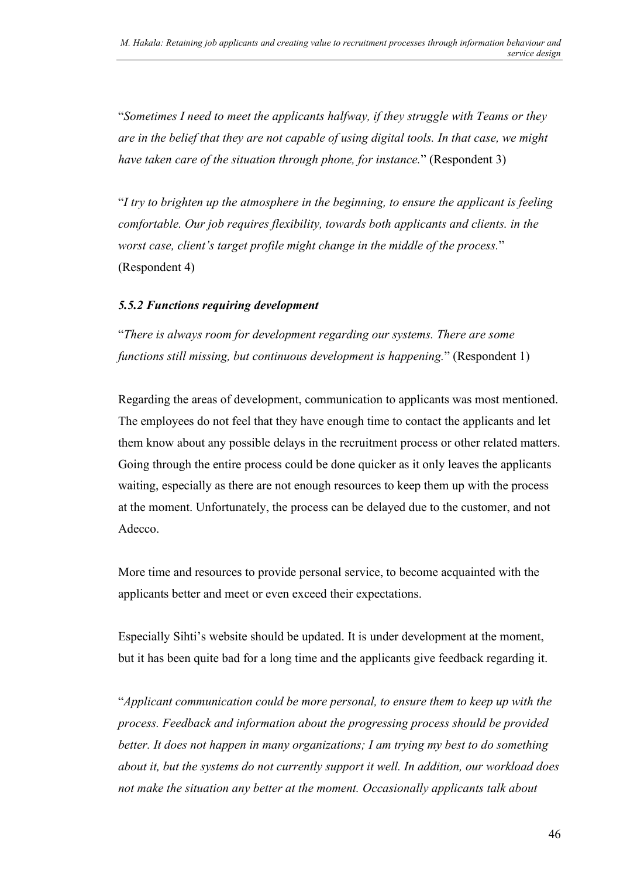"*Sometimes I need to meet the applicants halfway, if they struggle with Teams or they are in the belief that they are not capable of using digital tools. In that case, we might have taken care of the situation through phone, for instance.*" (Respondent 3)

"*I try to brighten up the atmosphere in the beginning, to ensure the applicant is feeling comfortable. Our job requires flexibility, towards both applicants and clients. in the worst case, client's target profile might change in the middle of the process.*" (Respondent 4)

### *5.5.2 Functions requiring development*

"*There is always room for development regarding our systems. There are some functions still missing, but continuous development is happening.*" (Respondent 1)

Regarding the areas of development, communication to applicants was most mentioned. The employees do not feel that they have enough time to contact the applicants and let them know about any possible delays in the recruitment process or other related matters. Going through the entire process could be done quicker as it only leaves the applicants waiting, especially as there are not enough resources to keep them up with the process at the moment. Unfortunately, the process can be delayed due to the customer, and not Adecco.

More time and resources to provide personal service, to become acquainted with the applicants better and meet or even exceed their expectations.

Especially Sihti's website should be updated. It is under development at the moment, but it has been quite bad for a long time and the applicants give feedback regarding it.

"*Applicant communication could be more personal, to ensure them to keep up with the process. Feedback and information about the progressing process should be provided better. It does not happen in many organizations; I am trying my best to do something about it, but the systems do not currently support it well. In addition, our workload does not make the situation any better at the moment. Occasionally applicants talk about*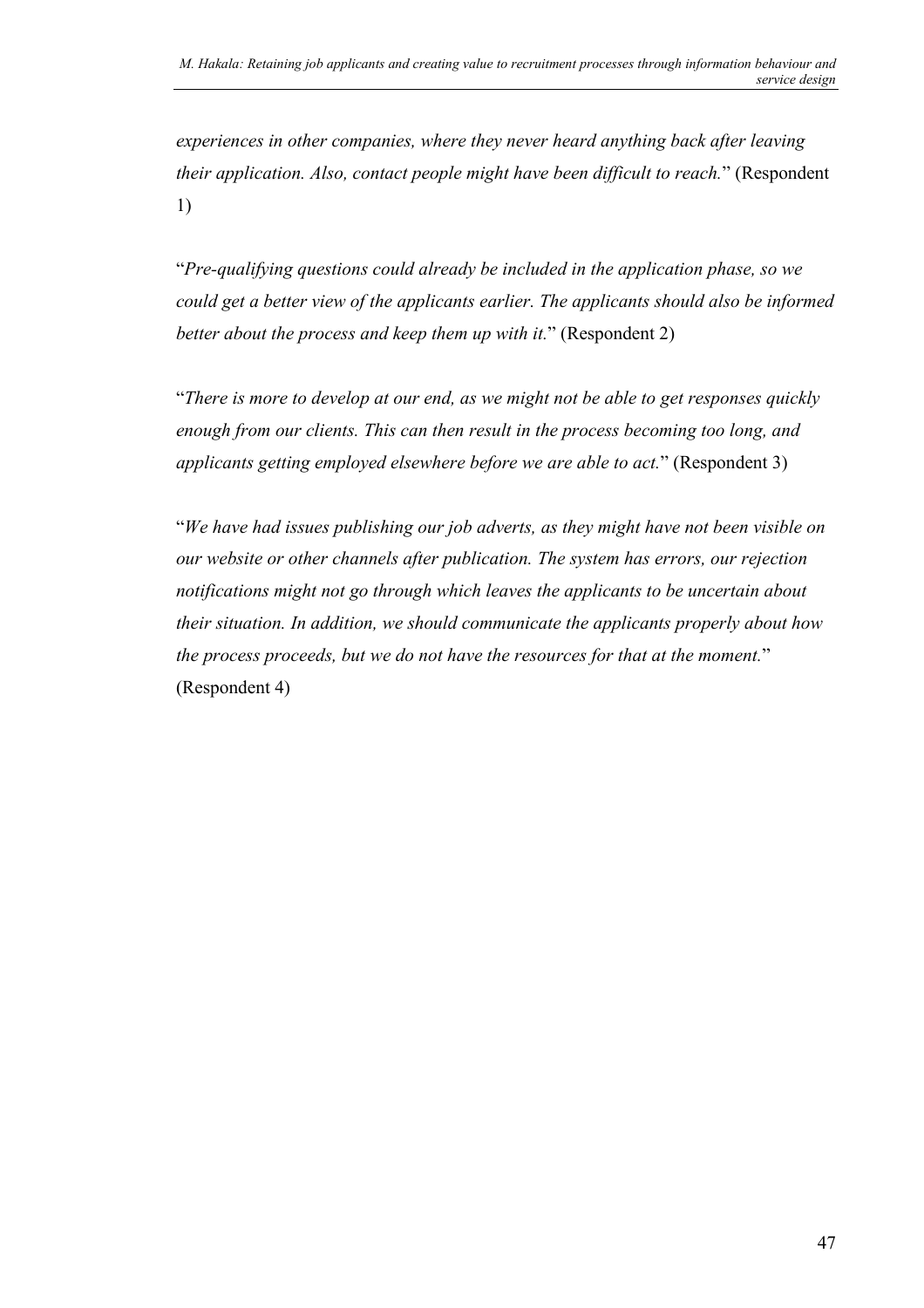*experiences in other companies, where they never heard anything back after leaving their application. Also, contact people might have been difficult to reach.*" (Respondent 1)

"*Pre-qualifying questions could already be included in the application phase, so we could get a better view of the applicants earlier. The applicants should also be informed better about the process and keep them up with it.*" (Respondent 2)

"*There is more to develop at our end, as we might not be able to get responses quickly enough from our clients. This can then result in the process becoming too long, and applicants getting employed elsewhere before we are able to act.*" (Respondent 3)

"*We have had issues publishing our job adverts, as they might have not been visible on our website or other channels after publication. The system has errors, our rejection notifications might not go through which leaves the applicants to be uncertain about their situation. In addition, we should communicate the applicants properly about how the process proceeds, but we do not have the resources for that at the moment.*" (Respondent 4)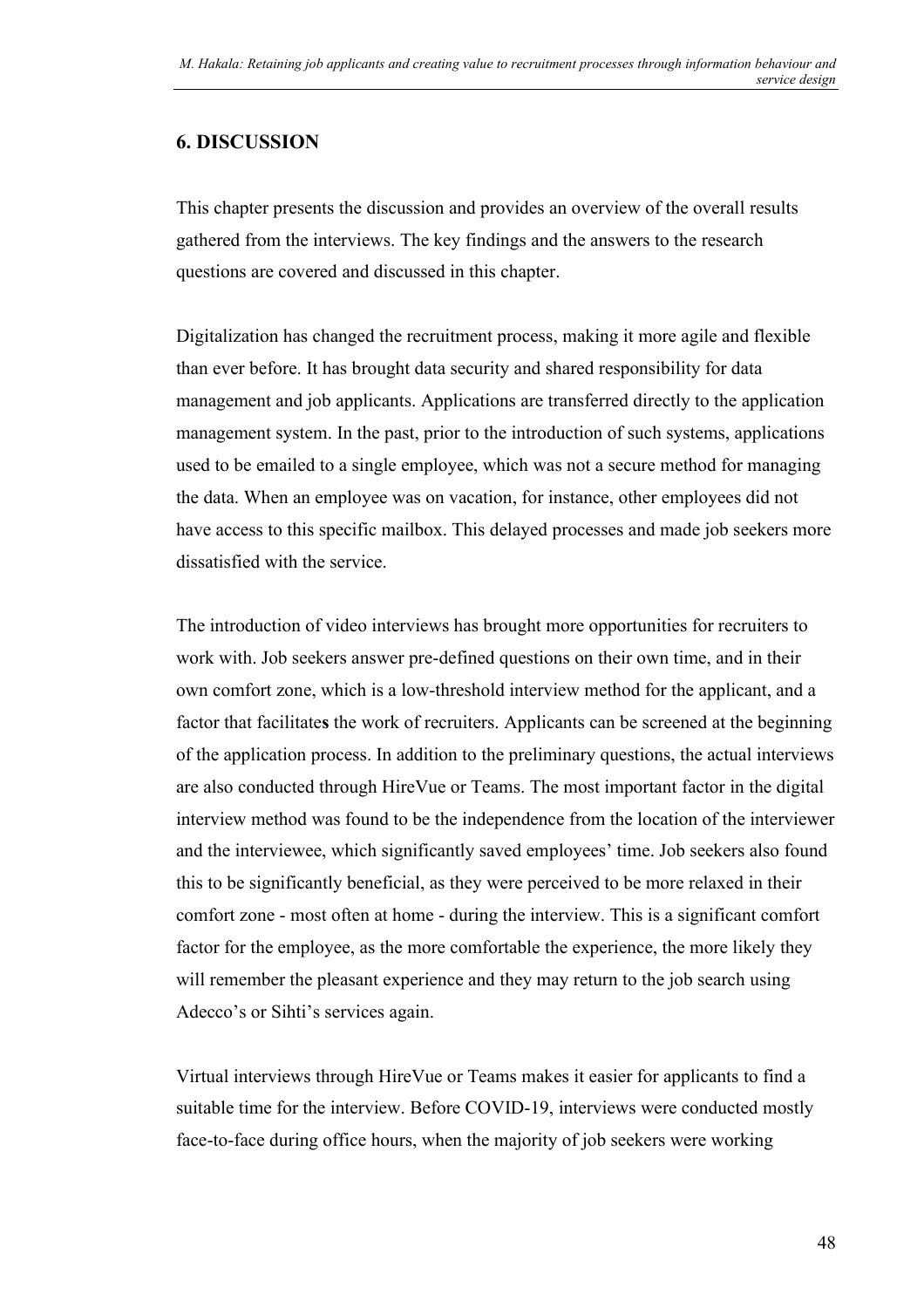## 6. DISCUSSION

This chapter presents the discussion and provides an overview of the overall results gathered from the interviews. The key findings and the answers to the research questions are covered and discussed in this chapter.

Digitalization has changed the recruitment process, making it more agile and flexible than ever before. It has brought data security and shared responsibility for data management and job applicants. Applications are transferred directly to the application management system. In the past, prior to the introduction of such systems, applications used to be emailed to a single employee, which was not a secure method for managing the data. When an employee was on vacation, for instance, other employees did not have access to this specific mailbox. This delayed processes and made job seekers more dissatisfied with the service.

The introduction of video interviews has brought more opportunities for recruiters to work with. Job seekers answer pre-defined questions on their own time, and in their own comfort zone, which is a low-threshold interview method for the applicant, and a factor that facilitates the work of recruiters. Applicants can be screened at the beginning of the application process. In addition to the preliminary questions, the actual interviews are also conducted through HireVue or Teams. The most important factor in the digital interview method was found to be the independence from the location of the interviewer and the interviewee, which significantly saved employees' time. Job seekers also found this to be significantly beneficial, as they were perceived to be more relaxed in their comfort zone - most often at home - during the interview. This is a significant comfort factor for the employee, as the more comfortable the experience, the more likely they will remember the pleasant experience and they may return to the job search using Adecco's or Sihti's services again.

Virtual interviews through HireVue or Teams makes it easier for applicants to find a suitable time for the interview. Before COVID-19, interviews were conducted mostly face-to-face during office hours, when the majority of job seekers were working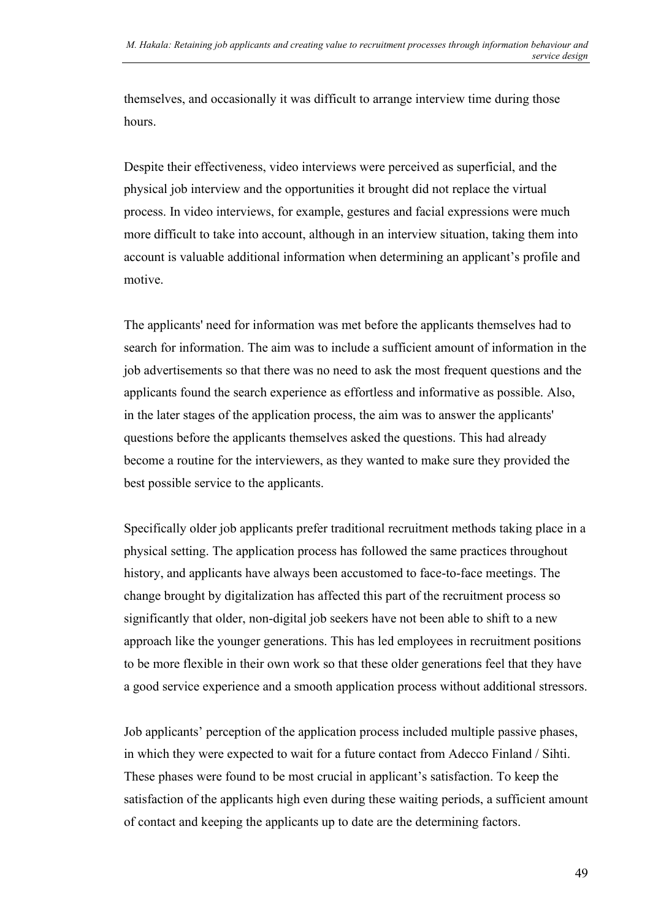themselves, and occasionally it was difficult to arrange interview time during those hours.

Despite their effectiveness, video interviews were perceived as superficial, and the physical job interview and the opportunities it brought did not replace the virtual process. In video interviews, for example, gestures and facial expressions were much more difficult to take into account, although in an interview situation, taking them into account is valuable additional information when determining an applicant's profile and motive.

The applicants' need for information was met before the applicants themselves had to search for information. The aim was to include a sufficient amount of information in the job advertisements so that there was no need to ask the most frequent questions and the applicants found the search experience as effortless and informative as possible. Also, in the later stages of the application process, the aim was to answer the applicants' questions before the applicants themselves asked the questions. This had already become a routine for the interviewers, as they wanted to make sure they provided the best possible service to the applicants.

Specifically older job applicants prefer traditional recruitment methods taking place in a physical setting. The application process has followed the same practices throughout history, and applicants have always been accustomed to face-to-face meetings. The change brought by digitalization has affected this part of the recruitment process so significantly that older, non-digital job seekers have not been able to shift to a new approach like the younger generations. This has led employees in recruitment positions to be more flexible in their own work so that these older generations feel that they have a good service experience and a smooth application process without additional stressors.

Job applicants' perception of the application process included multiple passive phases, in which they were expected to wait for a future contact from Adecco Finland / Sihti. These phases were found to be most crucial in applicant's satisfaction. To keep the satisfaction of the applicants high even during these waiting periods, a sufficient amount of contact and keeping the applicants up to date are the determining factors.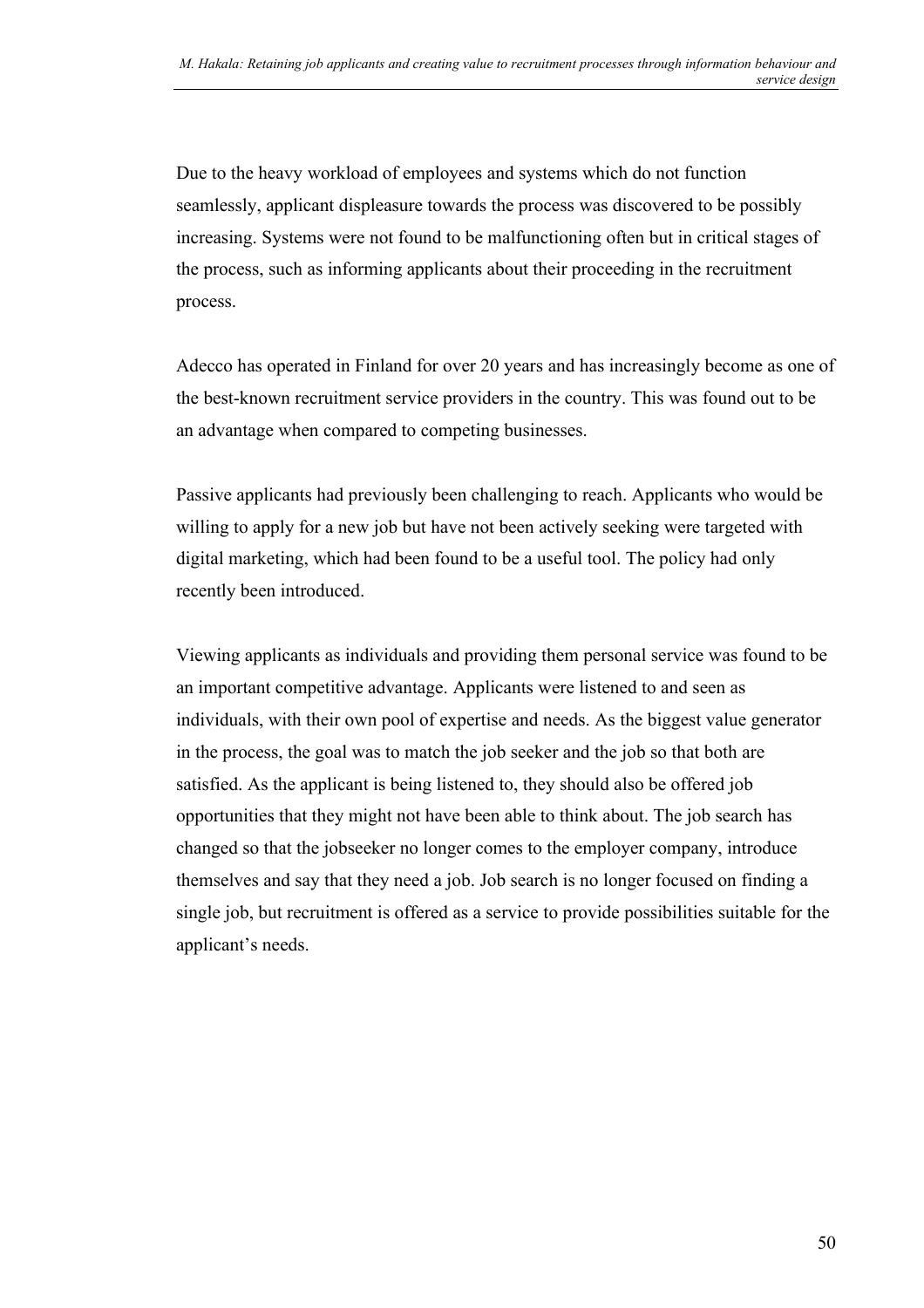Due to the heavy workload of employees and systems which do not function seamlessly, applicant displeasure towards the process was discovered to be possibly increasing. Systems were not found to be malfunctioning often but in critical stages of the process, such as informing applicants about their proceeding in the recruitment process.

Adecco has operated in Finland for over 20 years and has increasingly become as one of the best-known recruitment service providers in the country. This was found out to be an advantage when compared to competing businesses.

Passive applicants had previously been challenging to reach. Applicants who would be willing to apply for a new job but have not been actively seeking were targeted with digital marketing, which had been found to be a useful tool. The policy had only recently been introduced.

Viewing applicants as individuals and providing them personal service was found to be an important competitive advantage. Applicants were listened to and seen as individuals, with their own pool of expertise and needs. As the biggest value generator in the process, the goal was to match the job seeker and the job so that both are satisfied. As the applicant is being listened to, they should also be offered job opportunities that they might not have been able to think about. The job search has changed so that the jobseeker no longer comes to the employer company, introduce themselves and say that they need a job. Job search is no longer focused on finding a single job, but recruitment is offered as a service to provide possibilities suitable for the applicant's needs.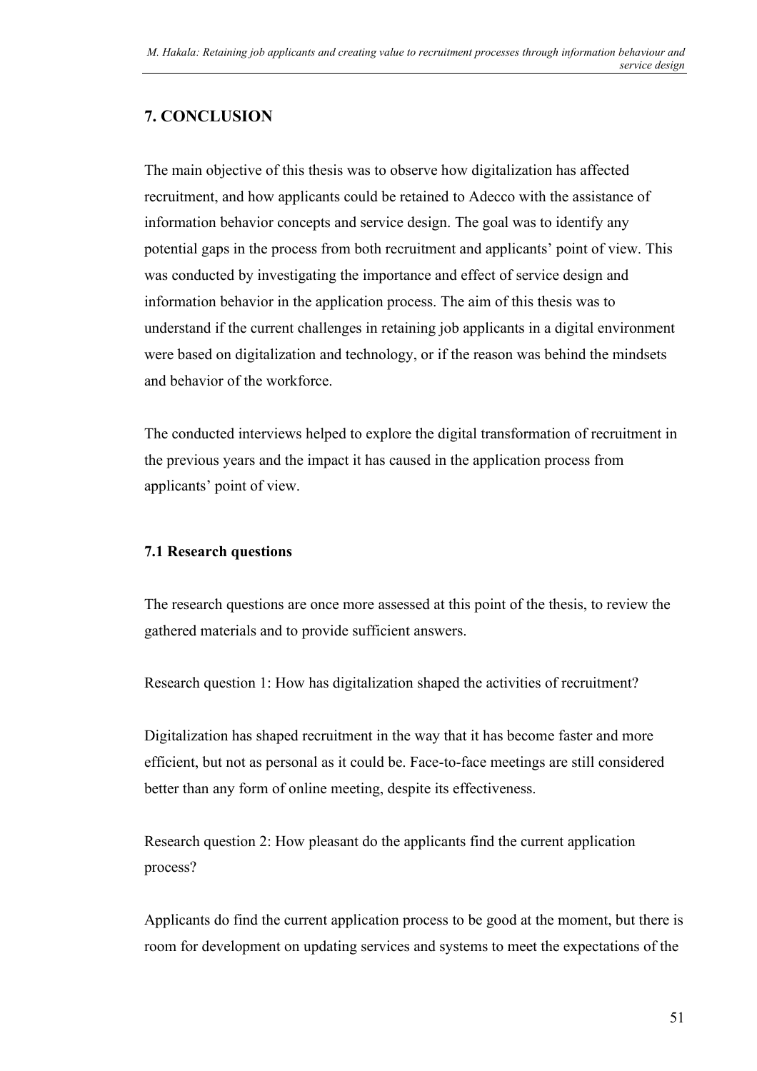## 7. CONCLUSION

The main objective of this thesis was to observe how digitalization has affected recruitment, and how applicants could be retained to Adecco with the assistance of information behavior concepts and service design. The goal was to identify any potential gaps in the process from both recruitment and applicants' point of view. This was conducted by investigating the importance and effect of service design and information behavior in the application process. The aim of this thesis was to understand if the current challenges in retaining job applicants in a digital environment were based on digitalization and technology, or if the reason was behind the mindsets and behavior of the workforce.

The conducted interviews helped to explore the digital transformation of recruitment in the previous years and the impact it has caused in the application process from applicants' point of view.

### 7.1 Research questions

The research questions are once more assessed at this point of the thesis, to review the gathered materials and to provide sufficient answers.

Research question 1: How has digitalization shaped the activities of recruitment?

Digitalization has shaped recruitment in the way that it has become faster and more efficient, but not as personal as it could be. Face-to-face meetings are still considered better than any form of online meeting, despite its effectiveness.

Research question 2: How pleasant do the applicants find the current application process?

Applicants do find the current application process to be good at the moment, but there is room for development on updating services and systems to meet the expectations of the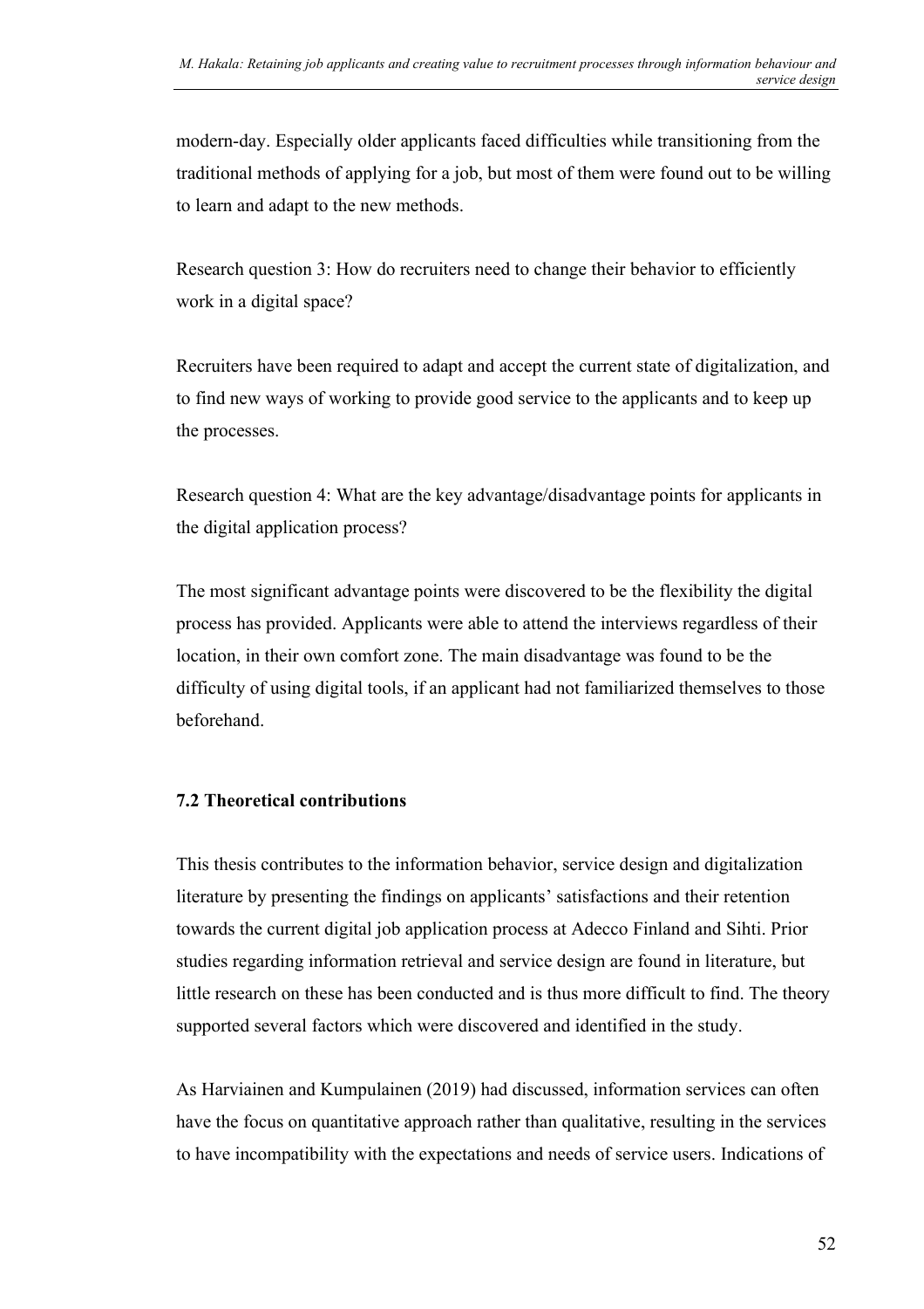modern-day. Especially older applicants faced difficulties while transitioning from the traditional methods of applying for a job, but most of them were found out to be willing to learn and adapt to the new methods.

Research question 3: How do recruiters need to change their behavior to efficiently work in a digital space?

Recruiters have been required to adapt and accept the current state of digitalization, and to find new ways of working to provide good service to the applicants and to keep up the processes.

Research question 4: What are the key advantage/disadvantage points for applicants in the digital application process?

The most significant advantage points were discovered to be the flexibility the digital process has provided. Applicants were able to attend the interviews regardless of their location, in their own comfort zone. The main disadvantage was found to be the difficulty of using digital tools, if an applicant had not familiarized themselves to those beforehand.

### 7.2 Theoretical contributions

This thesis contributes to the information behavior, service design and digitalization literature by presenting the findings on applicants' satisfactions and their retention towards the current digital job application process at Adecco Finland and Sihti. Prior studies regarding information retrieval and service design are found in literature, but little research on these has been conducted and is thus more difficult to find. The theory supported several factors which were discovered and identified in the study.

As Harviainen and Kumpulainen (2019) had discussed, information services can often have the focus on quantitative approach rather than qualitative, resulting in the services to have incompatibility with the expectations and needs of service users. Indications of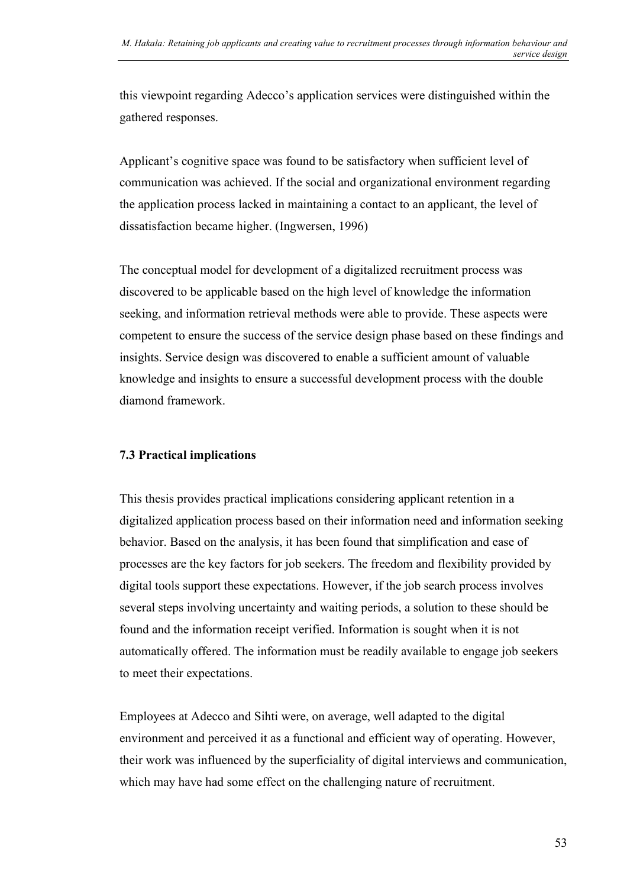this viewpoint regarding Adecco's application services were distinguished within the gathered responses.

Applicant's cognitive space was found to be satisfactory when sufficient level of communication was achieved. If the social and organizational environment regarding the application process lacked in maintaining a contact to an applicant, the level of dissatisfaction became higher. (Ingwersen, 1996)

The conceptual model for development of a digitalized recruitment process was discovered to be applicable based on the high level of knowledge the information seeking, and information retrieval methods were able to provide. These aspects were competent to ensure the success of the service design phase based on these findings and insights. Service design was discovered to enable a sufficient amount of valuable knowledge and insights to ensure a successful development process with the double diamond framework.

### 7.3 Practical implications

This thesis provides practical implications considering applicant retention in a digitalized application process based on their information need and information seeking behavior. Based on the analysis, it has been found that simplification and ease of processes are the key factors for job seekers. The freedom and flexibility provided by digital tools support these expectations. However, if the job search process involves several steps involving uncertainty and waiting periods, a solution to these should be found and the information receipt verified. Information is sought when it is not automatically offered. The information must be readily available to engage job seekers to meet their expectations.

Employees at Adecco and Sihti were, on average, well adapted to the digital environment and perceived it as a functional and efficient way of operating. However, their work was influenced by the superficiality of digital interviews and communication, which may have had some effect on the challenging nature of recruitment.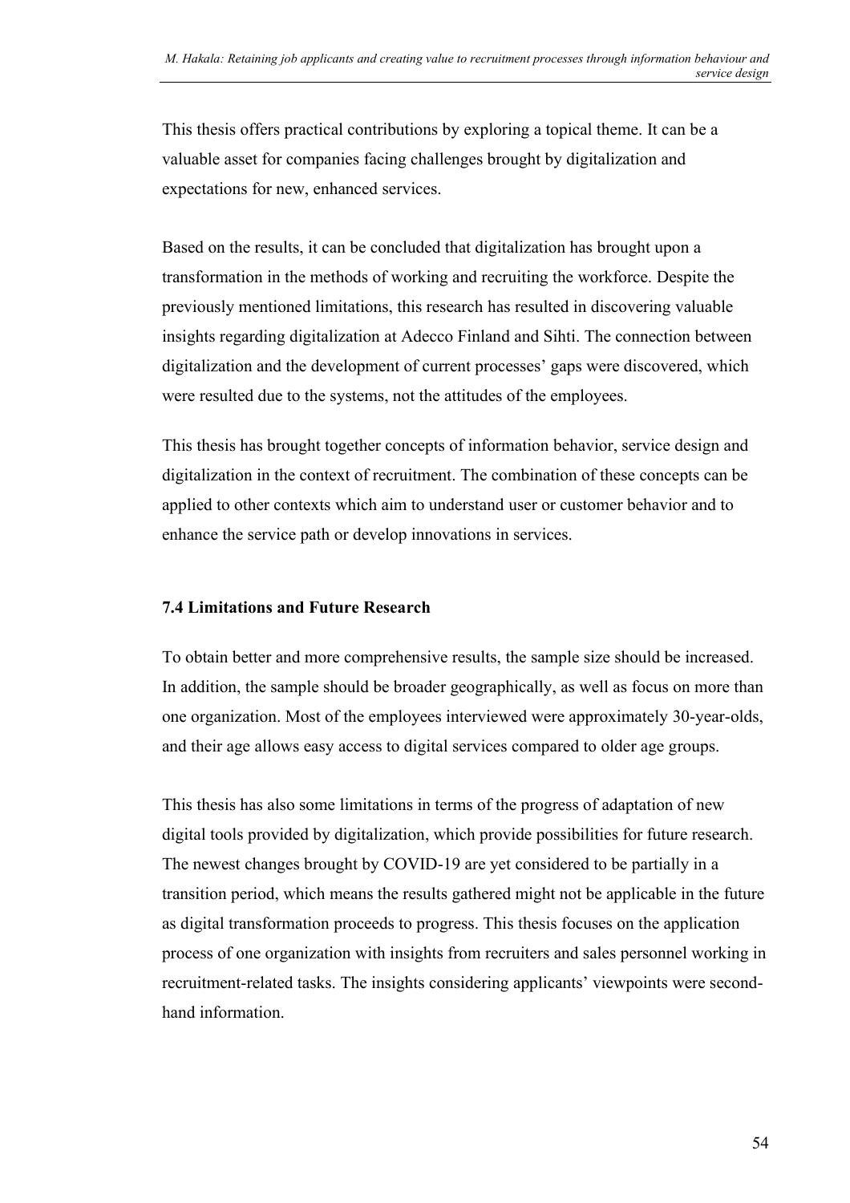This thesis offers practical contributions by exploring a topical theme. It can be a valuable asset for companies facing challenges brought by digitalization and expectations for new, enhanced services.

Based on the results, it can be concluded that digitalization has brought upon a transformation in the methods of working and recruiting the workforce. Despite the previously mentioned limitations, this research has resulted in discovering valuable insights regarding digitalization at Adecco Finland and Sihti. The connection between digitalization and the development of current processes' gaps were discovered, which were resulted due to the systems, not the attitudes of the employees.

This thesis has brought together concepts of information behavior, service design and digitalization in the context of recruitment. The combination of these concepts can be applied to other contexts which aim to understand user or customer behavior and to enhance the service path or develop innovations in services.

### 7.4 Limitations and Future Research

To obtain better and more comprehensive results, the sample size should be increased. In addition, the sample should be broader geographically, as well as focus on more than one organization. Most of the employees interviewed were approximately 30-year-olds, and their age allows easy access to digital services compared to older age groups.

This thesis has also some limitations in terms of the progress of adaptation of new digital tools provided by digitalization, which provide possibilities for future research. The newest changes brought by COVID-19 are yet considered to be partially in a transition period, which means the results gathered might not be applicable in the future as digital transformation proceeds to progress. This thesis focuses on the application process of one organization with insights from recruiters and sales personnel working in recruitment-related tasks. The insights considering applicants' viewpoints were second-hand information.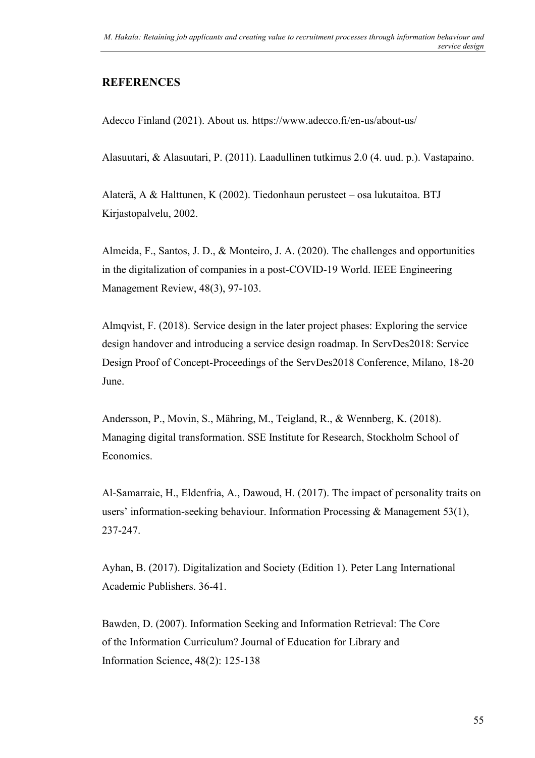## REFERENCES

Adecco Finland (2021). About us. https://www.adecco.fi/en-us/about-us/

Alasuutari, & Alasuutari, P. (2011). Laadullinen tutkimus 2.0 (4. uud. p.). Vastapaino.

Alaterä, A & Halttunen, K (2002). Tiedonhaun perusteet – osa lukutaitoa. BTJ Kirjastopalvelu, 2002.

Almeida, F., Santos, J. D., & Monteiro, J. A. (2020). The challenges and opportunities in the digitalization of companies in a post-COVID-19 World. IEEE Engineering Management Review, 48(3), 97-103.

Almqvist, F. (2018). Service design in the later project phases: Exploring the service design handover and introducing a service design roadmap. In ServDes2018: Service Design Proof of Concept-Proceedings of the ServDes2018 Conference, Milano, 18-20 June.

Andersson, P., Movin, S., Mähring, M., Teigland, R., & Wennberg, K. (2018). Managing digital transformation. SSE Institute for Research, Stockholm School of Economics.

Al-Samarraie, H., Eldenfria, A., Dawoud, H. (2017). The impact of personality traits on users' information-seeking behaviour. Information Processing & Management 53(1), 237-247.

Ayhan, B. (2017). Digitalization and Society (Edition 1). Peter Lang International Academic Publishers. 36-41.

Bawden, D. (2007). Information Seeking and Information Retrieval: The Core of the Information Curriculum? Journal of Education for Library and Information Science, 48(2): 125-138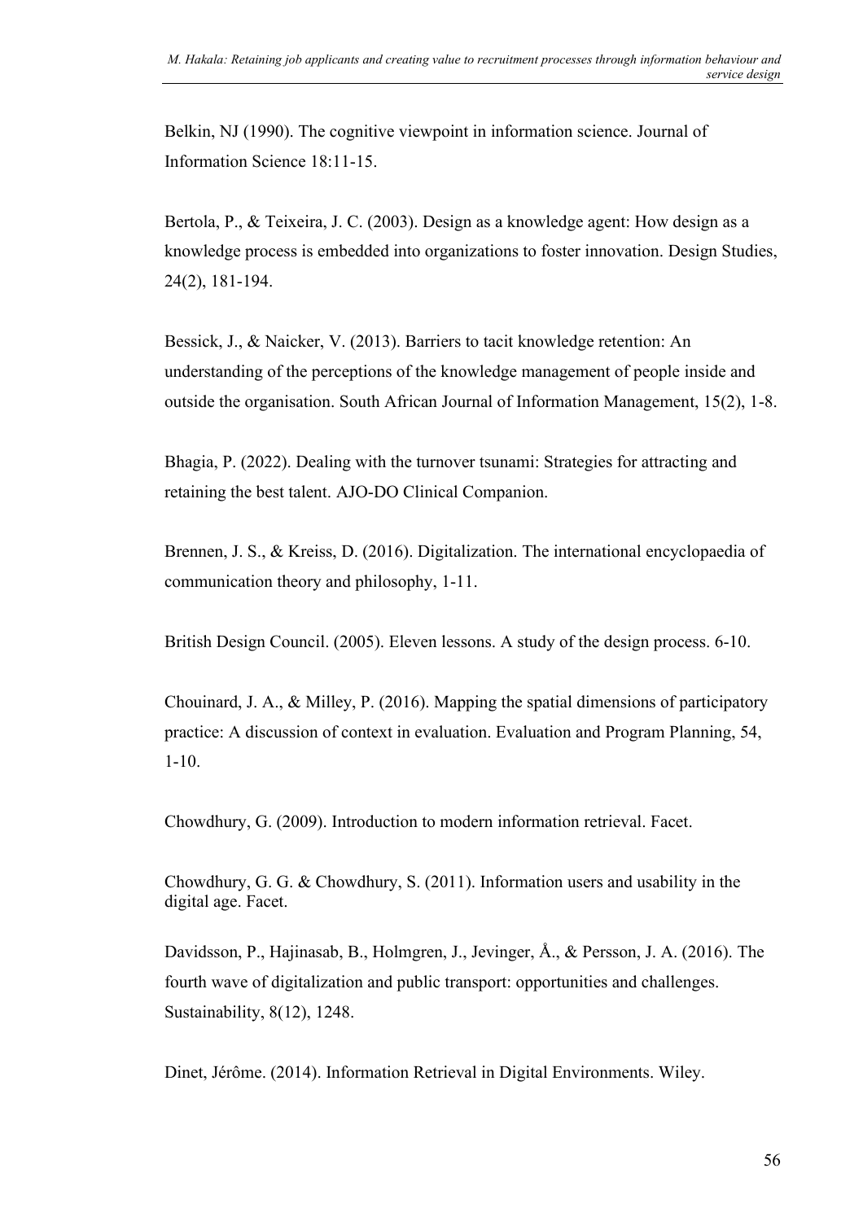Belkin, NJ (1990). The cognitive viewpoint in information science. Journal of Information Science 18:11-15.

Bertola, P., & Teixeira, J. C. (2003). Design as a knowledge agent: How design as a knowledge process is embedded into organizations to foster innovation. Design Studies, 24(2), 181-194.

Bessick, J., & Naicker, V. (2013). Barriers to tacit knowledge retention: An understanding of the perceptions of the knowledge management of people inside and outside the organisation. South African Journal of Information Management, 15(2), 1-8.

Bhagia, P. (2022). Dealing with the turnover tsunami: Strategies for attracting and retaining the best talent. AJO-DO Clinical Companion.

Brennen, J. S., & Kreiss, D. (2016). Digitalization. The international encyclopaedia of communication theory and philosophy, 1-11.

British Design Council. (2005). Eleven lessons. A study of the design process. 6-10.

Chouinard, J. A., & Milley, P. (2016). Mapping the spatial dimensions of participatory practice: A discussion of context in evaluation. Evaluation and Program Planning, 54, 1-10.

Chowdhury, G. (2009). Introduction to modern information retrieval. Facet.

Chowdhury, G. G. & Chowdhury, S. (2011). Information users and usability in the digital age. Facet.

Davidsson, P., Hajinasab, B., Holmgren, J., Jevinger, Å., & Persson, J. A. (2016). The fourth wave of digitalization and public transport: opportunities and challenges. Sustainability, 8(12), 1248.

Dinet, Jérôme. (2014). Information Retrieval in Digital Environments. Wiley.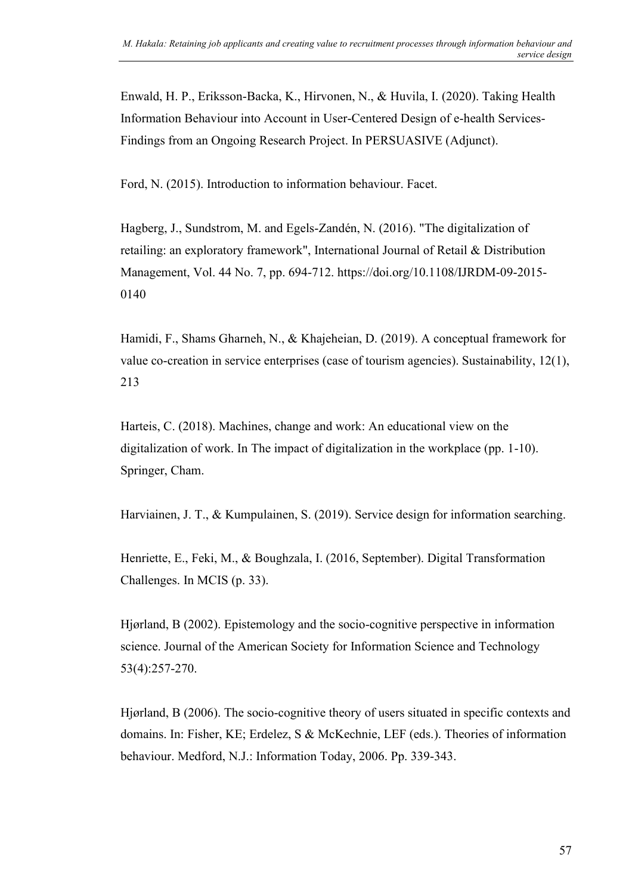Enwald, H. P., Eriksson-Backa, K., Hirvonen, N., & Huvila, I. (2020). Taking Health Information Behaviour into Account in User-Centered Design of e-health Services-Findings from an Ongoing Research Project. In PERSUASIVE (Adjunct).

Ford, N. (2015). Introduction to information behaviour. Facet.

Hagberg, J., Sundstrom, M. and Egels-Zandén, N. (2016). "The digitalization of retailing: an exploratory framework", International Journal of Retail & Distribution Management, Vol. 44 No. 7, pp. 694-712. https://doi.org/10.1108/IJRDM-09-2015-0140

Hamidi, F., Shams Gharneh, N., & Khajeheian, D. (2019). A conceptual framework for value co-creation in service enterprises (case of tourism agencies). Sustainability, 12(1), 213

Harteis, C. (2018). Machines, change and work: An educational view on the digitalization of work. In The impact of digitalization in the workplace (pp. 1-10). Springer, Cham.

Harviainen, J. T., & Kumpulainen, S. (2019). Service design for information searching.

Henriette, E., Feki, M., & Boughzala, I. (2016, September). Digital Transformation Challenges. In MCIS (p. 33).

Hjørland, B (2002). Epistemology and the socio-cognitive perspective in information science. Journal of the American Society for Information Science and Technology 53(4):257-270.

Hjørland, B (2006). The socio-cognitive theory of users situated in specific contexts and domains. In: Fisher, KE; Erdelez, S & McKechnie, LEF (eds.). Theories of information behaviour. Medford, N.J.: Information Today, 2006. Pp. 339-343.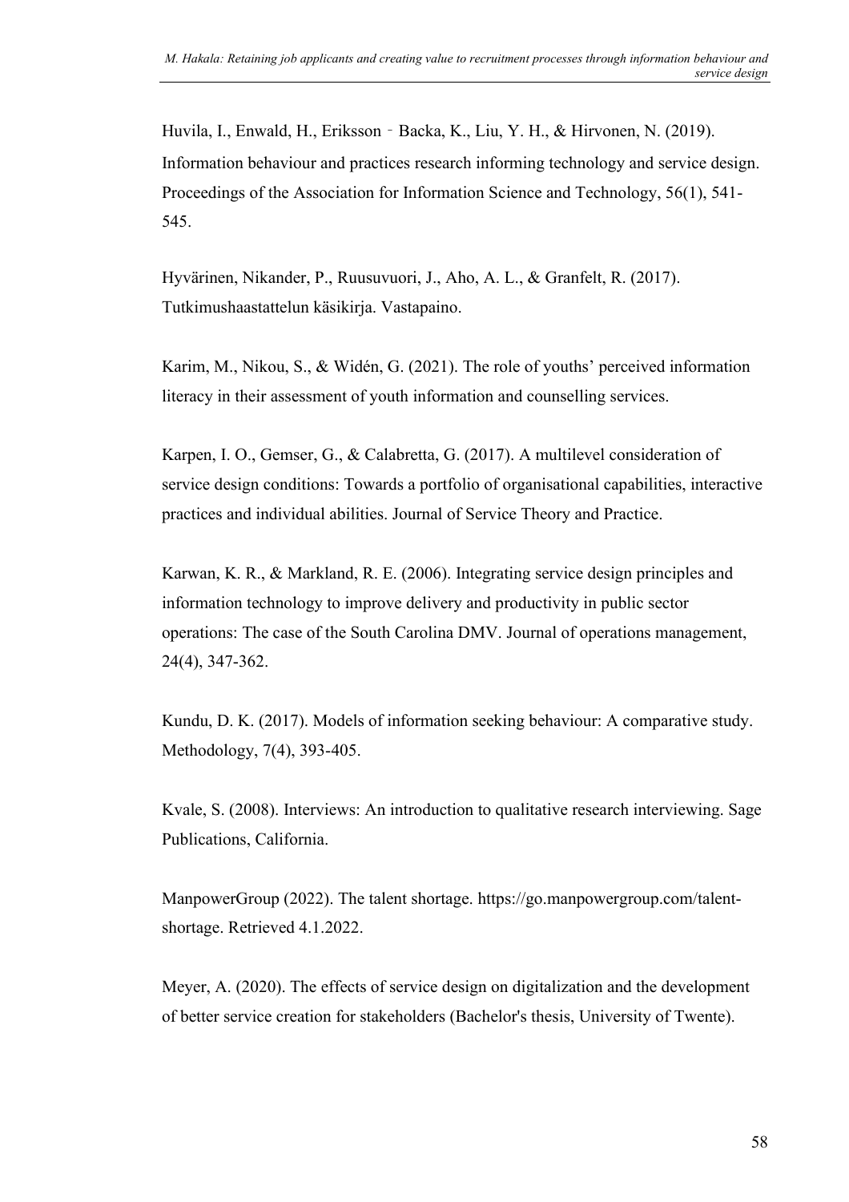Huvila, I., Enwald, H., Eriksson‐Backa, K., Liu, Y. H., & Hirvonen, N. (2019). Information behaviour and practices research informing technology and service design. Proceedings of the Association for Information Science and Technology, 56(1), 541-545.

Hyvärinen, Nikander, P., Ruusuvuori, J., Aho, A. L., & Granfelt, R. (2017). Tutkimushaastattelun käsikirja. Vastapaino.

Karim, M., Nikou, S., & Widén, G. (2021). The role of youths' perceived information literacy in their assessment of youth information and counselling services.

Karpen, I. O., Gemser, G., & Calabretta, G. (2017). A multilevel consideration of service design conditions: Towards a portfolio of organisational capabilities, interactive practices and individual abilities. Journal of Service Theory and Practice.

Karwan, K. R., & Markland, R. E. (2006). Integrating service design principles and information technology to improve delivery and productivity in public sector operations: The case of the South Carolina DMV. Journal of operations management, 24(4), 347-362.

Kundu, D. K. (2017). Models of information seeking behaviour: A comparative study. Methodology, 7(4), 393-405.

Kvale, S. (2008). Interviews: An introduction to qualitative research interviewing. Sage Publications, California.

ManpowerGroup (2022). The talent shortage. https://go.manpowergroup.com/talent-shortage. Retrieved 4.1.2022.

Meyer, A. (2020). The effects of service design on digitalization and the development of better service creation for stakeholders (Bachelor's thesis, University of Twente).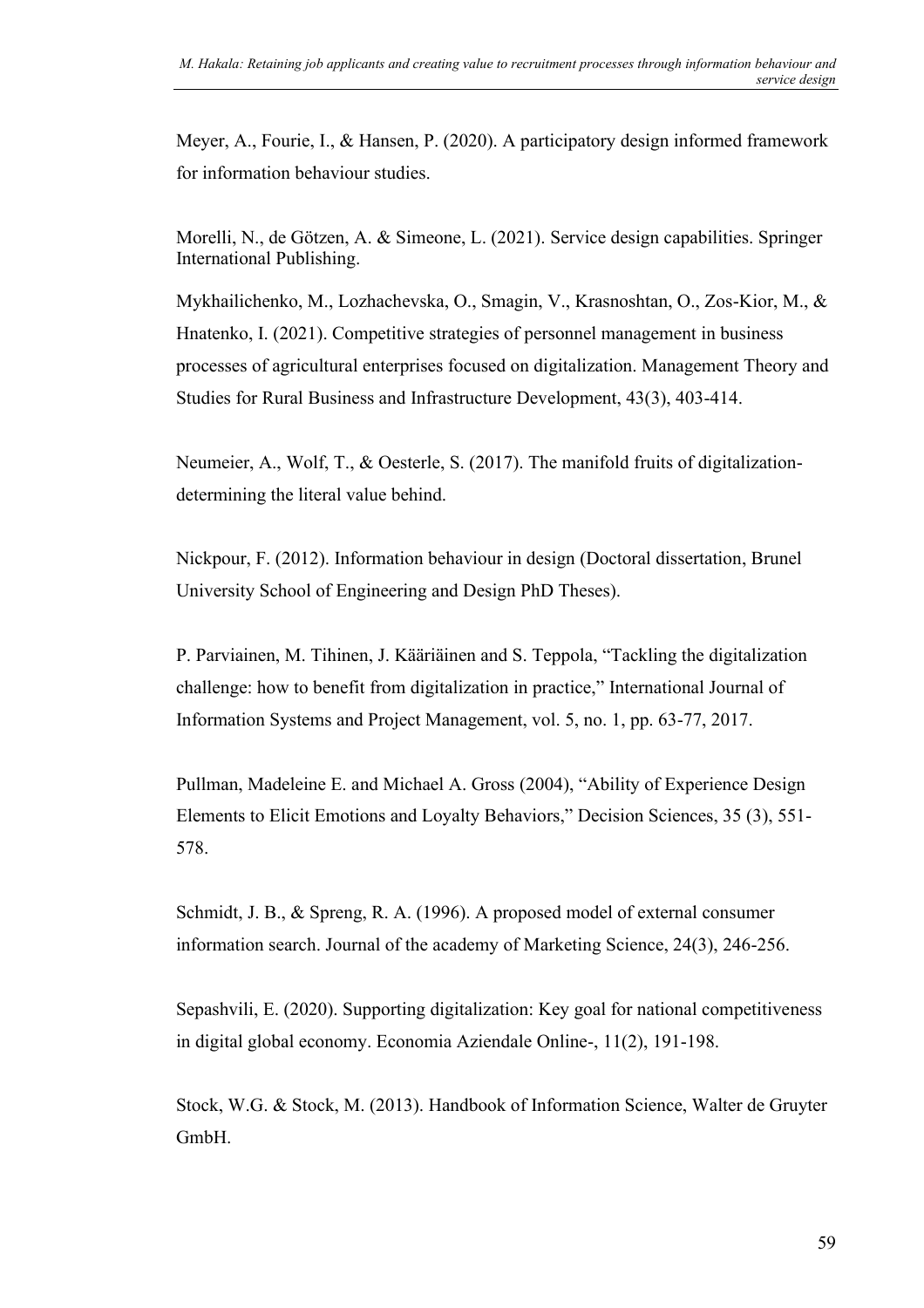Meyer, A., Fourie, I., & Hansen, P. (2020). A participatory design informed framework for information behaviour studies.

Morelli, N., de Götzen, A. & Simeone, L. (2021). Service design capabilities. Springer International Publishing.

Mykhailichenko, M., Lozhachevska, O., Smagin, V., Krasnoshtan, O., Zos-Kior, M., & Hnatenko, I. (2021). Competitive strategies of personnel management in business processes of agricultural enterprises focused on digitalization. Management Theory and Studies for Rural Business and Infrastructure Development, 43(3), 403-414.

Neumeier, A., Wolf, T., & Oesterle, S. (2017). The manifold fruits of digitalization-determining the literal value behind.

Nickpour, F. (2012). Information behaviour in design (Doctoral dissertation, Brunel University School of Engineering and Design PhD Theses).

P. Parviainen, M. Tihinen, J. Kääriäinen and S. Teppola, "Tackling the digitalization challenge: how to benefit from digitalization in practice," International Journal of Information Systems and Project Management, vol. 5, no. 1, pp. 63-77, 2017.

Pullman, Madeleine E. and Michael A. Gross (2004), "Ability of Experience Design Elements to Elicit Emotions and Loyalty Behaviors," Decision Sciences, 35 (3), 551-578.

Schmidt, J. B., & Spreng, R. A. (1996). A proposed model of external consumer information search. Journal of the academy of Marketing Science, 24(3), 246-256.

Sepashvili, E. (2020). Supporting digitalization: Key goal for national competitiveness in digital global economy. Economia Aziendale Online-, 11(2), 191-198.

Stock, W.G. & Stock, M. (2013). Handbook of Information Science, Walter de Gruyter GmbH.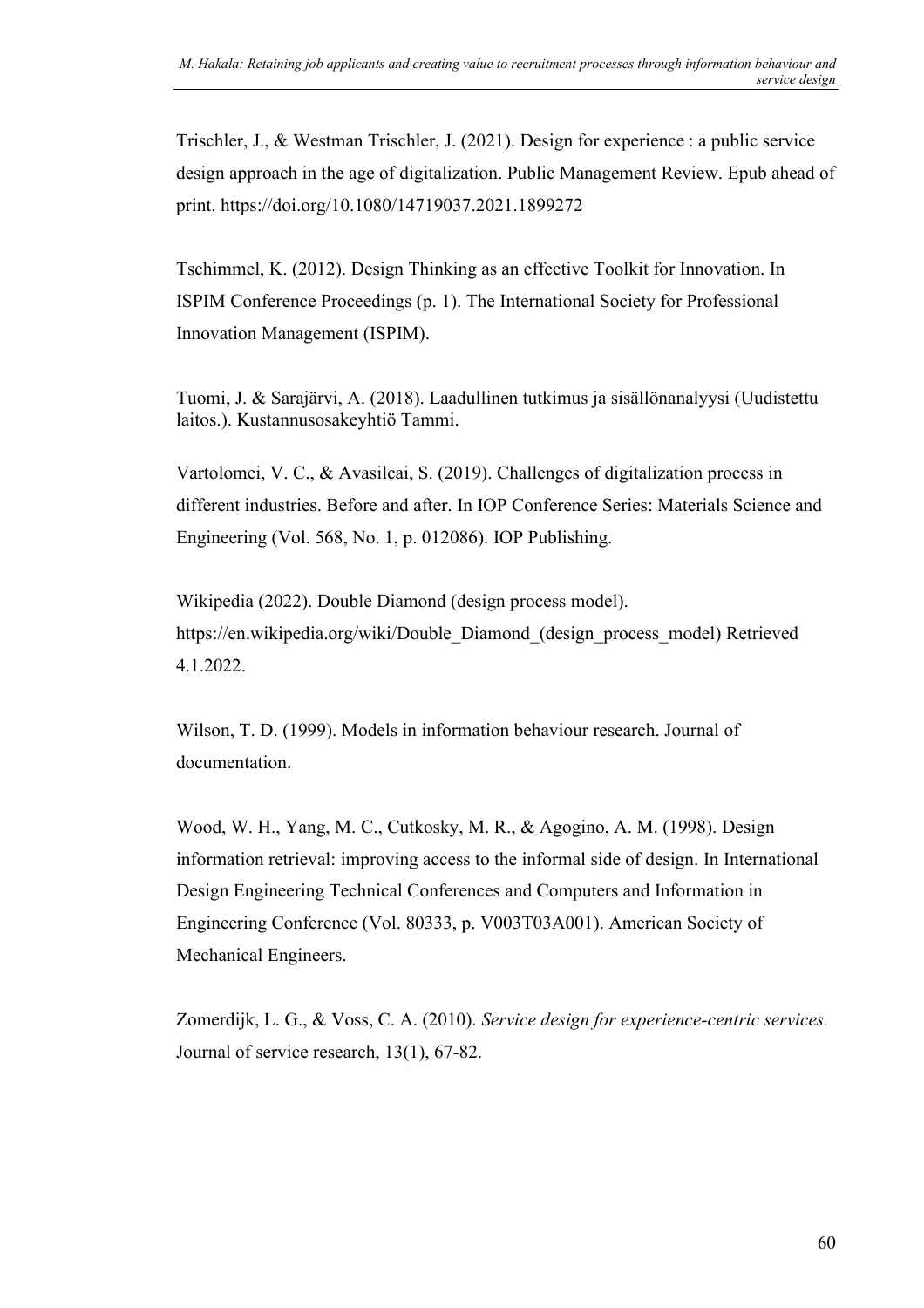Trischler, J., & Westman Trischler, J. (2021). Design for experience : a public service design approach in the age of digitalization. Public Management Review. Epub ahead of print. https://doi.org/10.1080/14719037.2021.1899272

Tschimmel, K. (2012). Design Thinking as an effective Toolkit for Innovation. In ISPIM Conference Proceedings (p. 1). The International Society for Professional Innovation Management (ISPIM).

Tuomi, J. & Sarajärvi, A. (2018). Laadullinen tutkimus ja sisällönanalyysi (Uudistettu laitos.). Kustannusosakeyhtiö Tammi.

Vartolomei, V. C., & Avasilcai, S. (2019). Challenges of digitalization process in different industries. Before and after. In IOP Conference Series: Materials Science and Engineering (Vol. 568, No. 1, p. 012086). IOP Publishing.

Wikipedia (2022). Double Diamond (design process model). https://en.wikipedia.org/wiki/Double_Diamond_(design_process_model) Retrieved 4.1.2022.

Wilson, T. D. (1999). Models in information behaviour research. Journal of documentation.

Wood, W. H., Yang, M. C., Cutkosky, M. R., & Agogino, A. M. (1998). Design information retrieval: improving access to the informal side of design. In International Design Engineering Technical Conferences and Computers and Information in Engineering Conference (Vol. 80333, p. V003T03A001). American Society of Mechanical Engineers.

Zomerdijk, L. G., & Voss, C. A. (2010). *Service design for experience-centric services.* Journal of service research, 13(1), 67-82.